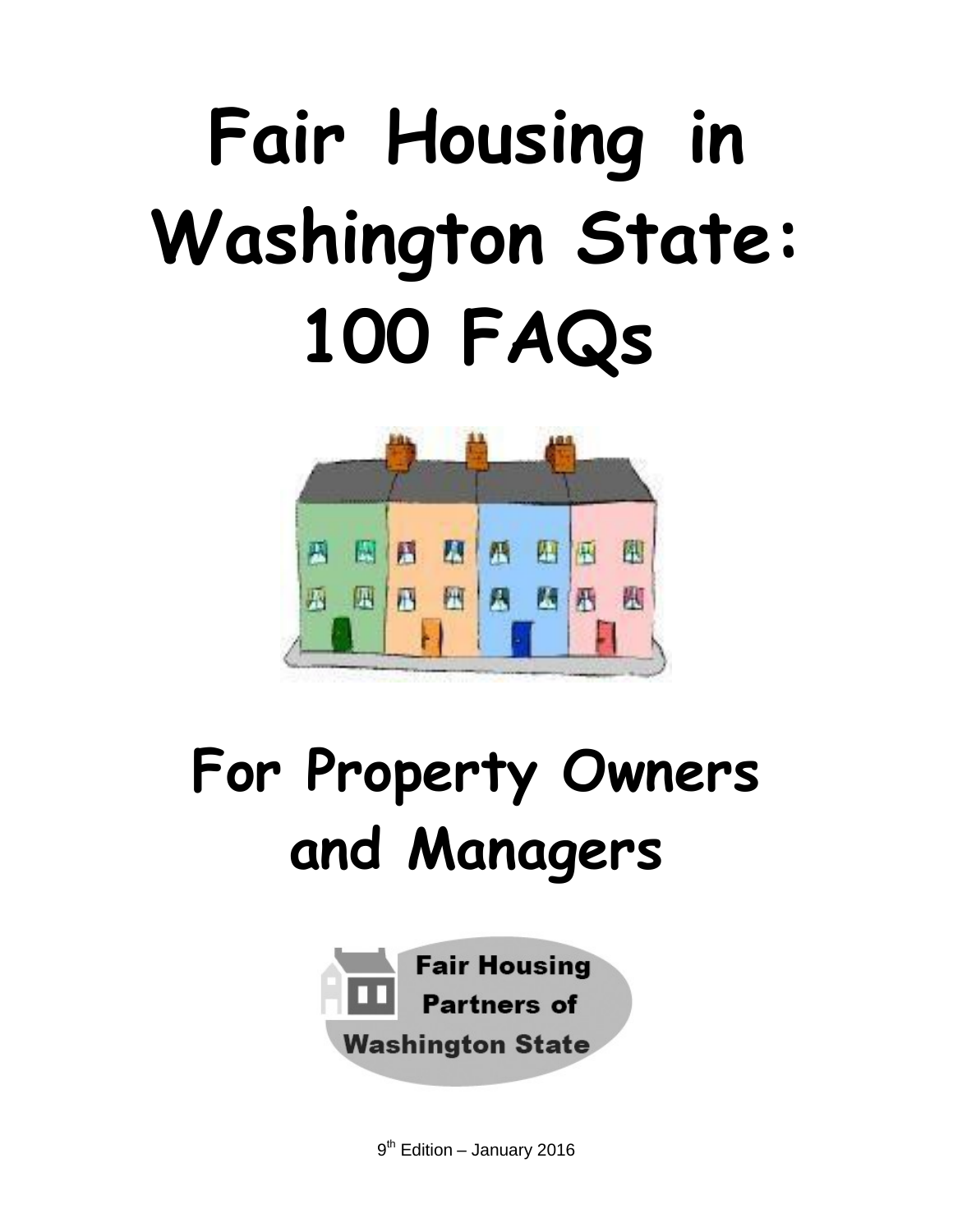# Fair Housing in Washington State: 100 FAQs

## For Property Owners and Managers

Fair Housing Partners of Washington State

9th Edition – January 2016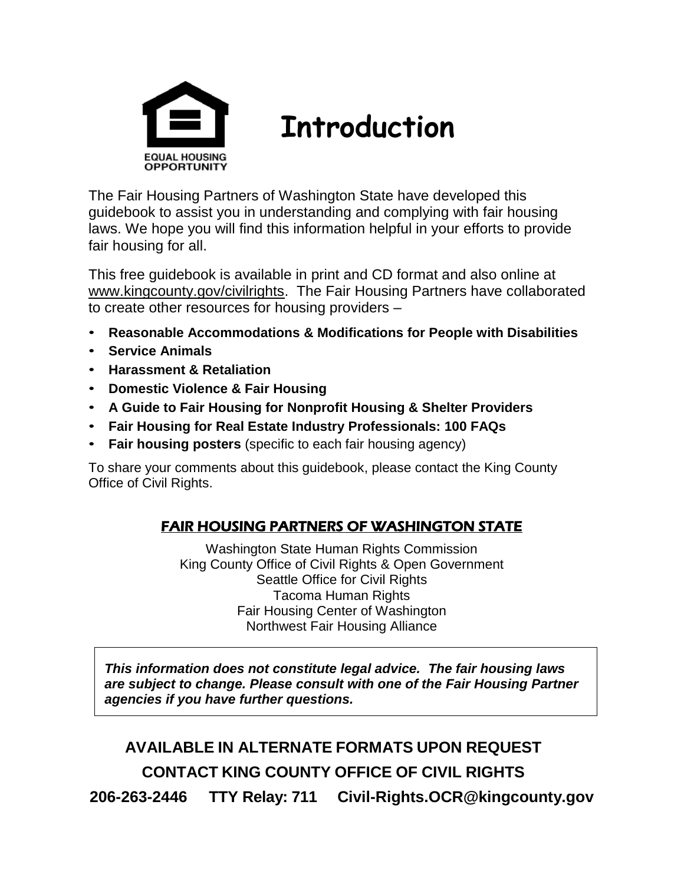EQUAL HOUSING OPPORTUNITY

# Introduction

The Fair Housing Partners of Washington State have developed this guidebook to assist you in understanding and complying with fair housing laws. We hope you will find this information helpful in your efforts to provide fair housing for all.

This free guidebook is available in print and CD format and also online at www.kingcounty.gov/civilrights. The Fair Housing Partners have collaborated to create other resources for housing providers –

- **Reasonable Accommodations & Modifications for People with Disabilities**
- **Service Animals**
- **Harassment & Retaliation**
- **Domestic Violence & Fair Housing**
- **A Guide to Fair Housing for Nonprofit Housing & Shelter Providers**
- **Fair Housing for Real Estate Industry Professionals: 100 FAQs**
- **Fair housing posters** (specific to each fair housing agency)

To share your comments about this guidebook, please contact the King County Office of Civil Rights.

## FAIR HOUSING PARTNERS OF WASHINGTON STATE

Washington State Human Rights Commission
King County Office of Civil Rights & Open Government
Seattle Office for Civil Rights
Tacoma Human Rights
Fair Housing Center of Washington
Northwest Fair Housing Alliance

***This information does not constitute legal advice. The fair housing laws are subject to change. Please consult with one of the Fair Housing Partner agencies if you have further questions.***

**AVAILABLE IN ALTERNATE FORMATS UPON REQUEST**

**CONTACT KING COUNTY OFFICE OF CIVIL RIGHTS**

**206-263-2446 TTY Relay: 711 Civil-Rights.OCR@kingcounty.gov**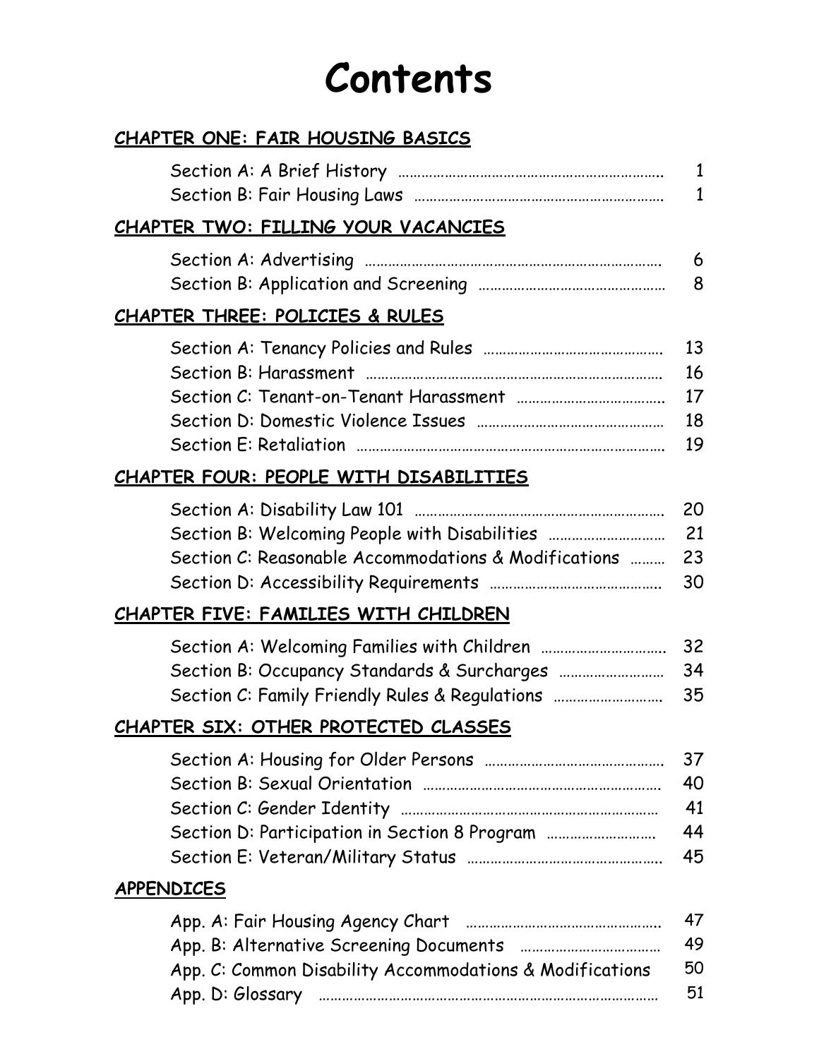# Contents

## CHAPTER ONE: FAIR HOUSING BASICS

| | |
|---|---|
| Section A: A Brief History | 1 |
| Section B: Fair Housing Laws | 1 |

## CHAPTER TWO: FILLING YOUR VACANCIES

| | |
|---|---|
| Section A: Advertising | 6 |
| Section B: Application and Screening | 8 |

## CHAPTER THREE: POLICIES & RULES

| | |
|---|---|
| Section A: Tenancy Policies and Rules | 13 |
| Section B: Harassment | 16 |
| Section C: Tenant-on-Tenant Harassment | 17 |
| Section D: Domestic Violence Issues | 18 |
| Section E: Retaliation | 19 |

## CHAPTER FOUR: PEOPLE WITH DISABILITIES

| | |
|---|---|
| Section A: Disability Law 101 | 20 |
| Section B: Welcoming People with Disabilities | 21 |
| Section C: Reasonable Accommodations & Modifications | 23 |
| Section D: Accessibility Requirements | 30 |

## CHAPTER FIVE: FAMILIES WITH CHILDREN

| | |
|---|---|
| Section A: Welcoming Families with Children | 32 |
| Section B: Occupancy Standards & Surcharges | 34 |
| Section C: Family Friendly Rules & Regulations | 35 |

## CHAPTER SIX: OTHER PROTECTED CLASSES

| | |
|---|---|
| Section A: Housing for Older Persons | 37 |
| Section B: Sexual Orientation | 40 |
| Section C: Gender Identity | 41 |
| Section D: Participation in Section 8 Program | 44 |
| Section E: Veteran/Military Status | 45 |

## APPENDICES

| | |
|---|---|
| App. A: Fair Housing Agency Chart | 47 |
| App. B: Alternative Screening Documents | 49 |
| App. C: Common Disability Accommodations & Modifications | 50 |
| App. D: Glossary | 51 |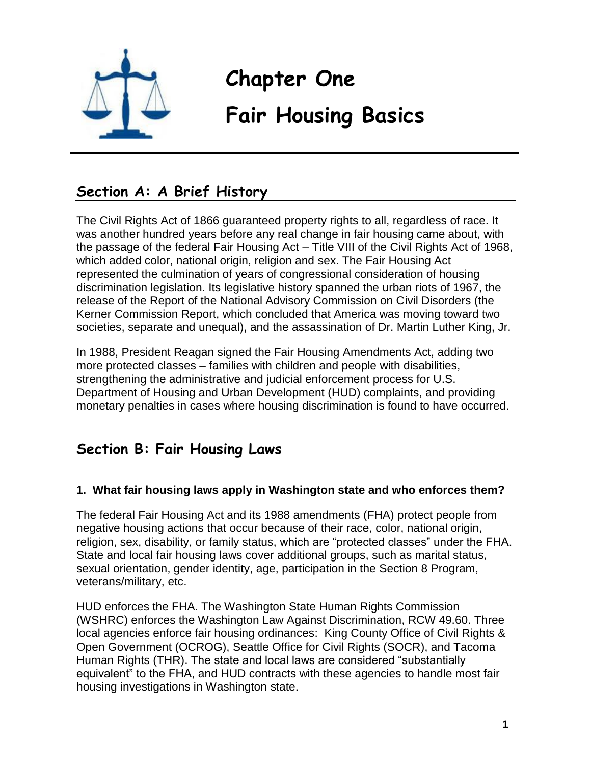# Chapter One

# Fair Housing Basics

## Section A: A Brief History

The Civil Rights Act of 1866 guaranteed property rights to all, regardless of race. It was another hundred years before any real change in fair housing came about, with the passage of the federal Fair Housing Act – Title VIII of the Civil Rights Act of 1968, which added color, national origin, religion and sex. The Fair Housing Act represented the culmination of years of congressional consideration of housing discrimination legislation. Its legislative history spanned the urban riots of 1967, the release of the Report of the National Advisory Commission on Civil Disorders (the Kerner Commission Report, which concluded that America was moving toward two societies, separate and unequal), and the assassination of Dr. Martin Luther King, Jr.

In 1988, President Reagan signed the Fair Housing Amendments Act, adding two more protected classes – families with children and people with disabilities, strengthening the administrative and judicial enforcement process for U.S. Department of Housing and Urban Development (HUD) complaints, and providing monetary penalties in cases where housing discrimination is found to have occurred.

## Section B: Fair Housing Laws

### 1. What fair housing laws apply in Washington state and who enforces them?

The federal Fair Housing Act and its 1988 amendments (FHA) protect people from negative housing actions that occur because of their race, color, national origin, religion, sex, disability, or family status, which are "protected classes" under the FHA. State and local fair housing laws cover additional groups, such as marital status, sexual orientation, gender identity, age, participation in the Section 8 Program, veterans/military, etc.

HUD enforces the FHA. The Washington State Human Rights Commission (WSHRC) enforces the Washington Law Against Discrimination, RCW 49.60. Three local agencies enforce fair housing ordinances: King County Office of Civil Rights & Open Government (OCROG), Seattle Office for Civil Rights (SOCR), and Tacoma Human Rights (THR). The state and local laws are considered "substantially equivalent" to the FHA, and HUD contracts with these agencies to handle most fair housing investigations in Washington state.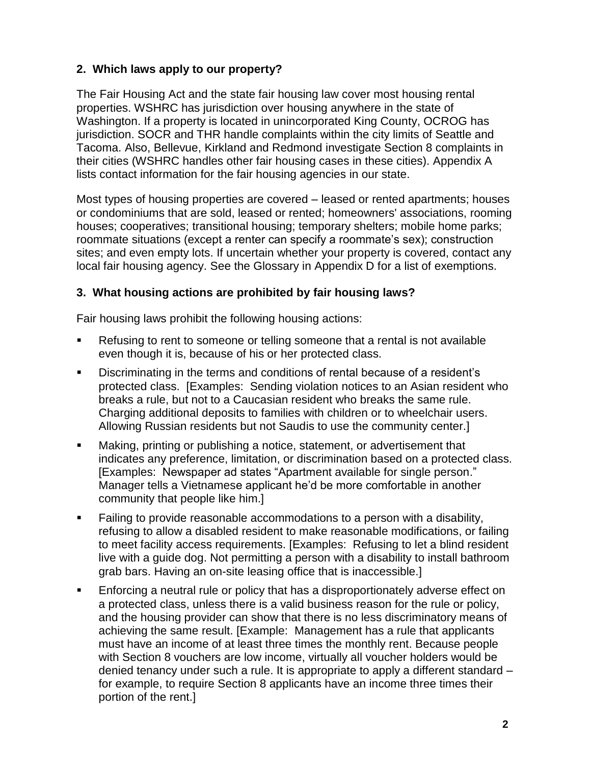### 2. Which laws apply to our property?

The Fair Housing Act and the state fair housing law cover most housing rental properties. WSHRC has jurisdiction over housing anywhere in the state of Washington. If a property is located in unincorporated King County, OCROG has jurisdiction. SOCR and THR handle complaints within the city limits of Seattle and Tacoma. Also, Bellevue, Kirkland and Redmond investigate Section 8 complaints in their cities (WSHRC handles other fair housing cases in these cities). Appendix A lists contact information for the fair housing agencies in our state.

Most types of housing properties are covered – leased or rented apartments; houses or condominiums that are sold, leased or rented; homeowners' associations, rooming houses; cooperatives; transitional housing; temporary shelters; mobile home parks; roommate situations (except a renter can specify a roommate's sex); construction sites; and even empty lots. If uncertain whether your property is covered, contact any local fair housing agency. See the Glossary in Appendix D for a list of exemptions.

### 3. What housing actions are prohibited by fair housing laws?

Fair housing laws prohibit the following housing actions:

- Refusing to rent to someone or telling someone that a rental is not available even though it is, because of his or her protected class.
- Discriminating in the terms and conditions of rental because of a resident's protected class. [Examples: Sending violation notices to an Asian resident who breaks a rule, but not to a Caucasian resident who breaks the same rule. Charging additional deposits to families with children or to wheelchair users. Allowing Russian residents but not Saudis to use the community center.]
- Making, printing or publishing a notice, statement, or advertisement that indicates any preference, limitation, or discrimination based on a protected class. [Examples: Newspaper ad states "Apartment available for single person." Manager tells a Vietnamese applicant he'd be more comfortable in another community that people like him.]
- Failing to provide reasonable accommodations to a person with a disability, refusing to allow a disabled resident to make reasonable modifications, or failing to meet facility access requirements. [Examples: Refusing to let a blind resident live with a guide dog. Not permitting a person with a disability to install bathroom grab bars. Having an on-site leasing office that is inaccessible.]
- Enforcing a neutral rule or policy that has a disproportionately adverse effect on a protected class, unless there is a valid business reason for the rule or policy, and the housing provider can show that there is no less discriminatory means of achieving the same result. [Example: Management has a rule that applicants must have an income of at least three times the monthly rent. Because people with Section 8 vouchers are low income, virtually all voucher holders would be denied tenancy under such a rule. It is appropriate to apply a different standard – for example, to require Section 8 applicants have an income three times their portion of the rent.]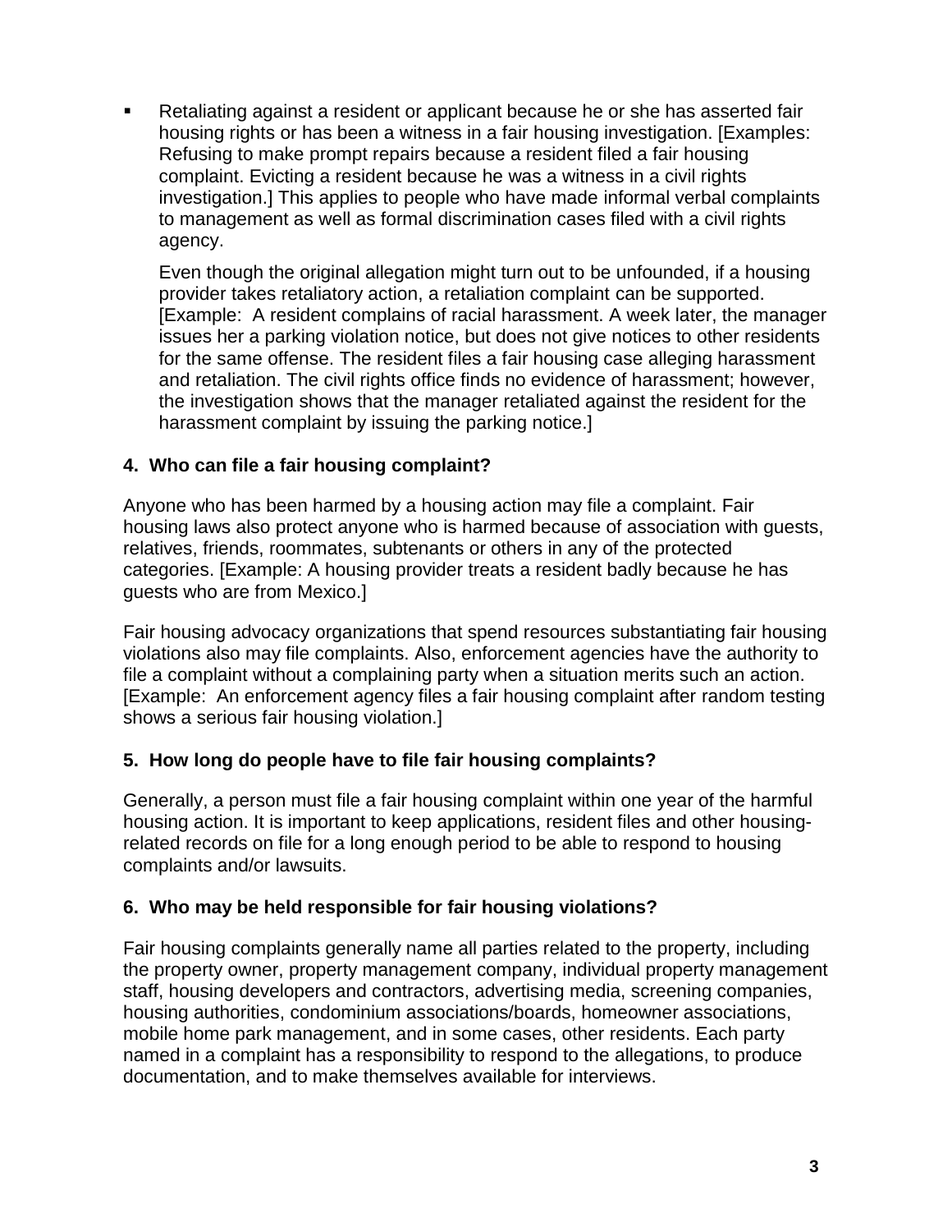- Retaliating against a resident or applicant because he or she has asserted fair housing rights or has been a witness in a fair housing investigation. [Examples: Refusing to make prompt repairs because a resident filed a fair housing complaint. Evicting a resident because he was a witness in a civil rights investigation.] This applies to people who have made informal verbal complaints to management as well as formal discrimination cases filed with a civil rights agency.

  Even though the original allegation might turn out to be unfounded, if a housing provider takes retaliatory action, a retaliation complaint can be supported. [Example: A resident complains of racial harassment. A week later, the manager issues her a parking violation notice, but does not give notices to other residents for the same offense. The resident files a fair housing case alleging harassment and retaliation. The civil rights office finds no evidence of harassment; however, the investigation shows that the manager retaliated against the resident for the harassment complaint by issuing the parking notice.]

### 4. Who can file a fair housing complaint?

Anyone who has been harmed by a housing action may file a complaint. Fair housing laws also protect anyone who is harmed because of association with guests, relatives, friends, roommates, subtenants or others in any of the protected categories. [Example: A housing provider treats a resident badly because he has guests who are from Mexico.]

Fair housing advocacy organizations that spend resources substantiating fair housing violations also may file complaints. Also, enforcement agencies have the authority to file a complaint without a complaining party when a situation merits such an action. [Example: An enforcement agency files a fair housing complaint after random testing shows a serious fair housing violation.]

### 5. How long do people have to file fair housing complaints?

Generally, a person must file a fair housing complaint within one year of the harmful housing action. It is important to keep applications, resident files and other housing-related records on file for a long enough period to be able to respond to housing complaints and/or lawsuits.

### 6. Who may be held responsible for fair housing violations?

Fair housing complaints generally name all parties related to the property, including the property owner, property management company, individual property management staff, housing developers and contractors, advertising media, screening companies, housing authorities, condominium associations/boards, homeowner associations, mobile home park management, and in some cases, other residents. Each party named in a complaint has a responsibility to respond to the allegations, to produce documentation, and to make themselves available for interviews.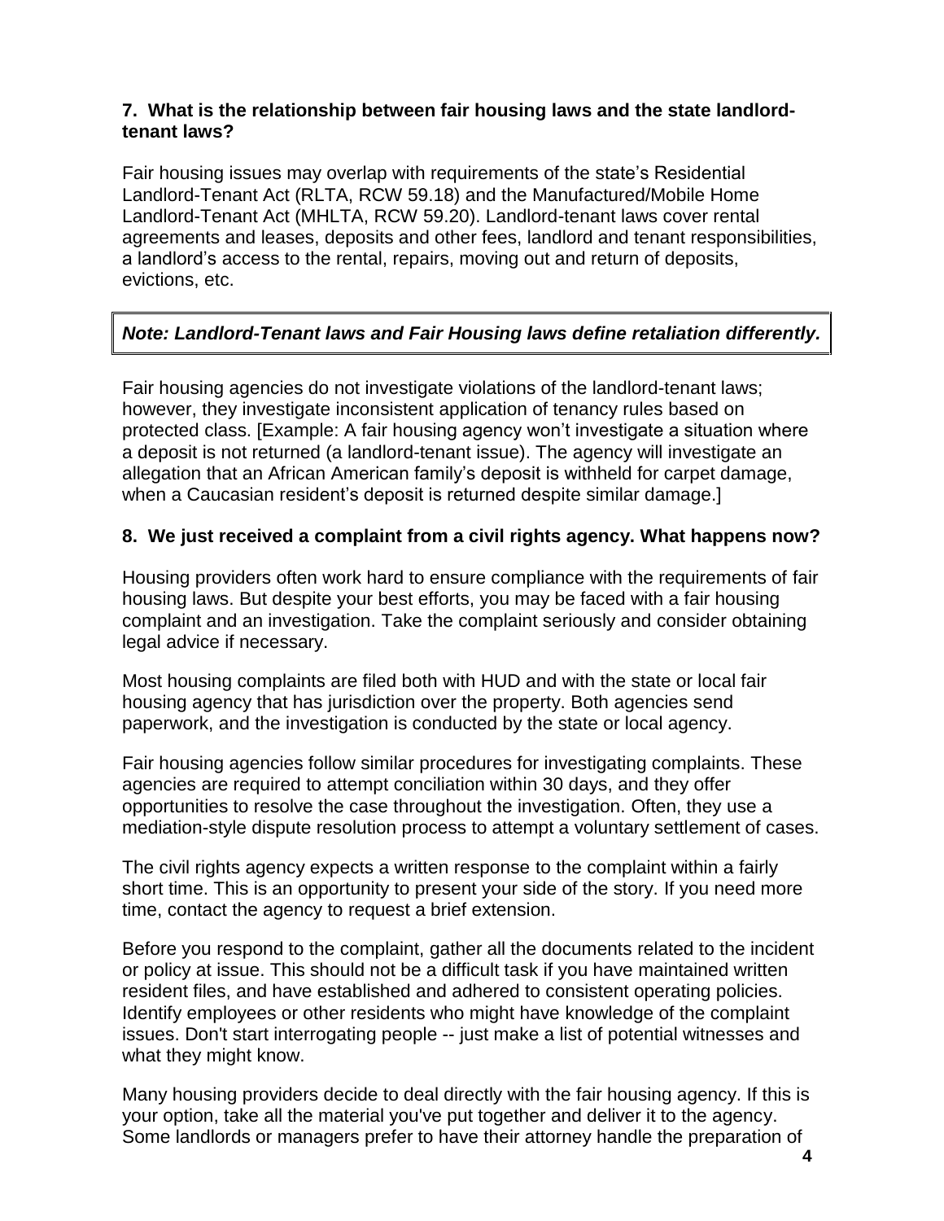### 7. What is the relationship between fair housing laws and the state landlord-tenant laws?

Fair housing issues may overlap with requirements of the state's Residential Landlord-Tenant Act (RLTA, RCW 59.18) and the Manufactured/Mobile Home Landlord-Tenant Act (MHLTA, RCW 59.20). Landlord-tenant laws cover rental agreements and leases, deposits and other fees, landlord and tenant responsibilities, a landlord's access to the rental, repairs, moving out and return of deposits, evictions, etc.

***Note: Landlord-Tenant laws and Fair Housing laws define retaliation differently.***

Fair housing agencies do not investigate violations of the landlord-tenant laws; however, they investigate inconsistent application of tenancy rules based on protected class. [Example: A fair housing agency won't investigate a situation where a deposit is not returned (a landlord-tenant issue). The agency will investigate an allegation that an African American family's deposit is withheld for carpet damage, when a Caucasian resident's deposit is returned despite similar damage.]

### 8. We just received a complaint from a civil rights agency. What happens now?

Housing providers often work hard to ensure compliance with the requirements of fair housing laws. But despite your best efforts, you may be faced with a fair housing complaint and an investigation. Take the complaint seriously and consider obtaining legal advice if necessary.

Most housing complaints are filed both with HUD and with the state or local fair housing agency that has jurisdiction over the property. Both agencies send paperwork, and the investigation is conducted by the state or local agency.

Fair housing agencies follow similar procedures for investigating complaints. These agencies are required to attempt conciliation within 30 days, and they offer opportunities to resolve the case throughout the investigation. Often, they use a mediation-style dispute resolution process to attempt a voluntary settlement of cases.

The civil rights agency expects a written response to the complaint within a fairly short time. This is an opportunity to present your side of the story. If you need more time, contact the agency to request a brief extension.

Before you respond to the complaint, gather all the documents related to the incident or policy at issue. This should not be a difficult task if you have maintained written resident files, and have established and adhered to consistent operating policies. Identify employees or other residents who might have knowledge of the complaint issues. Don't start interrogating people -- just make a list of potential witnesses and what they might know.

Many housing providers decide to deal directly with the fair housing agency. If this is your option, take all the material you've put together and deliver it to the agency. Some landlords or managers prefer to have their attorney handle the preparation of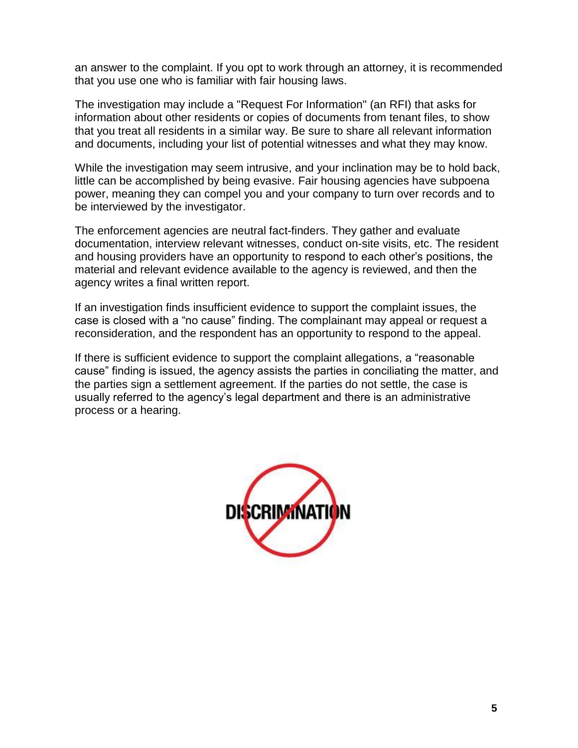an answer to the complaint. If you opt to work through an attorney, it is recommended that you use one who is familiar with fair housing laws.

The investigation may include a "Request For Information" (an RFI) that asks for information about other residents or copies of documents from tenant files, to show that you treat all residents in a similar way. Be sure to share all relevant information and documents, including your list of potential witnesses and what they may know.

While the investigation may seem intrusive, and your inclination may be to hold back, little can be accomplished by being evasive. Fair housing agencies have subpoena power, meaning they can compel you and your company to turn over records and to be interviewed by the investigator.

The enforcement agencies are neutral fact-finders. They gather and evaluate documentation, interview relevant witnesses, conduct on-site visits, etc. The resident and housing providers have an opportunity to respond to each other's positions, the material and relevant evidence available to the agency is reviewed, and then the agency writes a final written report.

If an investigation finds insufficient evidence to support the complaint issues, the case is closed with a "no cause" finding. The complainant may appeal or request a reconsideration, and the respondent has an opportunity to respond to the appeal.

If there is sufficient evidence to support the complaint allegations, a "reasonable cause" finding is issued, the agency assists the parties in conciliating the matter, and the parties sign a settlement agreement. If the parties do not settle, the case is usually referred to the agency's legal department and there is an administrative process or a hearing.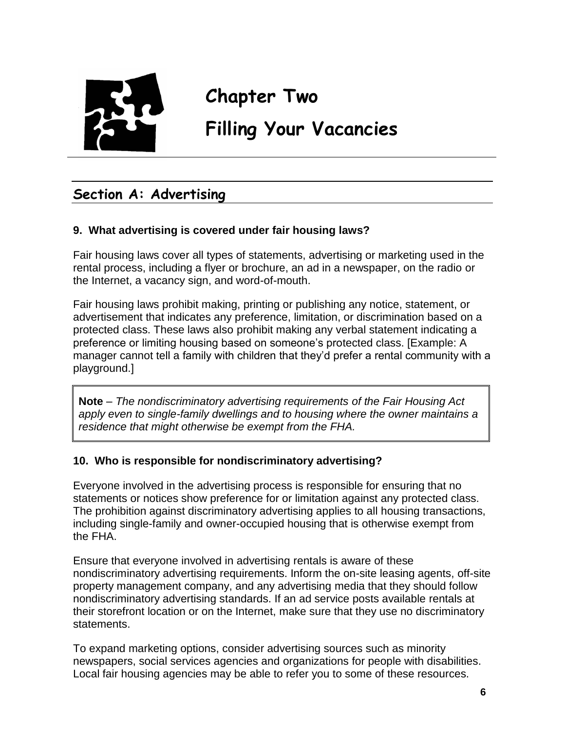# Chapter Two

# Filling Your Vacancies

## Section A: Advertising

### 9. What advertising is covered under fair housing laws?

Fair housing laws cover all types of statements, advertising or marketing used in the rental process, including a flyer or brochure, an ad in a newspaper, on the radio or the Internet, a vacancy sign, and word-of-mouth.

Fair housing laws prohibit making, printing or publishing any notice, statement, or advertisement that indicates any preference, limitation, or discrimination based on a protected class. These laws also prohibit making any verbal statement indicating a preference or limiting housing based on someone's protected class. [Example: A manager cannot tell a family with children that they'd prefer a rental community with a playground.]

> **Note** – *The nondiscriminatory advertising requirements of the Fair Housing Act apply even to single-family dwellings and to housing where the owner maintains a residence that might otherwise be exempt from the FHA.*

### 10. Who is responsible for nondiscriminatory advertising?

Everyone involved in the advertising process is responsible for ensuring that no statements or notices show preference for or limitation against any protected class. The prohibition against discriminatory advertising applies to all housing transactions, including single-family and owner-occupied housing that is otherwise exempt from the FHA.

Ensure that everyone involved in advertising rentals is aware of these nondiscriminatory advertising requirements. Inform the on-site leasing agents, off-site property management company, and any advertising media that they should follow nondiscriminatory advertising standards. If an ad service posts available rentals at their storefront location or on the Internet, make sure that they use no discriminatory statements.

To expand marketing options, consider advertising sources such as minority newspapers, social services agencies and organizations for people with disabilities. Local fair housing agencies may be able to refer you to some of these resources.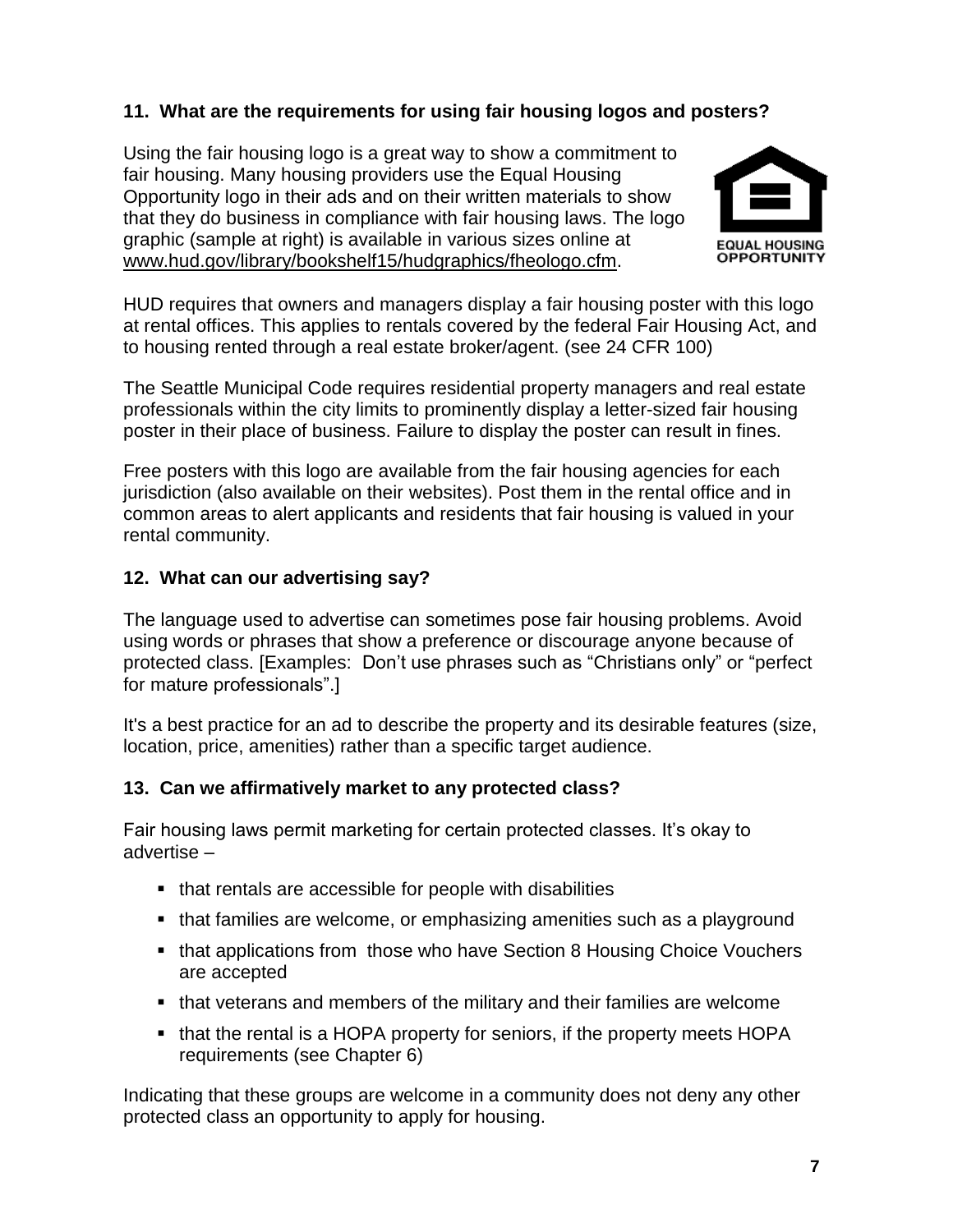### 11. What are the requirements for using fair housing logos and posters?

Using the fair housing logo is a great way to show a commitment to fair housing. Many housing providers use the Equal Housing Opportunity logo in their ads and on their written materials to show that they do business in compliance with fair housing laws. The logo graphic (sample at right) is available in various sizes online at www.hud.gov/library/bookshelf15/hudgraphics/fheologo.cfm.

EQUAL HOUSING OPPORTUNITY

HUD requires that owners and managers display a fair housing poster with this logo at rental offices. This applies to rentals covered by the federal Fair Housing Act, and to housing rented through a real estate broker/agent. (see 24 CFR 100)

The Seattle Municipal Code requires residential property managers and real estate professionals within the city limits to prominently display a letter-sized fair housing poster in their place of business. Failure to display the poster can result in fines.

Free posters with this logo are available from the fair housing agencies for each jurisdiction (also available on their websites). Post them in the rental office and in common areas to alert applicants and residents that fair housing is valued in your rental community.

### 12. What can our advertising say?

The language used to advertise can sometimes pose fair housing problems. Avoid using words or phrases that show a preference or discourage anyone because of protected class. [Examples: Don't use phrases such as "Christians only" or "perfect for mature professionals".]

It's a best practice for an ad to describe the property and its desirable features (size, location, price, amenities) rather than a specific target audience.

### 13. Can we affirmatively market to any protected class?

Fair housing laws permit marketing for certain protected classes. It's okay to advertise –

- that rentals are accessible for people with disabilities
- that families are welcome, or emphasizing amenities such as a playground
- that applications from those who have Section 8 Housing Choice Vouchers are accepted
- that veterans and members of the military and their families are welcome
- that the rental is a HOPA property for seniors, if the property meets HOPA requirements (see Chapter 6)

Indicating that these groups are welcome in a community does not deny any other protected class an opportunity to apply for housing.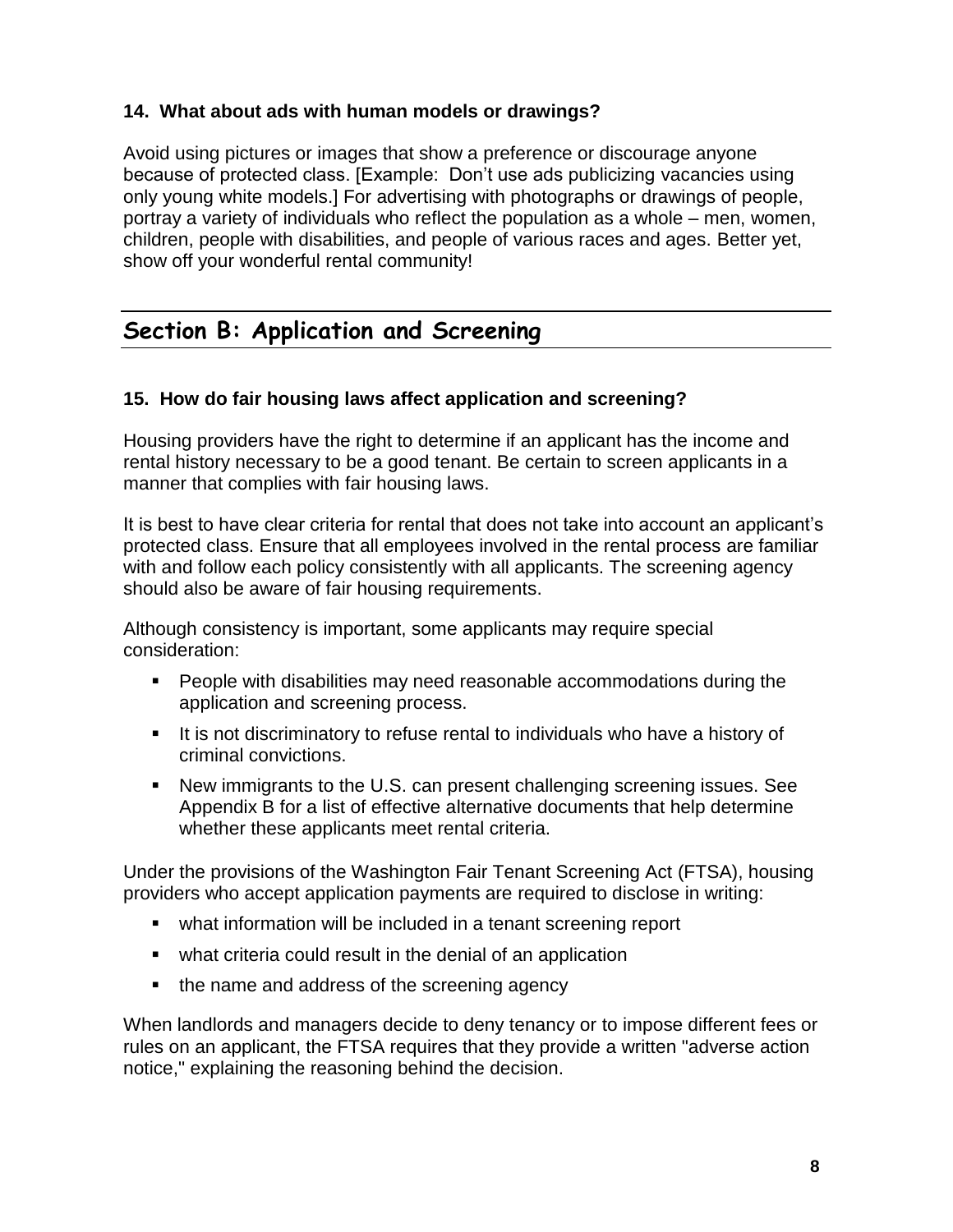### 14. What about ads with human models or drawings?

Avoid using pictures or images that show a preference or discourage anyone because of protected class. [Example: Don't use ads publicizing vacancies using only young white models.] For advertising with photographs or drawings of people, portray a variety of individuals who reflect the population as a whole – men, women, children, people with disabilities, and people of various races and ages. Better yet, show off your wonderful rental community!

## Section B: Application and Screening

### 15. How do fair housing laws affect application and screening?

Housing providers have the right to determine if an applicant has the income and rental history necessary to be a good tenant. Be certain to screen applicants in a manner that complies with fair housing laws.

It is best to have clear criteria for rental that does not take into account an applicant's protected class. Ensure that all employees involved in the rental process are familiar with and follow each policy consistently with all applicants. The screening agency should also be aware of fair housing requirements.

Although consistency is important, some applicants may require special consideration:

- People with disabilities may need reasonable accommodations during the application and screening process.
- It is not discriminatory to refuse rental to individuals who have a history of criminal convictions.
- New immigrants to the U.S. can present challenging screening issues. See Appendix B for a list of effective alternative documents that help determine whether these applicants meet rental criteria.

Under the provisions of the Washington Fair Tenant Screening Act (FTSA), housing providers who accept application payments are required to disclose in writing:

- what information will be included in a tenant screening report
- what criteria could result in the denial of an application
- the name and address of the screening agency

When landlords and managers decide to deny tenancy or to impose different fees or rules on an applicant, the FTSA requires that they provide a written "adverse action notice," explaining the reasoning behind the decision.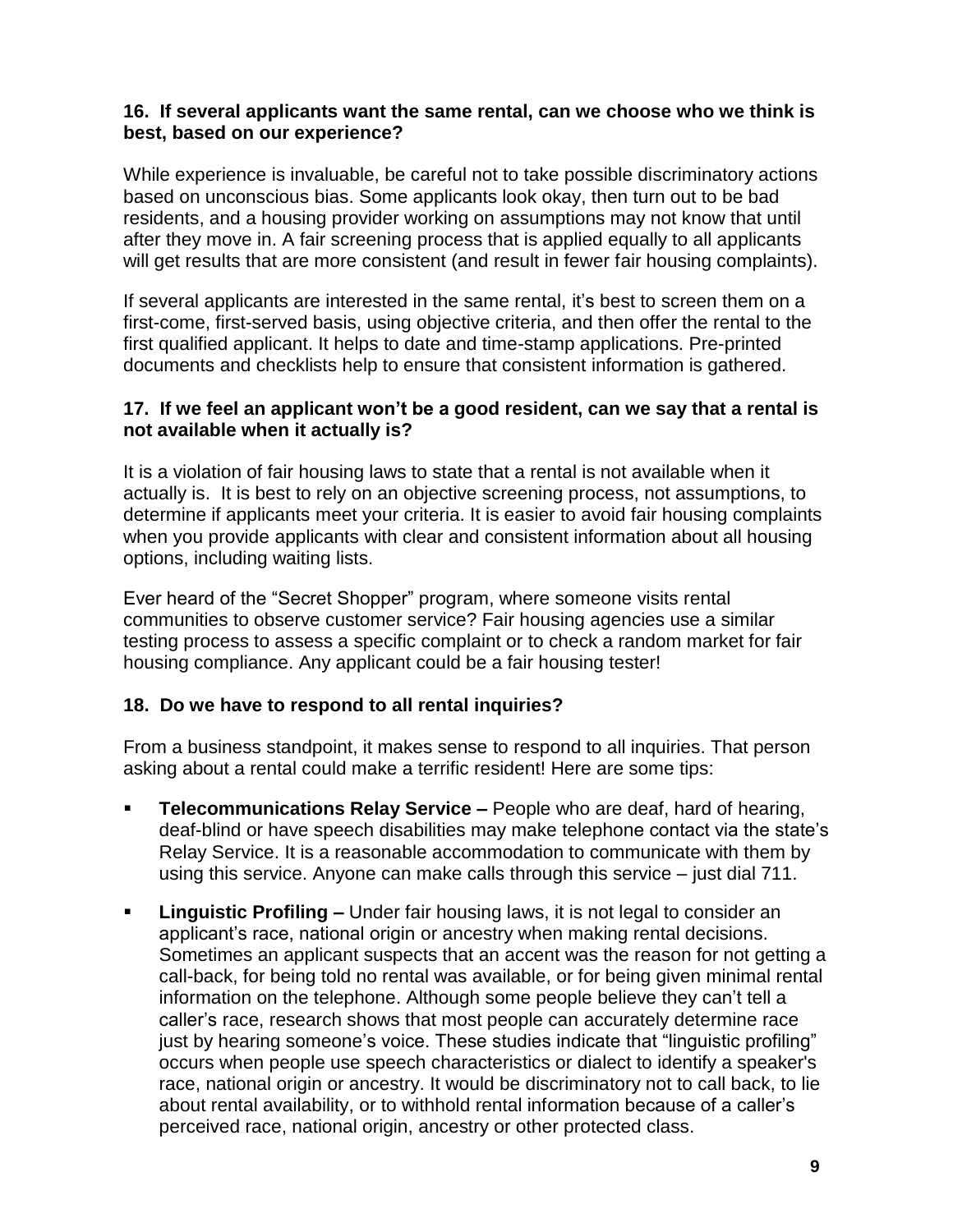### 16. If several applicants want the same rental, can we choose who we think is best, based on our experience?

While experience is invaluable, be careful not to take possible discriminatory actions based on unconscious bias. Some applicants look okay, then turn out to be bad residents, and a housing provider working on assumptions may not know that until after they move in. A fair screening process that is applied equally to all applicants will get results that are more consistent (and result in fewer fair housing complaints).

If several applicants are interested in the same rental, it's best to screen them on a first-come, first-served basis, using objective criteria, and then offer the rental to the first qualified applicant. It helps to date and time-stamp applications. Pre-printed documents and checklists help to ensure that consistent information is gathered.

### 17. If we feel an applicant won't be a good resident, can we say that a rental is not available when it actually is?

It is a violation of fair housing laws to state that a rental is not available when it actually is. It is best to rely on an objective screening process, not assumptions, to determine if applicants meet your criteria. It is easier to avoid fair housing complaints when you provide applicants with clear and consistent information about all housing options, including waiting lists.

Ever heard of the "Secret Shopper" program, where someone visits rental communities to observe customer service? Fair housing agencies use a similar testing process to assess a specific complaint or to check a random market for fair housing compliance. Any applicant could be a fair housing tester!

### 18. Do we have to respond to all rental inquiries?

From a business standpoint, it makes sense to respond to all inquiries. That person asking about a rental could make a terrific resident! Here are some tips:

- **Telecommunications Relay Service –** People who are deaf, hard of hearing, deaf-blind or have speech disabilities may make telephone contact via the state's Relay Service. It is a reasonable accommodation to communicate with them by using this service. Anyone can make calls through this service – just dial 711.
- **Linguistic Profiling –** Under fair housing laws, it is not legal to consider an applicant's race, national origin or ancestry when making rental decisions. Sometimes an applicant suspects that an accent was the reason for not getting a call-back, for being told no rental was available, or for being given minimal rental information on the telephone. Although some people believe they can't tell a caller's race, research shows that most people can accurately determine race just by hearing someone's voice. These studies indicate that "linguistic profiling" occurs when people use speech characteristics or dialect to identify a speaker's race, national origin or ancestry. It would be discriminatory not to call back, to lie about rental availability, or to withhold rental information because of a caller's perceived race, national origin, ancestry or other protected class.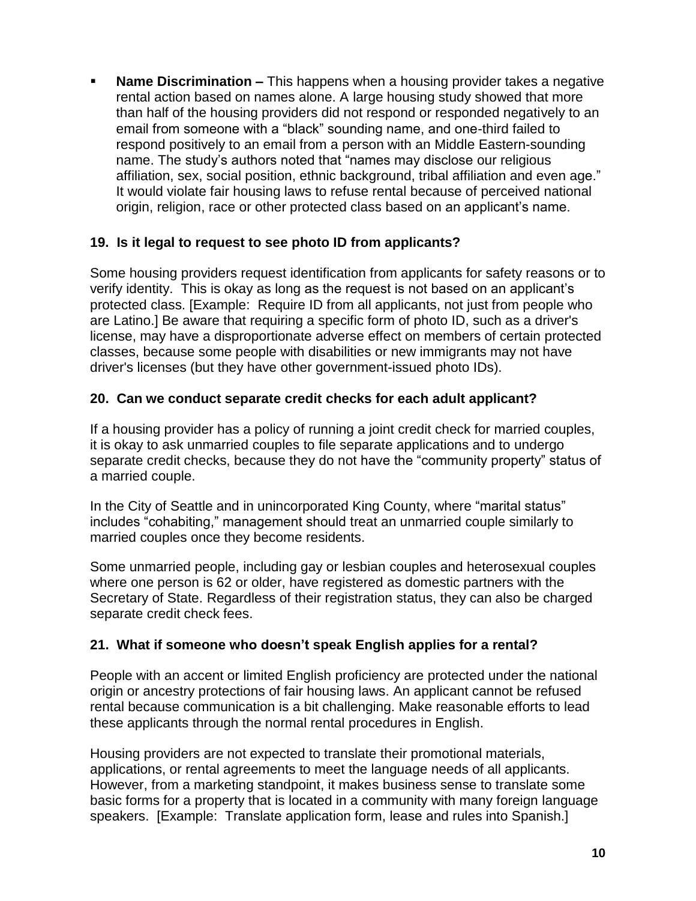- **Name Discrimination –** This happens when a housing provider takes a negative rental action based on names alone. A large housing study showed that more than half of the housing providers did not respond or responded negatively to an email from someone with a "black" sounding name, and one-third failed to respond positively to an email from a person with an Middle Eastern-sounding name. The study's authors noted that "names may disclose our religious affiliation, sex, social position, ethnic background, tribal affiliation and even age." It would violate fair housing laws to refuse rental because of perceived national origin, religion, race or other protected class based on an applicant's name.

### 19. Is it legal to request to see photo ID from applicants?

Some housing providers request identification from applicants for safety reasons or to verify identity. This is okay as long as the request is not based on an applicant's protected class. [Example: Require ID from all applicants, not just from people who are Latino.] Be aware that requiring a specific form of photo ID, such as a driver's license, may have a disproportionate adverse effect on members of certain protected classes, because some people with disabilities or new immigrants may not have driver's licenses (but they have other government-issued photo IDs).

### 20. Can we conduct separate credit checks for each adult applicant?

If a housing provider has a policy of running a joint credit check for married couples, it is okay to ask unmarried couples to file separate applications and to undergo separate credit checks, because they do not have the "community property" status of a married couple.

In the City of Seattle and in unincorporated King County, where "marital status" includes "cohabiting," management should treat an unmarried couple similarly to married couples once they become residents.

Some unmarried people, including gay or lesbian couples and heterosexual couples where one person is 62 or older, have registered as domestic partners with the Secretary of State. Regardless of their registration status, they can also be charged separate credit check fees.

### 21. What if someone who doesn't speak English applies for a rental?

People with an accent or limited English proficiency are protected under the national origin or ancestry protections of fair housing laws. An applicant cannot be refused rental because communication is a bit challenging. Make reasonable efforts to lead these applicants through the normal rental procedures in English.

Housing providers are not expected to translate their promotional materials, applications, or rental agreements to meet the language needs of all applicants. However, from a marketing standpoint, it makes business sense to translate some basic forms for a property that is located in a community with many foreign language speakers. [Example: Translate application form, lease and rules into Spanish.]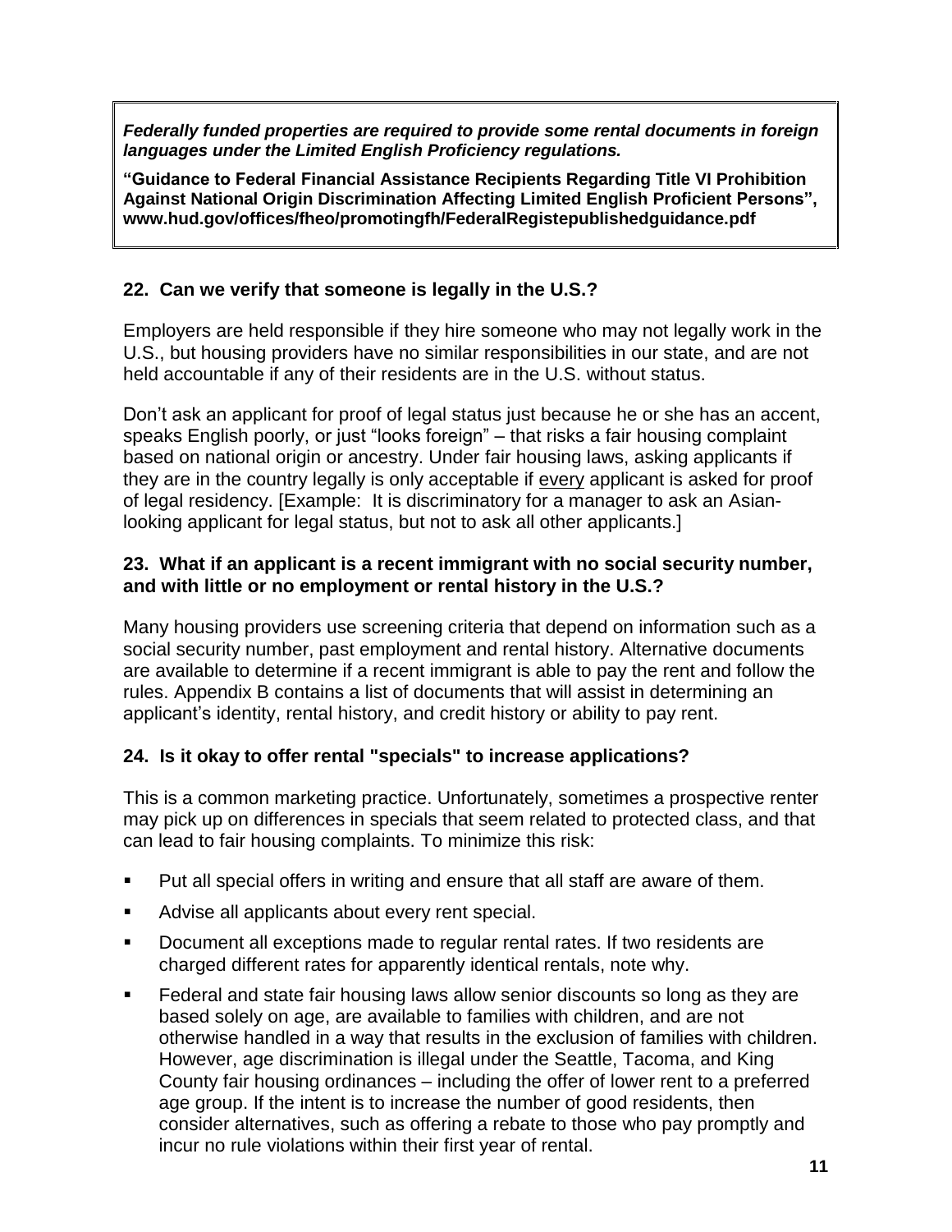***Federally funded properties are required to provide some rental documents in foreign languages under the Limited English Proficiency regulations.***

**"Guidance to Federal Financial Assistance Recipients Regarding Title VI Prohibition Against National Origin Discrimination Affecting Limited English Proficient Persons", www.hud.gov/offices/fheo/promotingfh/FederalRegistepublishedguidance.pdf**

### 22. Can we verify that someone is legally in the U.S.?

Employers are held responsible if they hire someone who may not legally work in the U.S., but housing providers have no similar responsibilities in our state, and are not held accountable if any of their residents are in the U.S. without status.

Don't ask an applicant for proof of legal status just because he or she has an accent, speaks English poorly, or just "looks foreign" – that risks a fair housing complaint based on national origin or ancestry. Under fair housing laws, asking applicants if they are in the country legally is only acceptable if <u>every</u> applicant is asked for proof of legal residency. [Example: It is discriminatory for a manager to ask an Asian-looking applicant for legal status, but not to ask all other applicants.]

### 23. What if an applicant is a recent immigrant with no social security number, and with little or no employment or rental history in the U.S.?

Many housing providers use screening criteria that depend on information such as a social security number, past employment and rental history. Alternative documents are available to determine if a recent immigrant is able to pay the rent and follow the rules. Appendix B contains a list of documents that will assist in determining an applicant's identity, rental history, and credit history or ability to pay rent.

### 24. Is it okay to offer rental "specials" to increase applications?

This is a common marketing practice. Unfortunately, sometimes a prospective renter may pick up on differences in specials that seem related to protected class, and that can lead to fair housing complaints. To minimize this risk:

- Put all special offers in writing and ensure that all staff are aware of them.
- Advise all applicants about every rent special.
- Document all exceptions made to regular rental rates. If two residents are charged different rates for apparently identical rentals, note why.
- Federal and state fair housing laws allow senior discounts so long as they are based solely on age, are available to families with children, and are not otherwise handled in a way that results in the exclusion of families with children. However, age discrimination is illegal under the Seattle, Tacoma, and King County fair housing ordinances – including the offer of lower rent to a preferred age group. If the intent is to increase the number of good residents, then consider alternatives, such as offering a rebate to those who pay promptly and incur no rule violations within their first year of rental.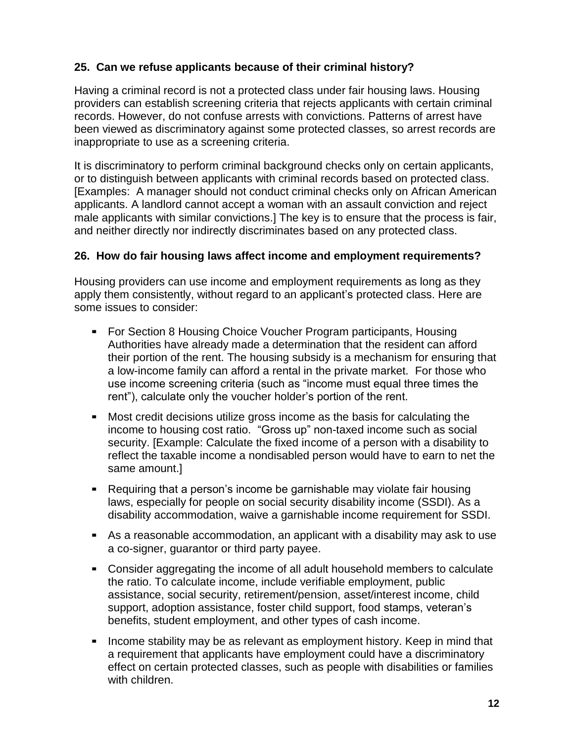### 25. Can we refuse applicants because of their criminal history?

Having a criminal record is not a protected class under fair housing laws. Housing providers can establish screening criteria that rejects applicants with certain criminal records. However, do not confuse arrests with convictions. Patterns of arrest have been viewed as discriminatory against some protected classes, so arrest records are inappropriate to use as a screening criteria.

It is discriminatory to perform criminal background checks only on certain applicants, or to distinguish between applicants with criminal records based on protected class. [Examples: A manager should not conduct criminal checks only on African American applicants. A landlord cannot accept a woman with an assault conviction and reject male applicants with similar convictions.] The key is to ensure that the process is fair, and neither directly nor indirectly discriminates based on any protected class.

### 26. How do fair housing laws affect income and employment requirements?

Housing providers can use income and employment requirements as long as they apply them consistently, without regard to an applicant's protected class. Here are some issues to consider:

- For Section 8 Housing Choice Voucher Program participants, Housing Authorities have already made a determination that the resident can afford their portion of the rent. The housing subsidy is a mechanism for ensuring that a low-income family can afford a rental in the private market. For those who use income screening criteria (such as "income must equal three times the rent"), calculate only the voucher holder's portion of the rent.
- Most credit decisions utilize gross income as the basis for calculating the income to housing cost ratio. "Gross up" non-taxed income such as social security. [Example: Calculate the fixed income of a person with a disability to reflect the taxable income a nondisabled person would have to earn to net the same amount.]
- Requiring that a person's income be garnishable may violate fair housing laws, especially for people on social security disability income (SSDI). As a disability accommodation, waive a garnishable income requirement for SSDI.
- As a reasonable accommodation, an applicant with a disability may ask to use a co-signer, guarantor or third party payee.
- Consider aggregating the income of all adult household members to calculate the ratio. To calculate income, include verifiable employment, public assistance, social security, retirement/pension, asset/interest income, child support, adoption assistance, foster child support, food stamps, veteran's benefits, student employment, and other types of cash income.
- Income stability may be as relevant as employment history. Keep in mind that a requirement that applicants have employment could have a discriminatory effect on certain protected classes, such as people with disabilities or families with children.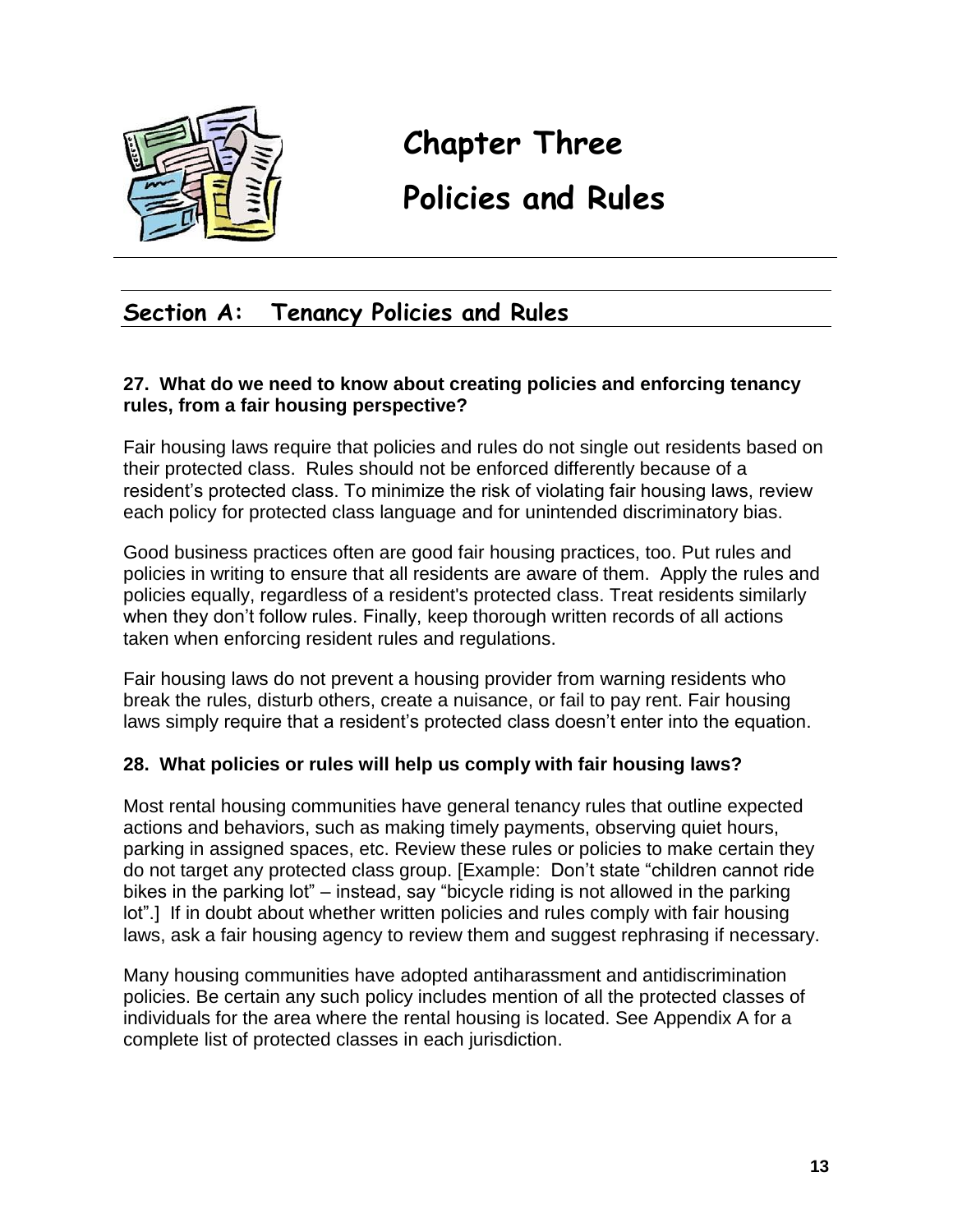# Chapter Three

# Policies and Rules

## Section A: Tenancy Policies and Rules

**27. What do we need to know about creating policies and enforcing tenancy rules, from a fair housing perspective?**

Fair housing laws require that policies and rules do not single out residents based on their protected class. Rules should not be enforced differently because of a resident's protected class. To minimize the risk of violating fair housing laws, review each policy for protected class language and for unintended discriminatory bias.

Good business practices often are good fair housing practices, too. Put rules and policies in writing to ensure that all residents are aware of them. Apply the rules and policies equally, regardless of a resident's protected class. Treat residents similarly when they don't follow rules. Finally, keep thorough written records of all actions taken when enforcing resident rules and regulations.

Fair housing laws do not prevent a housing provider from warning residents who break the rules, disturb others, create a nuisance, or fail to pay rent. Fair housing laws simply require that a resident's protected class doesn't enter into the equation.

**28. What policies or rules will help us comply with fair housing laws?**

Most rental housing communities have general tenancy rules that outline expected actions and behaviors, such as making timely payments, observing quiet hours, parking in assigned spaces, etc. Review these rules or policies to make certain they do not target any protected class group. [Example: Don't state "children cannot ride bikes in the parking lot" – instead, say "bicycle riding is not allowed in the parking lot".] If in doubt about whether written policies and rules comply with fair housing laws, ask a fair housing agency to review them and suggest rephrasing if necessary.

Many housing communities have adopted antiharassment and antidiscrimination policies. Be certain any such policy includes mention of all the protected classes of individuals for the area where the rental housing is located. See Appendix A for a complete list of protected classes in each jurisdiction.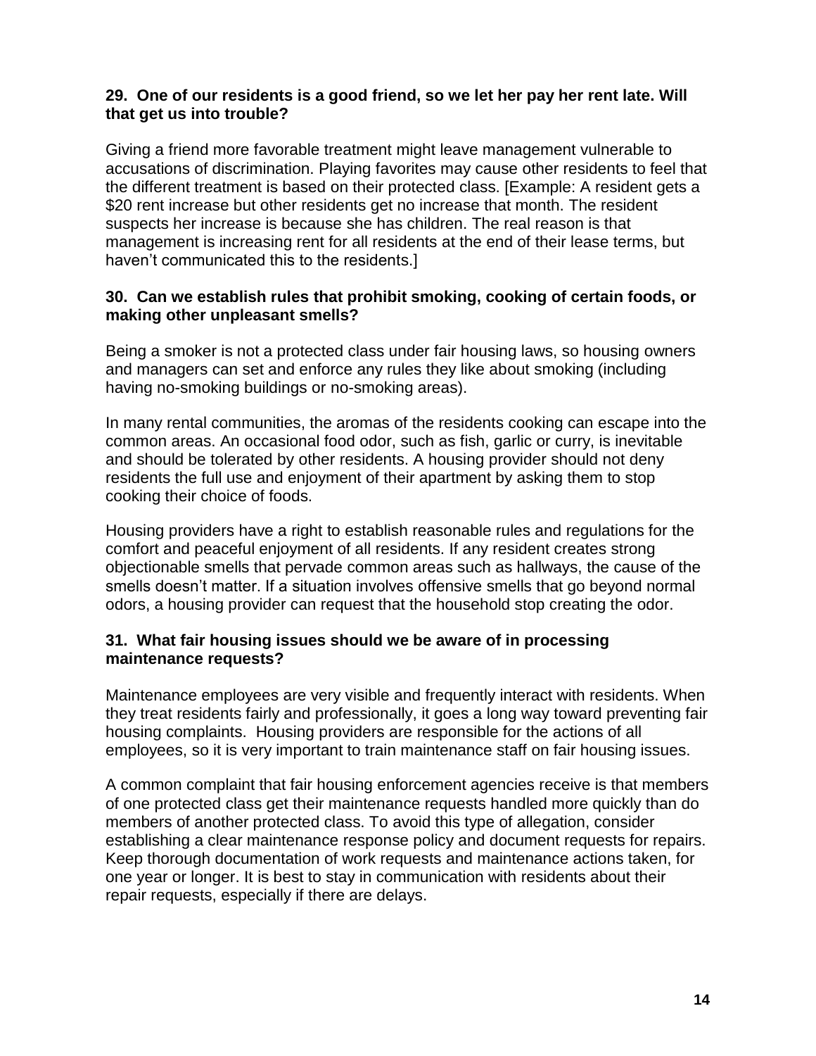**29. One of our residents is a good friend, so we let her pay her rent late. Will that get us into trouble?**

Giving a friend more favorable treatment might leave management vulnerable to accusations of discrimination. Playing favorites may cause other residents to feel that the different treatment is based on their protected class. [Example: A resident gets a $20 rent increase but other residents get no increase that month. The resident suspects her increase is because she has children. The real reason is that management is increasing rent for all residents at the end of their lease terms, but haven't communicated this to the residents.]

**30. Can we establish rules that prohibit smoking, cooking of certain foods, or making other unpleasant smells?**

Being a smoker is not a protected class under fair housing laws, so housing owners and managers can set and enforce any rules they like about smoking (including having no-smoking buildings or no-smoking areas).

In many rental communities, the aromas of the residents cooking can escape into the common areas. An occasional food odor, such as fish, garlic or curry, is inevitable and should be tolerated by other residents. A housing provider should not deny residents the full use and enjoyment of their apartment by asking them to stop cooking their choice of foods.

Housing providers have a right to establish reasonable rules and regulations for the comfort and peaceful enjoyment of all residents. If any resident creates strong objectionable smells that pervade common areas such as hallways, the cause of the smells doesn't matter. If a situation involves offensive smells that go beyond normal odors, a housing provider can request that the household stop creating the odor.

**31. What fair housing issues should we be aware of in processing maintenance requests?**

Maintenance employees are very visible and frequently interact with residents. When they treat residents fairly and professionally, it goes a long way toward preventing fair housing complaints. Housing providers are responsible for the actions of all employees, so it is very important to train maintenance staff on fair housing issues.

A common complaint that fair housing enforcement agencies receive is that members of one protected class get their maintenance requests handled more quickly than do members of another protected class. To avoid this type of allegation, consider establishing a clear maintenance response policy and document requests for repairs. Keep thorough documentation of work requests and maintenance actions taken, for one year or longer. It is best to stay in communication with residents about their repair requests, especially if there are delays.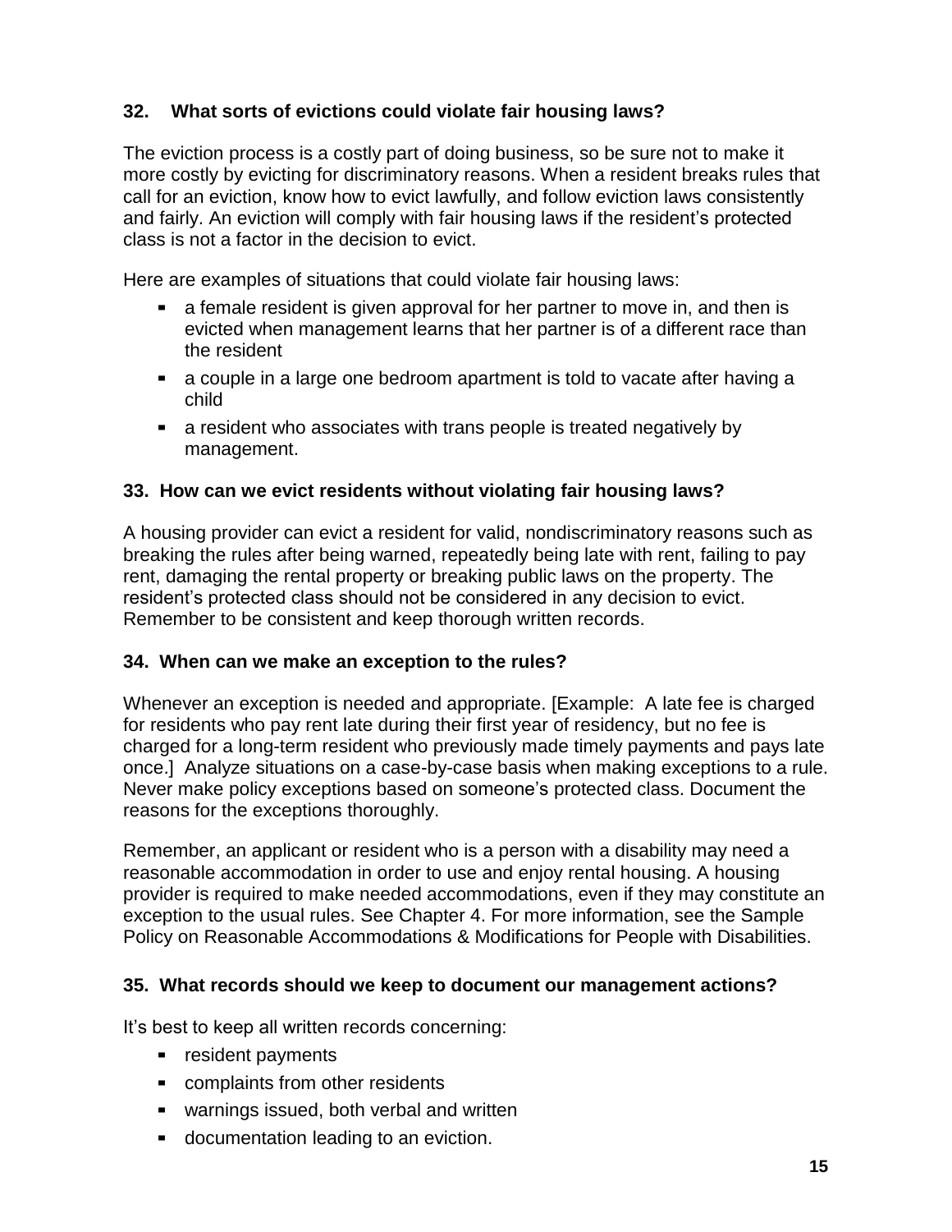### 32. What sorts of evictions could violate fair housing laws?

The eviction process is a costly part of doing business, so be sure not to make it more costly by evicting for discriminatory reasons. When a resident breaks rules that call for an eviction, know how to evict lawfully, and follow eviction laws consistently and fairly. An eviction will comply with fair housing laws if the resident's protected class is not a factor in the decision to evict.

Here are examples of situations that could violate fair housing laws:

- a female resident is given approval for her partner to move in, and then is evicted when management learns that her partner is of a different race than the resident
- a couple in a large one bedroom apartment is told to vacate after having a child
- a resident who associates with trans people is treated negatively by management.

### 33. How can we evict residents without violating fair housing laws?

A housing provider can evict a resident for valid, nondiscriminatory reasons such as breaking the rules after being warned, repeatedly being late with rent, failing to pay rent, damaging the rental property or breaking public laws on the property. The resident's protected class should not be considered in any decision to evict. Remember to be consistent and keep thorough written records.

### 34. When can we make an exception to the rules?

Whenever an exception is needed and appropriate. [Example: A late fee is charged for residents who pay rent late during their first year of residency, but no fee is charged for a long-term resident who previously made timely payments and pays late once.] Analyze situations on a case-by-case basis when making exceptions to a rule. Never make policy exceptions based on someone's protected class. Document the reasons for the exceptions thoroughly.

Remember, an applicant or resident who is a person with a disability may need a reasonable accommodation in order to use and enjoy rental housing. A housing provider is required to make needed accommodations, even if they may constitute an exception to the usual rules. See Chapter 4. For more information, see the Sample Policy on Reasonable Accommodations & Modifications for People with Disabilities.

### 35. What records should we keep to document our management actions?

It's best to keep all written records concerning:

- resident payments
- complaints from other residents
- warnings issued, both verbal and written
- documentation leading to an eviction.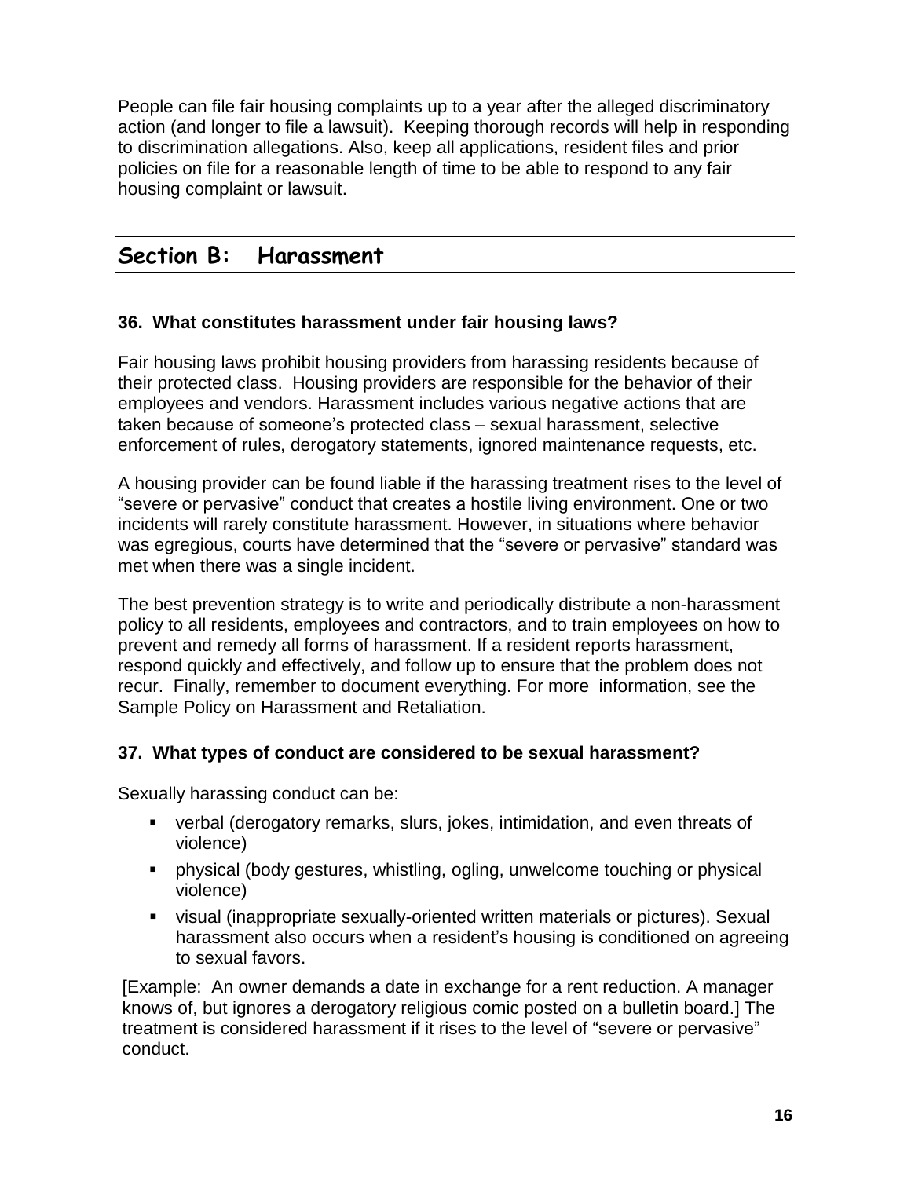People can file fair housing complaints up to a year after the alleged discriminatory action (and longer to file a lawsuit). Keeping thorough records will help in responding to discrimination allegations. Also, keep all applications, resident files and prior policies on file for a reasonable length of time to be able to respond to any fair housing complaint or lawsuit.

## Section B: Harassment

### 36. What constitutes harassment under fair housing laws?

Fair housing laws prohibit housing providers from harassing residents because of their protected class. Housing providers are responsible for the behavior of their employees and vendors. Harassment includes various negative actions that are taken because of someone's protected class – sexual harassment, selective enforcement of rules, derogatory statements, ignored maintenance requests, etc.

A housing provider can be found liable if the harassing treatment rises to the level of "severe or pervasive" conduct that creates a hostile living environment. One or two incidents will rarely constitute harassment. However, in situations where behavior was egregious, courts have determined that the "severe or pervasive" standard was met when there was a single incident.

The best prevention strategy is to write and periodically distribute a non-harassment policy to all residents, employees and contractors, and to train employees on how to prevent and remedy all forms of harassment. If a resident reports harassment, respond quickly and effectively, and follow up to ensure that the problem does not recur. Finally, remember to document everything. For more information, see the Sample Policy on Harassment and Retaliation.

### 37. What types of conduct are considered to be sexual harassment?

Sexually harassing conduct can be:

- verbal (derogatory remarks, slurs, jokes, intimidation, and even threats of violence)
- physical (body gestures, whistling, ogling, unwelcome touching or physical violence)
- visual (inappropriate sexually-oriented written materials or pictures). Sexual harassment also occurs when a resident's housing is conditioned on agreeing to sexual favors.

[Example: An owner demands a date in exchange for a rent reduction. A manager knows of, but ignores a derogatory religious comic posted on a bulletin board.] The treatment is considered harassment if it rises to the level of "severe or pervasive" conduct.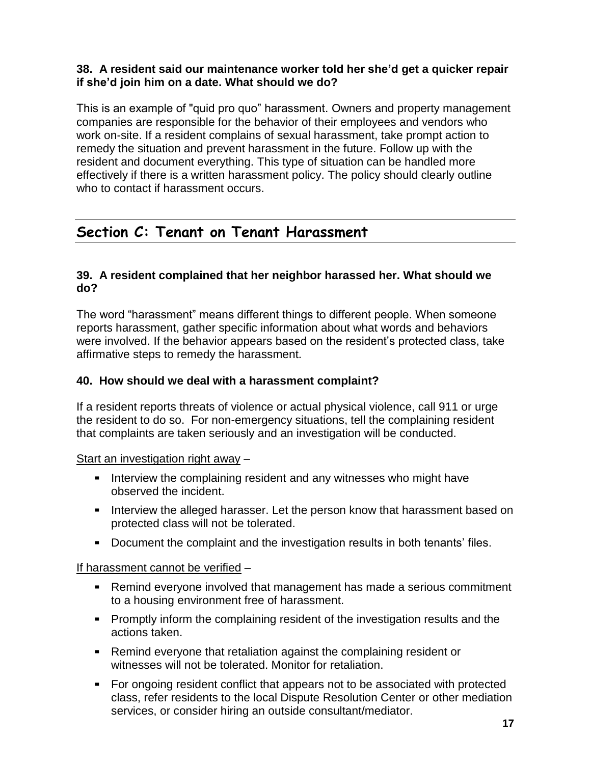**38. A resident said our maintenance worker told her she'd get a quicker repair if she'd join him on a date. What should we do?**

This is an example of "quid pro quo" harassment. Owners and property management companies are responsible for the behavior of their employees and vendors who work on-site. If a resident complains of sexual harassment, take prompt action to remedy the situation and prevent harassment in the future. Follow up with the resident and document everything. This type of situation can be handled more effectively if there is a written harassment policy. The policy should clearly outline who to contact if harassment occurs.

## Section C: Tenant on Tenant Harassment

**39. A resident complained that her neighbor harassed her. What should we do?**

The word "harassment" means different things to different people. When someone reports harassment, gather specific information about what words and behaviors were involved. If the behavior appears based on the resident's protected class, take affirmative steps to remedy the harassment.

**40. How should we deal with a harassment complaint?**

If a resident reports threats of violence or actual physical violence, call 911 or urge the resident to do so. For non-emergency situations, tell the complaining resident that complaints are taken seriously and an investigation will be conducted.

<u>Start an investigation right away</u> –

- Interview the complaining resident and any witnesses who might have observed the incident.
- Interview the alleged harasser. Let the person know that harassment based on protected class will not be tolerated.
- Document the complaint and the investigation results in both tenants' files.

<u>If harassment cannot be verified</u> –

- Remind everyone involved that management has made a serious commitment to a housing environment free of harassment.
- Promptly inform the complaining resident of the investigation results and the actions taken.
- Remind everyone that retaliation against the complaining resident or witnesses will not be tolerated. Monitor for retaliation.
- For ongoing resident conflict that appears not to be associated with protected class, refer residents to the local Dispute Resolution Center or other mediation services, or consider hiring an outside consultant/mediator.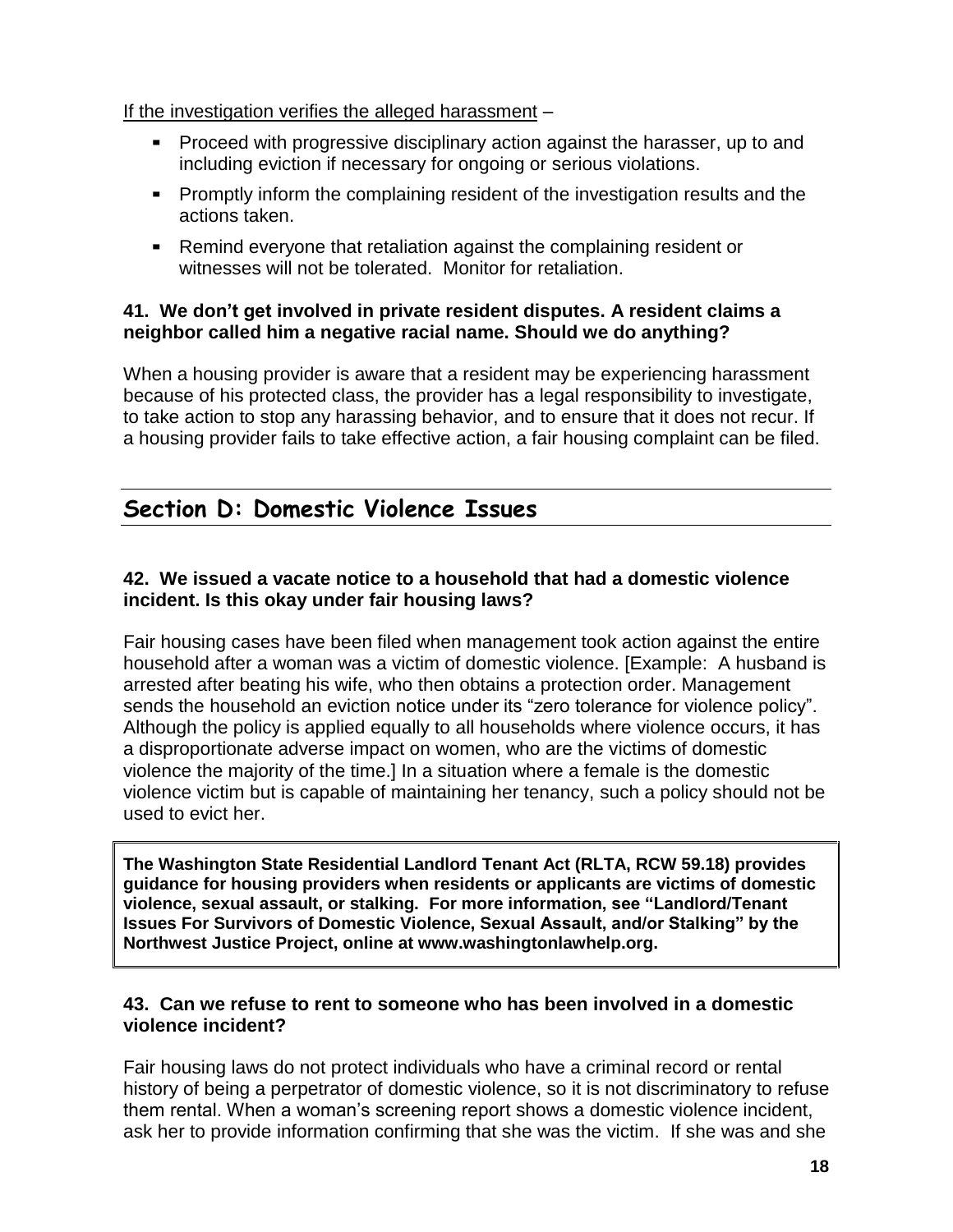<u>If the investigation verifies the alleged harassment</u> –

- Proceed with progressive disciplinary action against the harasser, up to and including eviction if necessary for ongoing or serious violations.
- Promptly inform the complaining resident of the investigation results and the actions taken.
- Remind everyone that retaliation against the complaining resident or witnesses will not be tolerated. Monitor for retaliation.

**41. We don't get involved in private resident disputes. A resident claims a neighbor called him a negative racial name. Should we do anything?**

When a housing provider is aware that a resident may be experiencing harassment because of his protected class, the provider has a legal responsibility to investigate, to take action to stop any harassing behavior, and to ensure that it does not recur. If a housing provider fails to take effective action, a fair housing complaint can be filed.

## Section D: Domestic Violence Issues

**42. We issued a vacate notice to a household that had a domestic violence incident. Is this okay under fair housing laws?**

Fair housing cases have been filed when management took action against the entire household after a woman was a victim of domestic violence. [Example: A husband is arrested after beating his wife, who then obtains a protection order. Management sends the household an eviction notice under its "zero tolerance for violence policy". Although the policy is applied equally to all households where violence occurs, it has a disproportionate adverse impact on women, who are the victims of domestic violence the majority of the time.] In a situation where a female is the domestic violence victim but is capable of maintaining her tenancy, such a policy should not be used to evict her.

**The Washington State Residential Landlord Tenant Act (RLTA, RCW 59.18) provides guidance for housing providers when residents or applicants are victims of domestic violence, sexual assault, or stalking. For more information, see "Landlord/Tenant Issues For Survivors of Domestic Violence, Sexual Assault, and/or Stalking" by the Northwest Justice Project, online at www.washingtonlawhelp.org.**

**43. Can we refuse to rent to someone who has been involved in a domestic violence incident?**

Fair housing laws do not protect individuals who have a criminal record or rental history of being a perpetrator of domestic violence, so it is not discriminatory to refuse them rental. When a woman's screening report shows a domestic violence incident, ask her to provide information confirming that she was the victim. If she was and she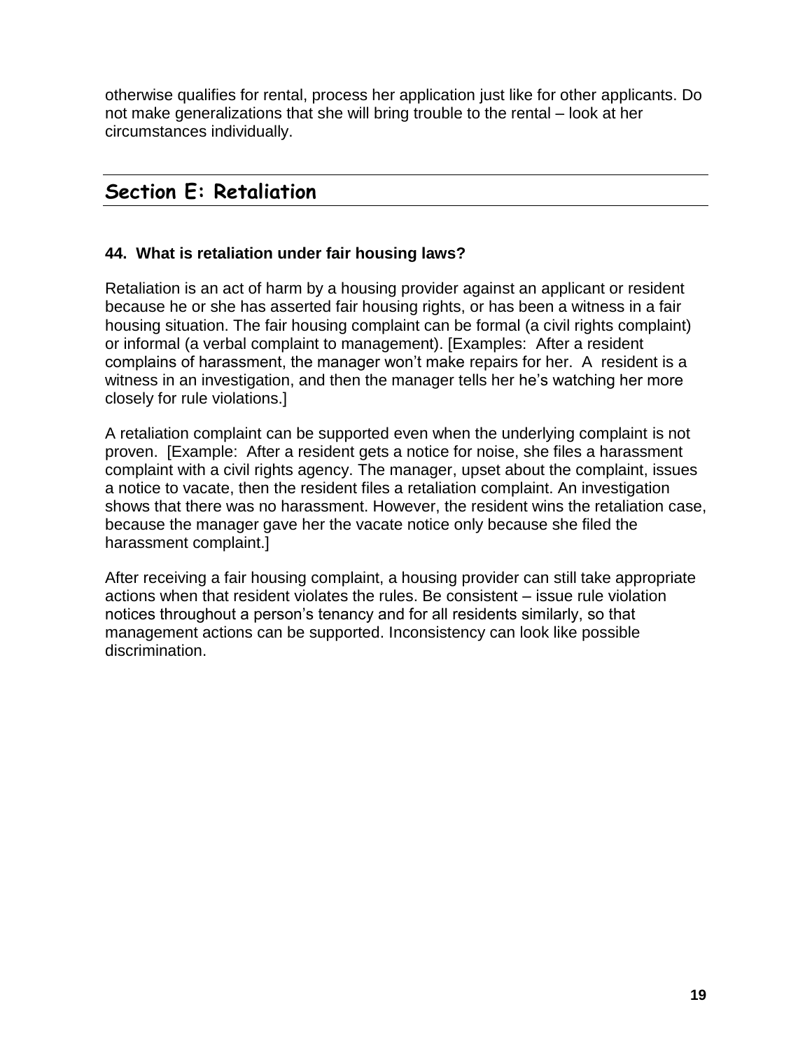otherwise qualifies for rental, process her application just like for other applicants. Do not make generalizations that she will bring trouble to the rental – look at her circumstances individually.

## Section E: Retaliation

### 44. What is retaliation under fair housing laws?

Retaliation is an act of harm by a housing provider against an applicant or resident because he or she has asserted fair housing rights, or has been a witness in a fair housing situation. The fair housing complaint can be formal (a civil rights complaint) or informal (a verbal complaint to management). [Examples: After a resident complains of harassment, the manager won't make repairs for her. A resident is a witness in an investigation, and then the manager tells her he's watching her more closely for rule violations.]

A retaliation complaint can be supported even when the underlying complaint is not proven. [Example: After a resident gets a notice for noise, she files a harassment complaint with a civil rights agency. The manager, upset about the complaint, issues a notice to vacate, then the resident files a retaliation complaint. An investigation shows that there was no harassment. However, the resident wins the retaliation case, because the manager gave her the vacate notice only because she filed the harassment complaint.]

After receiving a fair housing complaint, a housing provider can still take appropriate actions when that resident violates the rules. Be consistent – issue rule violation notices throughout a person's tenancy and for all residents similarly, so that management actions can be supported. Inconsistency can look like possible discrimination.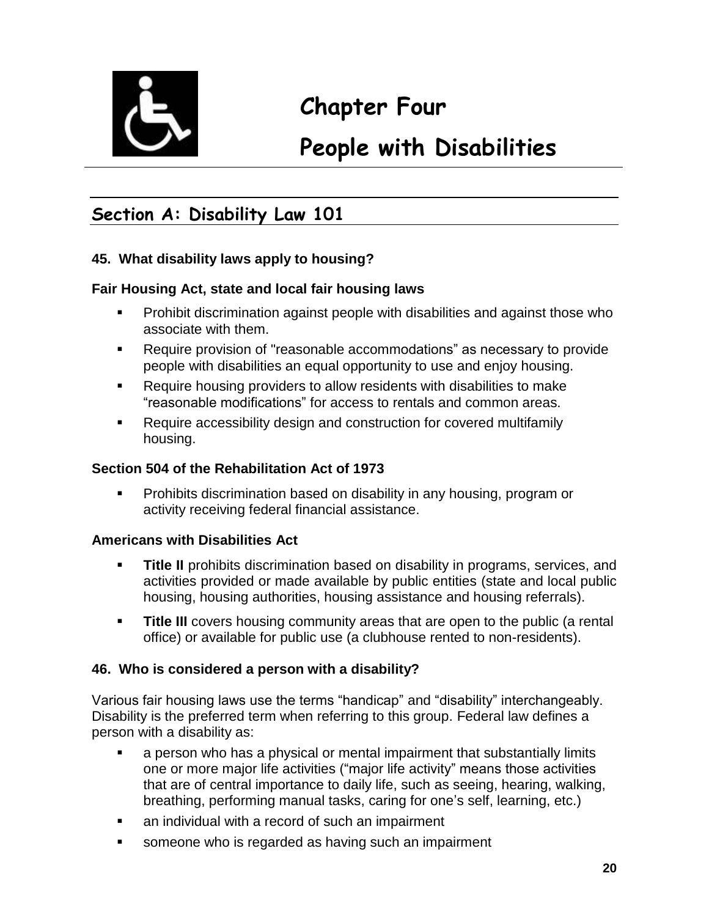# Chapter Four

# People with Disabilities

## Section A: Disability Law 101

### 45. What disability laws apply to housing?

**Fair Housing Act, state and local fair housing laws**

- Prohibit discrimination against people with disabilities and against those who associate with them.
- Require provision of "reasonable accommodations" as necessary to provide people with disabilities an equal opportunity to use and enjoy housing.
- Require housing providers to allow residents with disabilities to make "reasonable modifications" for access to rentals and common areas.
- Require accessibility design and construction for covered multifamily housing.

**Section 504 of the Rehabilitation Act of 1973**

- Prohibits discrimination based on disability in any housing, program or activity receiving federal financial assistance.

**Americans with Disabilities Act**

- **Title II** prohibits discrimination based on disability in programs, services, and activities provided or made available by public entities (state and local public housing, housing authorities, housing assistance and housing referrals).
- **Title III** covers housing community areas that are open to the public (a rental office) or available for public use (a clubhouse rented to non-residents).

### 46. Who is considered a person with a disability?

Various fair housing laws use the terms "handicap" and "disability" interchangeably. Disability is the preferred term when referring to this group. Federal law defines a person with a disability as:

- a person who has a physical or mental impairment that substantially limits one or more major life activities ("major life activity" means those activities that are of central importance to daily life, such as seeing, hearing, walking, breathing, performing manual tasks, caring for one's self, learning, etc.)
- an individual with a record of such an impairment
- someone who is regarded as having such an impairment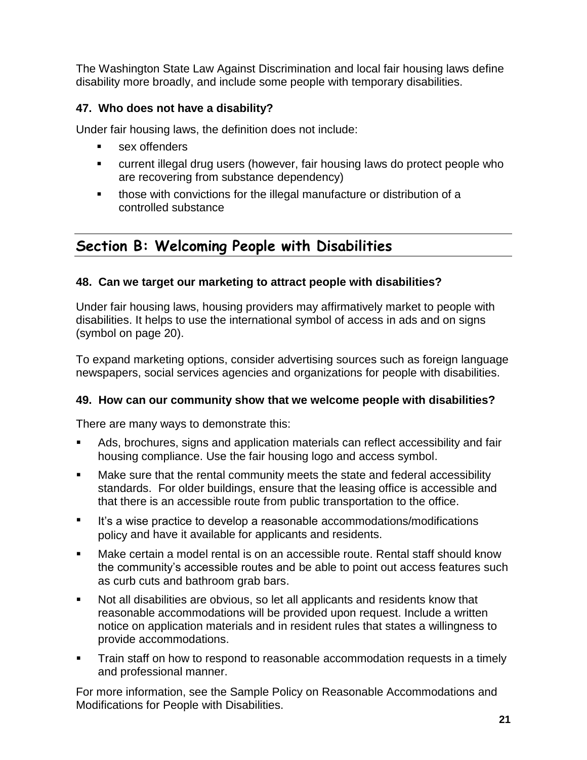The Washington State Law Against Discrimination and local fair housing laws define disability more broadly, and include some people with temporary disabilities.

### 47. Who does not have a disability?

Under fair housing laws, the definition does not include:

- sex offenders
- current illegal drug users (however, fair housing laws do protect people who are recovering from substance dependency)
- those with convictions for the illegal manufacture or distribution of a controlled substance

## Section B: Welcoming People with Disabilities

### 48. Can we target our marketing to attract people with disabilities?

Under fair housing laws, housing providers may affirmatively market to people with disabilities. It helps to use the international symbol of access in ads and on signs (symbol on page 20).

To expand marketing options, consider advertising sources such as foreign language newspapers, social services agencies and organizations for people with disabilities.

### 49. How can our community show that we welcome people with disabilities?

There are many ways to demonstrate this:

- Ads, brochures, signs and application materials can reflect accessibility and fair housing compliance. Use the fair housing logo and access symbol.
- Make sure that the rental community meets the state and federal accessibility standards. For older buildings, ensure that the leasing office is accessible and that there is an accessible route from public transportation to the office.
- It's a wise practice to develop a reasonable accommodations/modifications policy and have it available for applicants and residents.
- Make certain a model rental is on an accessible route. Rental staff should know the community's accessible routes and be able to point out access features such as curb cuts and bathroom grab bars.
- Not all disabilities are obvious, so let all applicants and residents know that reasonable accommodations will be provided upon request. Include a written notice on application materials and in resident rules that states a willingness to provide accommodations.
- Train staff on how to respond to reasonable accommodation requests in a timely and professional manner.

For more information, see the Sample Policy on Reasonable Accommodations and Modifications for People with Disabilities.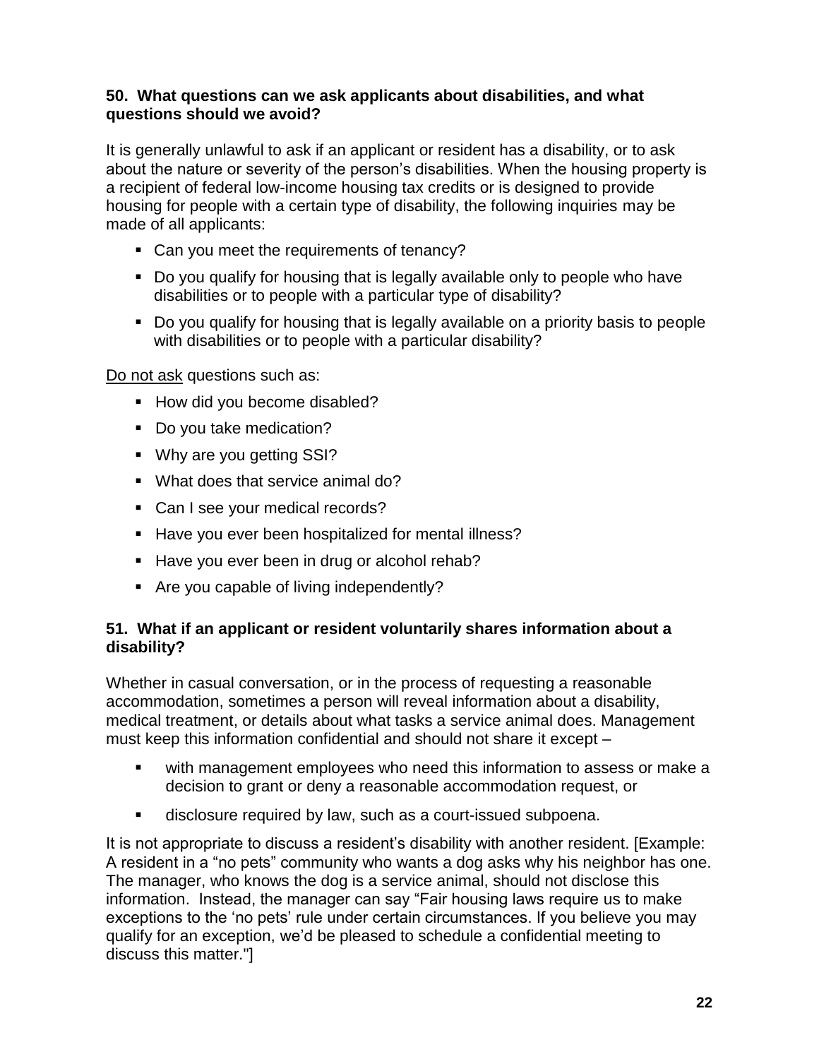### 50. What questions can we ask applicants about disabilities, and what questions should we avoid?

It is generally unlawful to ask if an applicant or resident has a disability, or to ask about the nature or severity of the person's disabilities. When the housing property is a recipient of federal low-income housing tax credits or is designed to provide housing for people with a certain type of disability, the following inquiries may be made of all applicants:

- Can you meet the requirements of tenancy?
- Do you qualify for housing that is legally available only to people who have disabilities or to people with a particular type of disability?
- Do you qualify for housing that is legally available on a priority basis to people with disabilities or to people with a particular disability?

Do not ask questions such as:

- How did you become disabled?
- Do you take medication?
- Why are you getting SSI?
- What does that service animal do?
- Can I see your medical records?
- Have you ever been hospitalized for mental illness?
- Have you ever been in drug or alcohol rehab?
- Are you capable of living independently?

### 51. What if an applicant or resident voluntarily shares information about a disability?

Whether in casual conversation, or in the process of requesting a reasonable accommodation, sometimes a person will reveal information about a disability, medical treatment, or details about what tasks a service animal does. Management must keep this information confidential and should not share it except –

- with management employees who need this information to assess or make a decision to grant or deny a reasonable accommodation request, or
- disclosure required by law, such as a court-issued subpoena.

It is not appropriate to discuss a resident's disability with another resident. [Example: A resident in a "no pets" community who wants a dog asks why his neighbor has one. The manager, who knows the dog is a service animal, should not disclose this information. Instead, the manager can say "Fair housing laws require us to make exceptions to the 'no pets' rule under certain circumstances. If you believe you may qualify for an exception, we'd be pleased to schedule a confidential meeting to discuss this matter."]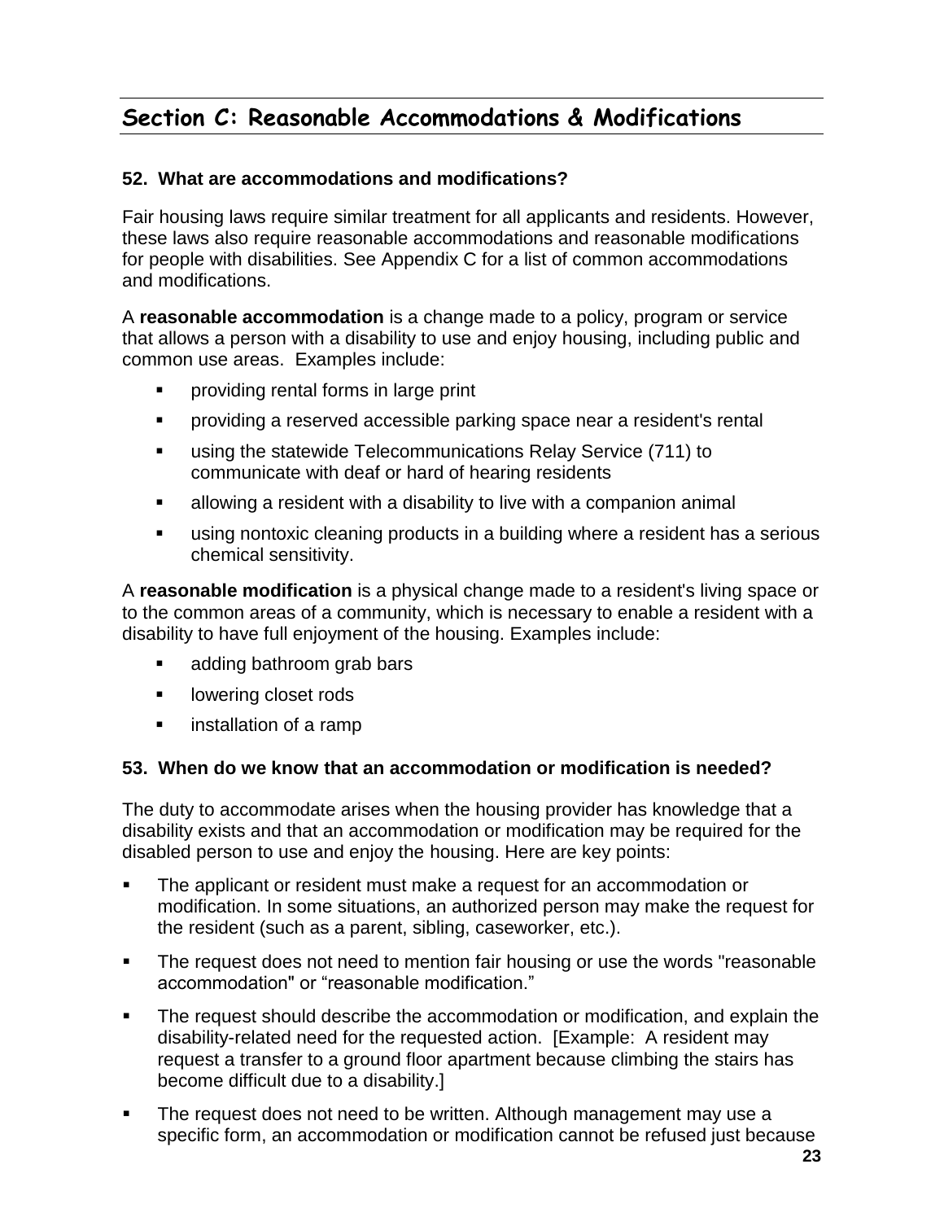## Section C: Reasonable Accommodations & Modifications

### 52. What are accommodations and modifications?

Fair housing laws require similar treatment for all applicants and residents. However, these laws also require reasonable accommodations and reasonable modifications for people with disabilities. See Appendix C for a list of common accommodations and modifications.

A **reasonable accommodation** is a change made to a policy, program or service that allows a person with a disability to use and enjoy housing, including public and common use areas. Examples include:

- providing rental forms in large print
- providing a reserved accessible parking space near a resident's rental
- using the statewide Telecommunications Relay Service (711) to communicate with deaf or hard of hearing residents
- allowing a resident with a disability to live with a companion animal
- using nontoxic cleaning products in a building where a resident has a serious chemical sensitivity.

A **reasonable modification** is a physical change made to a resident's living space or to the common areas of a community, which is necessary to enable a resident with a disability to have full enjoyment of the housing. Examples include:

- adding bathroom grab bars
- lowering closet rods
- installation of a ramp

### 53. When do we know that an accommodation or modification is needed?

The duty to accommodate arises when the housing provider has knowledge that a disability exists and that an accommodation or modification may be required for the disabled person to use and enjoy the housing. Here are key points:

- The applicant or resident must make a request for an accommodation or modification. In some situations, an authorized person may make the request for the resident (such as a parent, sibling, caseworker, etc.).
- The request does not need to mention fair housing or use the words "reasonable accommodation" or "reasonable modification."
- The request should describe the accommodation or modification, and explain the disability-related need for the requested action. [Example: A resident may request a transfer to a ground floor apartment because climbing the stairs has become difficult due to a disability.]
- The request does not need to be written. Although management may use a specific form, an accommodation or modification cannot be refused just because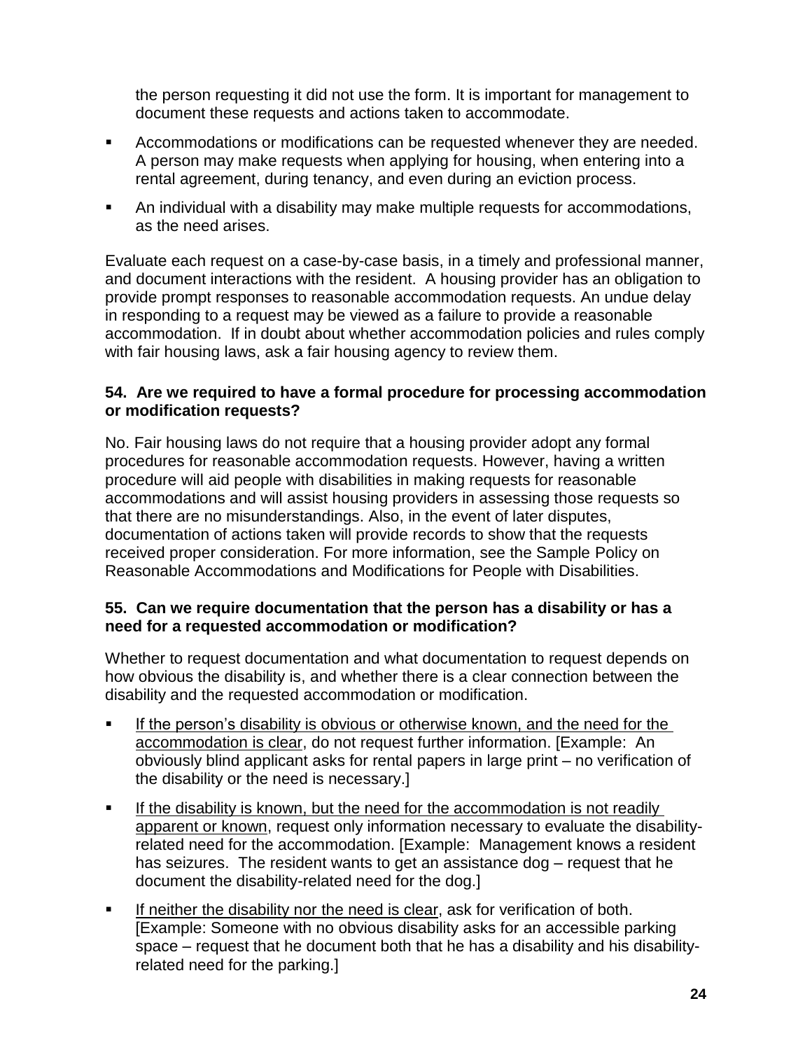the person requesting it did not use the form. It is important for management to document these requests and actions taken to accommodate.

- Accommodations or modifications can be requested whenever they are needed. A person may make requests when applying for housing, when entering into a rental agreement, during tenancy, and even during an eviction process.
- An individual with a disability may make multiple requests for accommodations, as the need arises.

Evaluate each request on a case-by-case basis, in a timely and professional manner, and document interactions with the resident. A housing provider has an obligation to provide prompt responses to reasonable accommodation requests. An undue delay in responding to a request may be viewed as a failure to provide a reasonable accommodation. If in doubt about whether accommodation policies and rules comply with fair housing laws, ask a fair housing agency to review them.

**54. Are we required to have a formal procedure for processing accommodation or modification requests?**

No. Fair housing laws do not require that a housing provider adopt any formal procedures for reasonable accommodation requests. However, having a written procedure will aid people with disabilities in making requests for reasonable accommodations and will assist housing providers in assessing those requests so that there are no misunderstandings. Also, in the event of later disputes, documentation of actions taken will provide records to show that the requests received proper consideration. For more information, see the Sample Policy on Reasonable Accommodations and Modifications for People with Disabilities.

**55. Can we require documentation that the person has a disability or has a need for a requested accommodation or modification?**

Whether to request documentation and what documentation to request depends on how obvious the disability is, and whether there is a clear connection between the disability and the requested accommodation or modification.

- <u>If the person's disability is obvious or otherwise known, and the need for the accommodation is clear</u>, do not request further information. [Example: An obviously blind applicant asks for rental papers in large print – no verification of the disability or the need is necessary.]
- <u>If the disability is known, but the need for the accommodation is not readily apparent or known</u>, request only information necessary to evaluate the disability-related need for the accommodation. [Example: Management knows a resident has seizures. The resident wants to get an assistance dog – request that he document the disability-related need for the dog.]
- <u>If neither the disability nor the need is clear</u>, ask for verification of both. [Example: Someone with no obvious disability asks for an accessible parking space – request that he document both that he has a disability and his disability-related need for the parking.]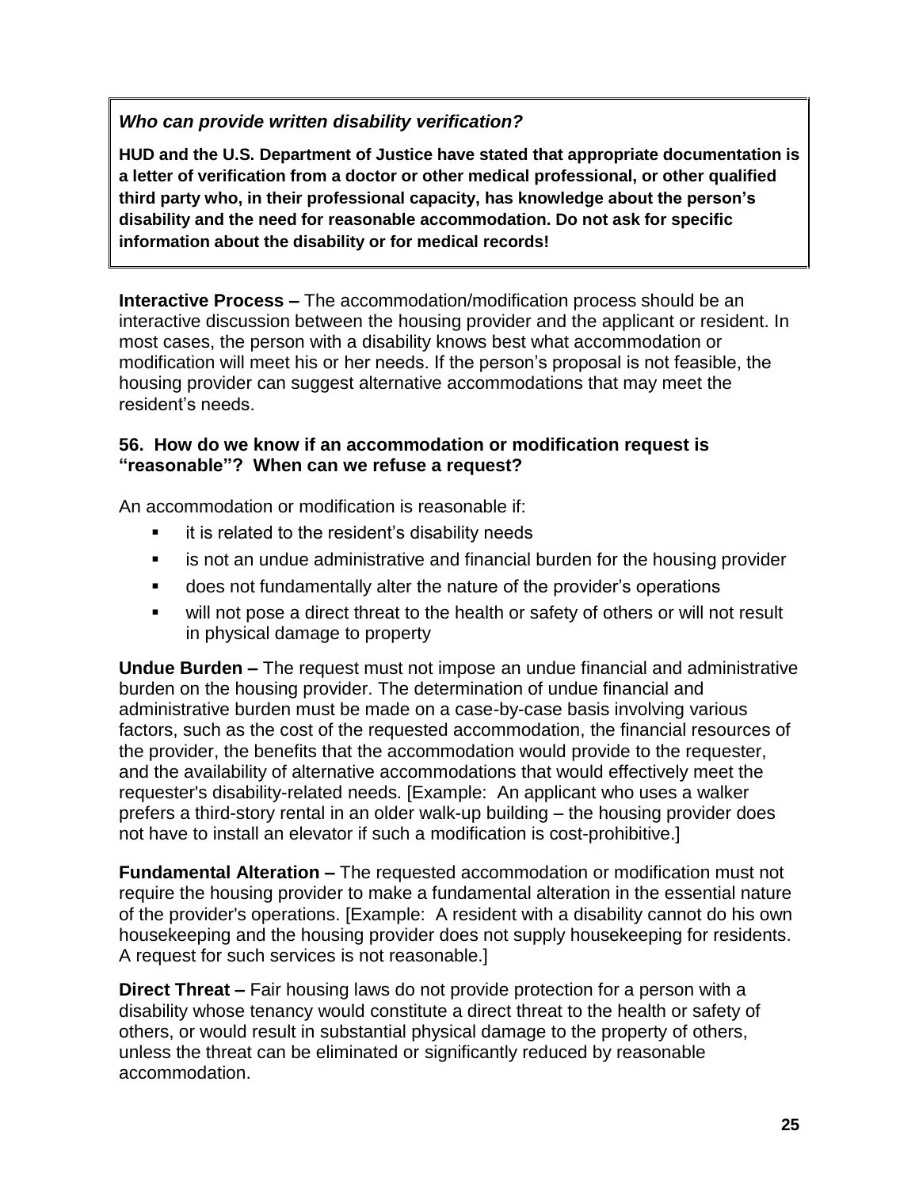***Who can provide written disability verification?***

**HUD and the U.S. Department of Justice have stated that appropriate documentation is a letter of verification from a doctor or other medical professional, or other qualified third party who, in their professional capacity, has knowledge about the person's disability and the need for reasonable accommodation. Do not ask for specific information about the disability or for medical records!**

**Interactive Process –** The accommodation/modification process should be an interactive discussion between the housing provider and the applicant or resident. In most cases, the person with a disability knows best what accommodation or modification will meet his or her needs. If the person's proposal is not feasible, the housing provider can suggest alternative accommodations that may meet the resident's needs.

### 56. How do we know if an accommodation or modification request is "reasonable"? When can we refuse a request?

An accommodation or modification is reasonable if:

- it is related to the resident's disability needs
- is not an undue administrative and financial burden for the housing provider
- does not fundamentally alter the nature of the provider's operations
- will not pose a direct threat to the health or safety of others or will not result in physical damage to property

**Undue Burden –** The request must not impose an undue financial and administrative burden on the housing provider. The determination of undue financial and administrative burden must be made on a case-by-case basis involving various factors, such as the cost of the requested accommodation, the financial resources of the provider, the benefits that the accommodation would provide to the requester, and the availability of alternative accommodations that would effectively meet the requester's disability-related needs. [Example: An applicant who uses a walker prefers a third-story rental in an older walk-up building – the housing provider does not have to install an elevator if such a modification is cost-prohibitive.]

**Fundamental Alteration –** The requested accommodation or modification must not require the housing provider to make a fundamental alteration in the essential nature of the provider's operations. [Example: A resident with a disability cannot do his own housekeeping and the housing provider does not supply housekeeping for residents. A request for such services is not reasonable.]

**Direct Threat –** Fair housing laws do not provide protection for a person with a disability whose tenancy would constitute a direct threat to the health or safety of others, or would result in substantial physical damage to the property of others, unless the threat can be eliminated or significantly reduced by reasonable accommodation.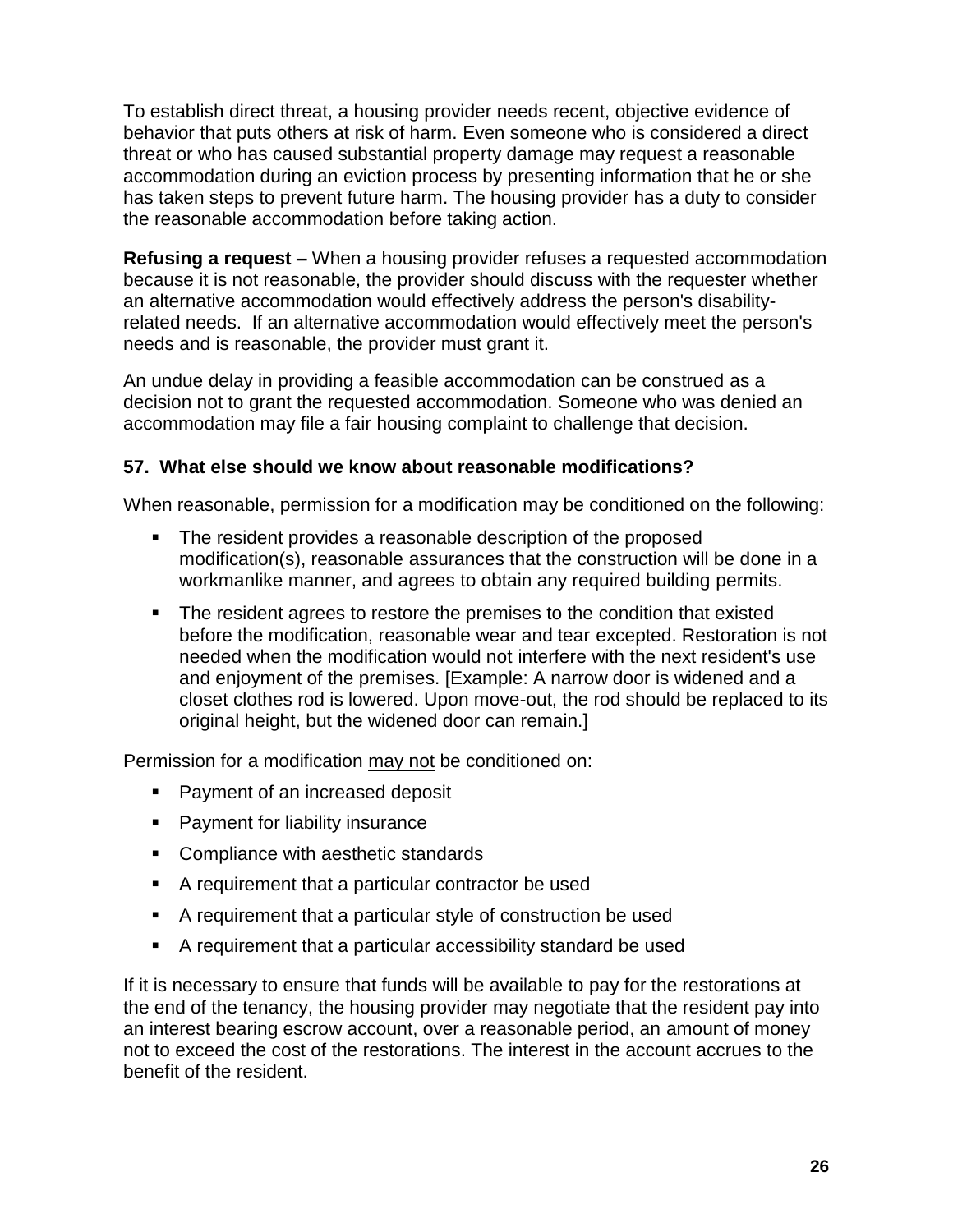To establish direct threat, a housing provider needs recent, objective evidence of behavior that puts others at risk of harm. Even someone who is considered a direct threat or who has caused substantial property damage may request a reasonable accommodation during an eviction process by presenting information that he or she has taken steps to prevent future harm. The housing provider has a duty to consider the reasonable accommodation before taking action.

**Refusing a request –** When a housing provider refuses a requested accommodation because it is not reasonable, the provider should discuss with the requester whether an alternative accommodation would effectively address the person's disability-related needs. If an alternative accommodation would effectively meet the person's needs and is reasonable, the provider must grant it.

An undue delay in providing a feasible accommodation can be construed as a decision not to grant the requested accommodation. Someone who was denied an accommodation may file a fair housing complaint to challenge that decision.

### 57. What else should we know about reasonable modifications?

When reasonable, permission for a modification may be conditioned on the following:

- The resident provides a reasonable description of the proposed modification(s), reasonable assurances that the construction will be done in a workmanlike manner, and agrees to obtain any required building permits.
- The resident agrees to restore the premises to the condition that existed before the modification, reasonable wear and tear excepted. Restoration is not needed when the modification would not interfere with the next resident's use and enjoyment of the premises. [Example: A narrow door is widened and a closet clothes rod is lowered. Upon move-out, the rod should be replaced to its original height, but the widened door can remain.]

Permission for a modification <u>may not</u> be conditioned on:

- Payment of an increased deposit
- Payment for liability insurance
- Compliance with aesthetic standards
- A requirement that a particular contractor be used
- A requirement that a particular style of construction be used
- A requirement that a particular accessibility standard be used

If it is necessary to ensure that funds will be available to pay for the restorations at the end of the tenancy, the housing provider may negotiate that the resident pay into an interest bearing escrow account, over a reasonable period, an amount of money not to exceed the cost of the restorations. The interest in the account accrues to the benefit of the resident.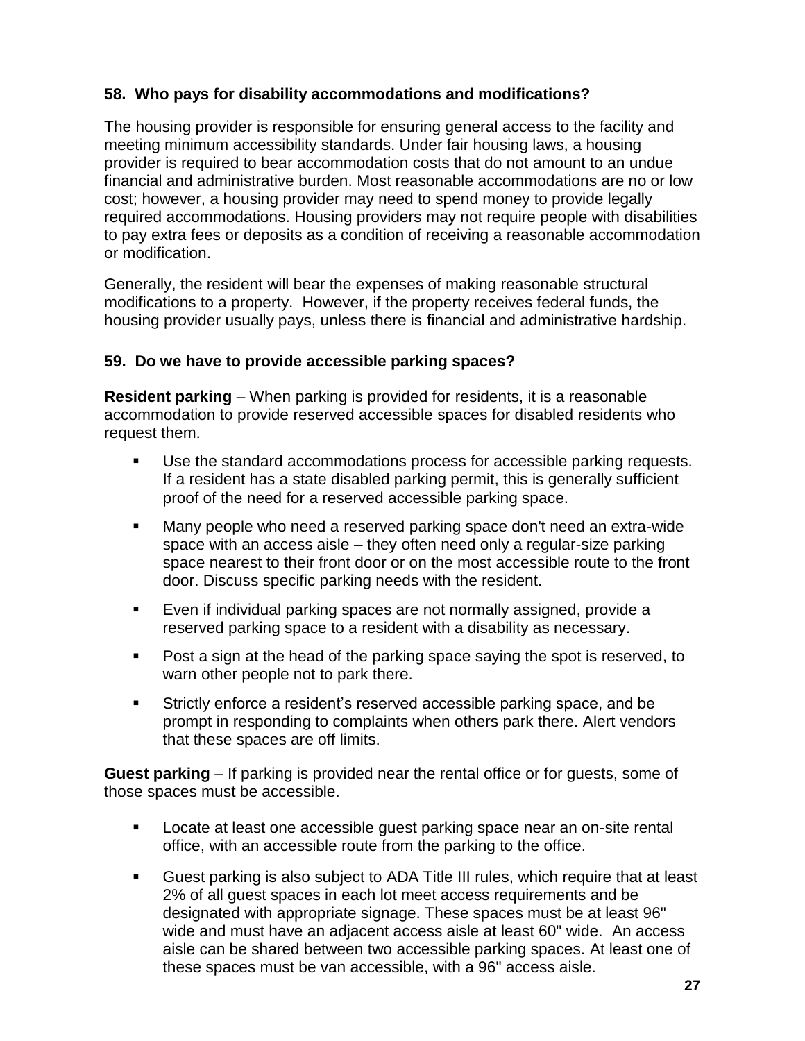### 58. Who pays for disability accommodations and modifications?

The housing provider is responsible for ensuring general access to the facility and meeting minimum accessibility standards. Under fair housing laws, a housing provider is required to bear accommodation costs that do not amount to an undue financial and administrative burden. Most reasonable accommodations are no or low cost; however, a housing provider may need to spend money to provide legally required accommodations. Housing providers may not require people with disabilities to pay extra fees or deposits as a condition of receiving a reasonable accommodation or modification.

Generally, the resident will bear the expenses of making reasonable structural modifications to a property. However, if the property receives federal funds, the housing provider usually pays, unless there is financial and administrative hardship.

### 59. Do we have to provide accessible parking spaces?

**Resident parking** – When parking is provided for residents, it is a reasonable accommodation to provide reserved accessible spaces for disabled residents who request them.

- Use the standard accommodations process for accessible parking requests. If a resident has a state disabled parking permit, this is generally sufficient proof of the need for a reserved accessible parking space.
- Many people who need a reserved parking space don't need an extra-wide space with an access aisle – they often need only a regular-size parking space nearest to their front door or on the most accessible route to the front door. Discuss specific parking needs with the resident.
- Even if individual parking spaces are not normally assigned, provide a reserved parking space to a resident with a disability as necessary.
- Post a sign at the head of the parking space saying the spot is reserved, to warn other people not to park there.
- Strictly enforce a resident's reserved accessible parking space, and be prompt in responding to complaints when others park there. Alert vendors that these spaces are off limits.

**Guest parking** – If parking is provided near the rental office or for guests, some of those spaces must be accessible.

- Locate at least one accessible guest parking space near an on-site rental office, with an accessible route from the parking to the office.
- Guest parking is also subject to ADA Title III rules, which require that at least 2% of all guest spaces in each lot meet access requirements and be designated with appropriate signage. These spaces must be at least 96" wide and must have an adjacent access aisle at least 60" wide. An access aisle can be shared between two accessible parking spaces. At least one of these spaces must be van accessible, with a 96" access aisle.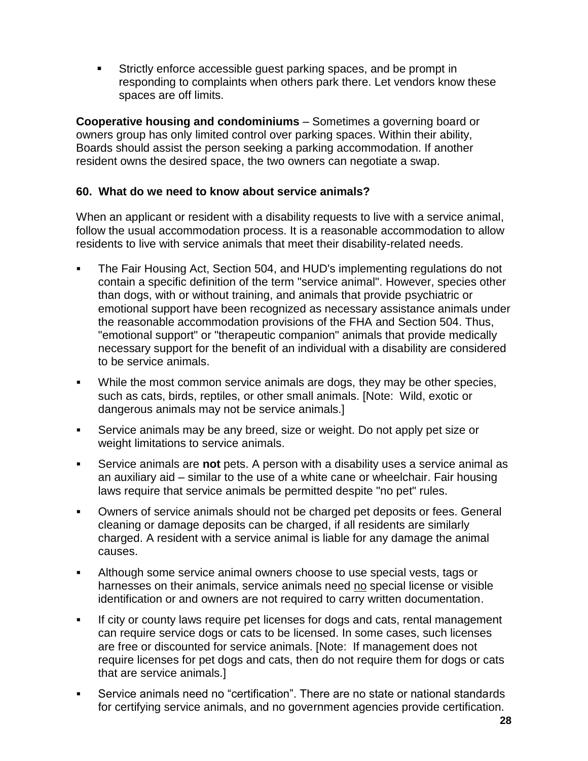- Strictly enforce accessible guest parking spaces, and be prompt in responding to complaints when others park there. Let vendors know these spaces are off limits.

**Cooperative housing and condominiums** – Sometimes a governing board or owners group has only limited control over parking spaces. Within their ability, Boards should assist the person seeking a parking accommodation. If another resident owns the desired space, the two owners can negotiate a swap.

### 60. What do we need to know about service animals?

When an applicant or resident with a disability requests to live with a service animal, follow the usual accommodation process. It is a reasonable accommodation to allow residents to live with service animals that meet their disability-related needs.

- The Fair Housing Act, Section 504, and HUD's implementing regulations do not contain a specific definition of the term "service animal". However, species other than dogs, with or without training, and animals that provide psychiatric or emotional support have been recognized as necessary assistance animals under the reasonable accommodation provisions of the FHA and Section 504. Thus, "emotional support" or "therapeutic companion" animals that provide medically necessary support for the benefit of an individual with a disability are considered to be service animals.
- While the most common service animals are dogs, they may be other species, such as cats, birds, reptiles, or other small animals. [Note: Wild, exotic or dangerous animals may not be service animals.]
- Service animals may be any breed, size or weight. Do not apply pet size or weight limitations to service animals.
- Service animals are **not** pets. A person with a disability uses a service animal as an auxiliary aid – similar to the use of a white cane or wheelchair. Fair housing laws require that service animals be permitted despite "no pet" rules.
- Owners of service animals should not be charged pet deposits or fees. General cleaning or damage deposits can be charged, if all residents are similarly charged. A resident with a service animal is liable for any damage the animal causes.
- Although some service animal owners choose to use special vests, tags or harnesses on their animals, service animals need <u>no</u> special license or visible identification or and owners are not required to carry written documentation.
- If city or county laws require pet licenses for dogs and cats, rental management can require service dogs or cats to be licensed. In some cases, such licenses are free or discounted for service animals. [Note: If management does not require licenses for pet dogs and cats, then do not require them for dogs or cats that are service animals.]
- Service animals need no "certification". There are no state or national standards for certifying service animals, and no government agencies provide certification.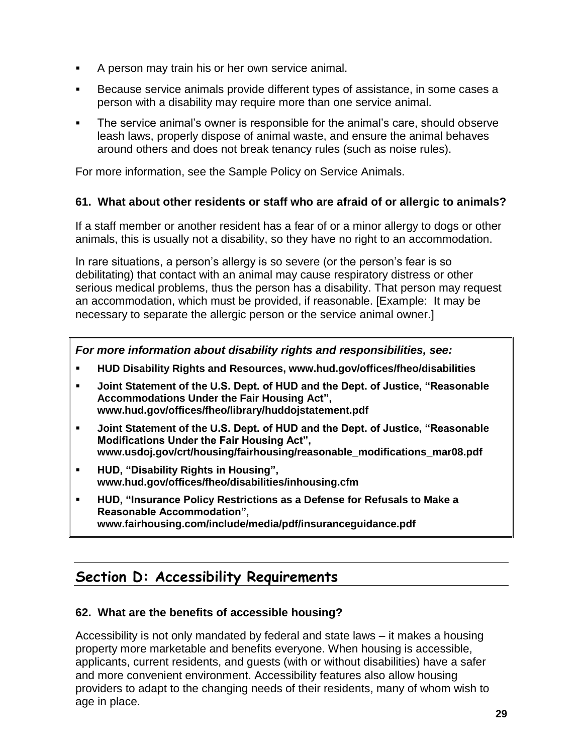- A person may train his or her own service animal.
- Because service animals provide different types of assistance, in some cases a person with a disability may require more than one service animal.
- The service animal's owner is responsible for the animal's care, should observe leash laws, properly dispose of animal waste, and ensure the animal behaves around others and does not break tenancy rules (such as noise rules).

For more information, see the Sample Policy on Service Animals.

### 61. What about other residents or staff who are afraid of or allergic to animals?

If a staff member or another resident has a fear of or a minor allergy to dogs or other animals, this is usually not a disability, so they have no right to an accommodation.

In rare situations, a person's allergy is so severe (or the person's fear is so debilitating) that contact with an animal may cause respiratory distress or other serious medical problems, thus the person has a disability. That person may request an accommodation, which must be provided, if reasonable. [Example: It may be necessary to separate the allergic person or the service animal owner.]

***For more information about disability rights and responsibilities, see:***

- **HUD Disability Rights and Resources, www.hud.gov/offices/fheo/disabilities**
- **Joint Statement of the U.S. Dept. of HUD and the Dept. of Justice, "Reasonable Accommodations Under the Fair Housing Act", www.hud.gov/offices/fheo/library/huddojstatement.pdf**
- **Joint Statement of the U.S. Dept. of HUD and the Dept. of Justice, "Reasonable Modifications Under the Fair Housing Act", www.usdoj.gov/crt/housing/fairhousing/reasonable_modifications_mar08.pdf**
- **HUD, "Disability Rights in Housing", www.hud.gov/offices/fheo/disabilities/inhousing.cfm**
- **HUD, "Insurance Policy Restrictions as a Defense for Refusals to Make a Reasonable Accommodation", www.fairhousing.com/include/media/pdf/insuranceguidance.pdf**

## Section D: Accessibility Requirements

### 62. What are the benefits of accessible housing?

Accessibility is not only mandated by federal and state laws – it makes a housing property more marketable and benefits everyone. When housing is accessible, applicants, current residents, and guests (with or without disabilities) have a safer and more convenient environment. Accessibility features also allow housing providers to adapt to the changing needs of their residents, many of whom wish to age in place.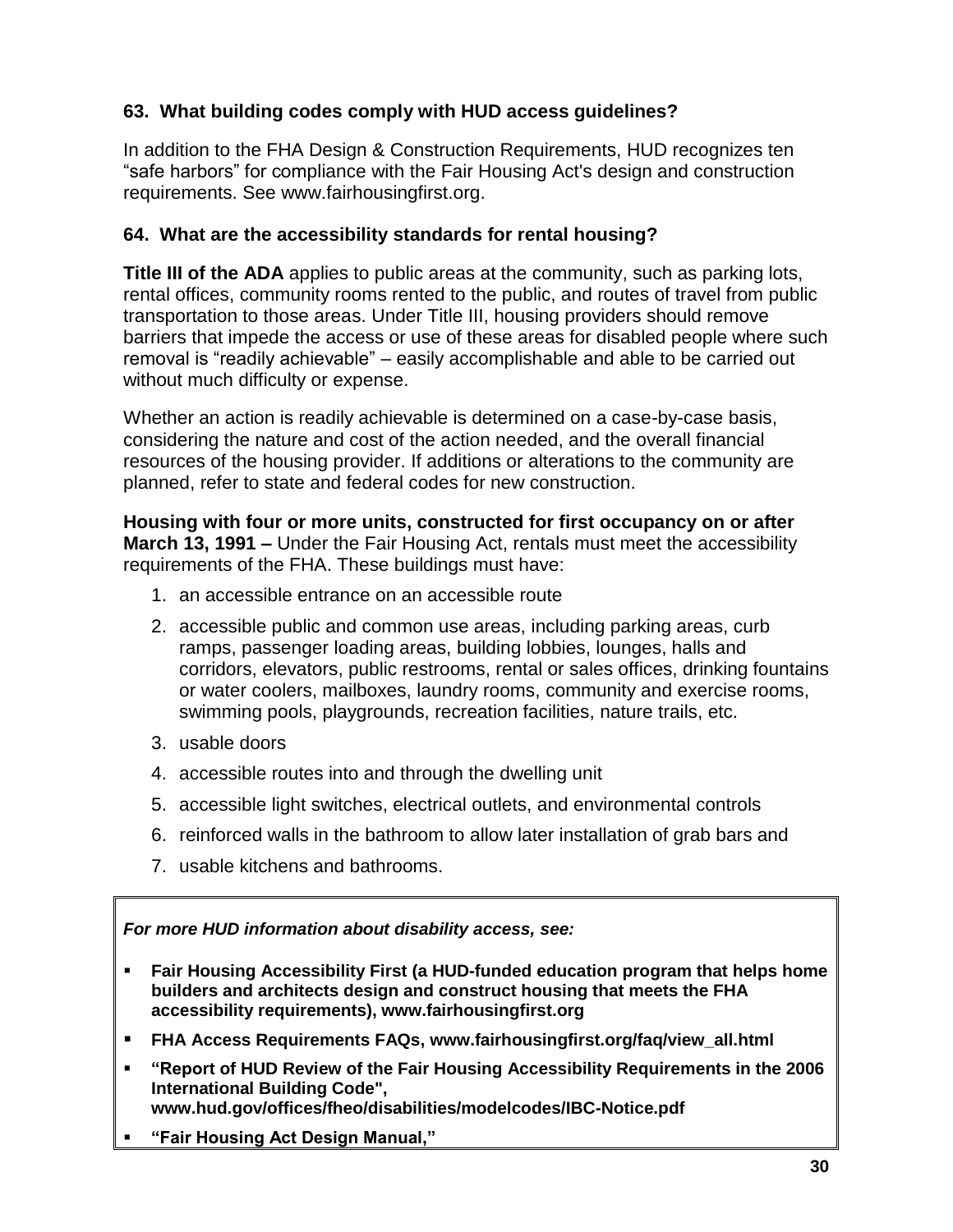### 63. What building codes comply with HUD access guidelines?

In addition to the FHA Design & Construction Requirements, HUD recognizes ten "safe harbors" for compliance with the Fair Housing Act's design and construction requirements. See www.fairhousingfirst.org.

### 64. What are the accessibility standards for rental housing?

**Title III of the ADA** applies to public areas at the community, such as parking lots, rental offices, community rooms rented to the public, and routes of travel from public transportation to those areas. Under Title III, housing providers should remove barriers that impede the access or use of these areas for disabled people where such removal is "readily achievable" – easily accomplishable and able to be carried out without much difficulty or expense.

Whether an action is readily achievable is determined on a case-by-case basis, considering the nature and cost of the action needed, and the overall financial resources of the housing provider. If additions or alterations to the community are planned, refer to state and federal codes for new construction.

**Housing with four or more units, constructed for first occupancy on or after March 13, 1991 –** Under the Fair Housing Act, rentals must meet the accessibility requirements of the FHA. These buildings must have:

1. an accessible entrance on an accessible route
2. accessible public and common use areas, including parking areas, curb ramps, passenger loading areas, building lobbies, lounges, halls and corridors, elevators, public restrooms, rental or sales offices, drinking fountains or water coolers, mailboxes, laundry rooms, community and exercise rooms, swimming pools, playgrounds, recreation facilities, nature trails, etc.
3. usable doors
4. accessible routes into and through the dwelling unit
5. accessible light switches, electrical outlets, and environmental controls
6. reinforced walls in the bathroom to allow later installation of grab bars and
7. usable kitchens and bathrooms.

***For more HUD information about disability access, see:***

- **Fair Housing Accessibility First (a HUD-funded education program that helps home builders and architects design and construct housing that meets the FHA accessibility requirements), www.fairhousingfirst.org**
- **FHA Access Requirements FAQs, www.fairhousingfirst.org/faq/view_all.html**
- **"Report of HUD Review of the Fair Housing Accessibility Requirements in the 2006 International Building Code", www.hud.gov/offices/fheo/disabilities/modelcodes/IBC-Notice.pdf**
- **"Fair Housing Act Design Manual,"**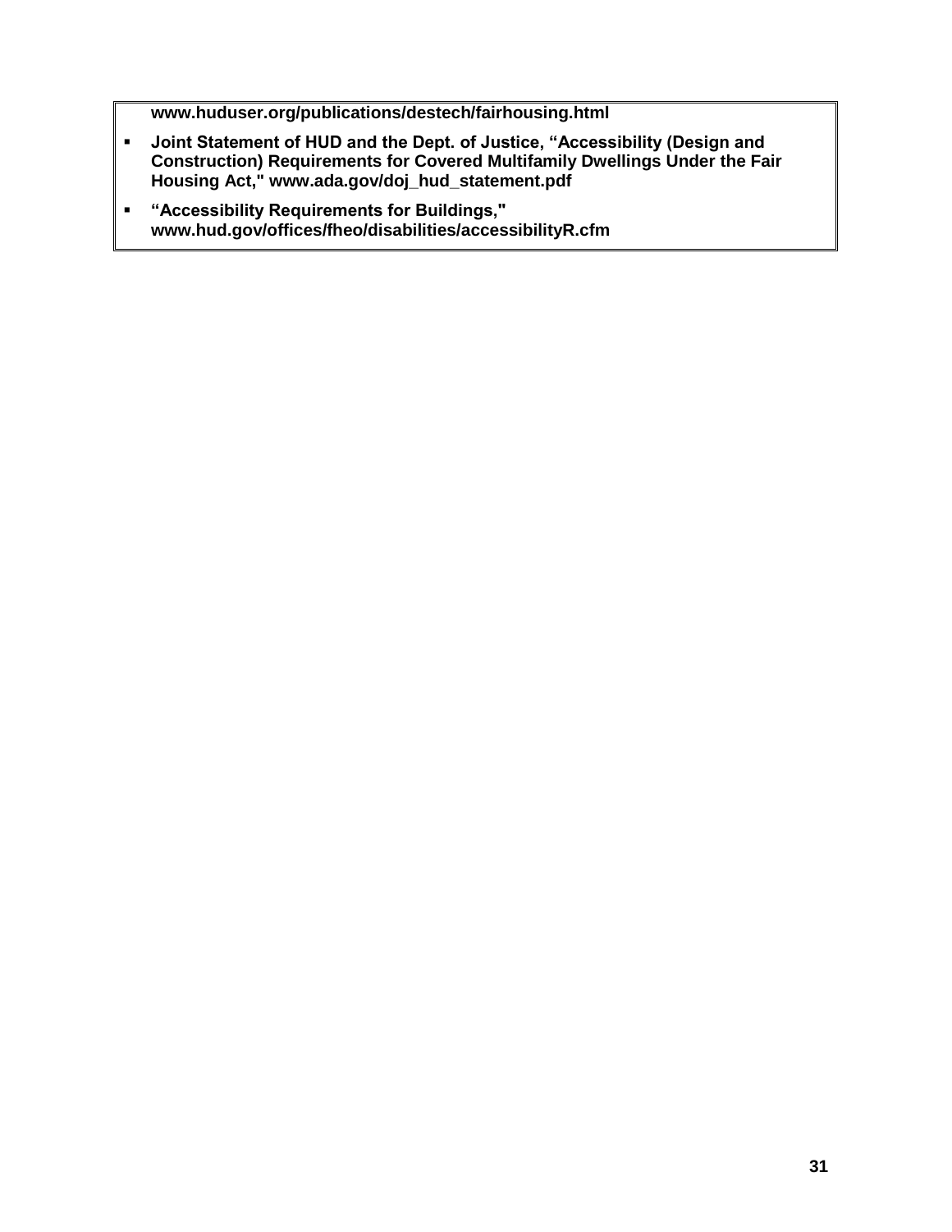**www.huduser.org/publications/destech/fairhousing.html**

- **Joint Statement of HUD and the Dept. of Justice, "Accessibility (Design and Construction) Requirements for Covered Multifamily Dwellings Under the Fair Housing Act," www.ada.gov/doj_hud_statement.pdf**
- **"Accessibility Requirements for Buildings," www.hud.gov/offices/fheo/disabilities/accessibilityR.cfm**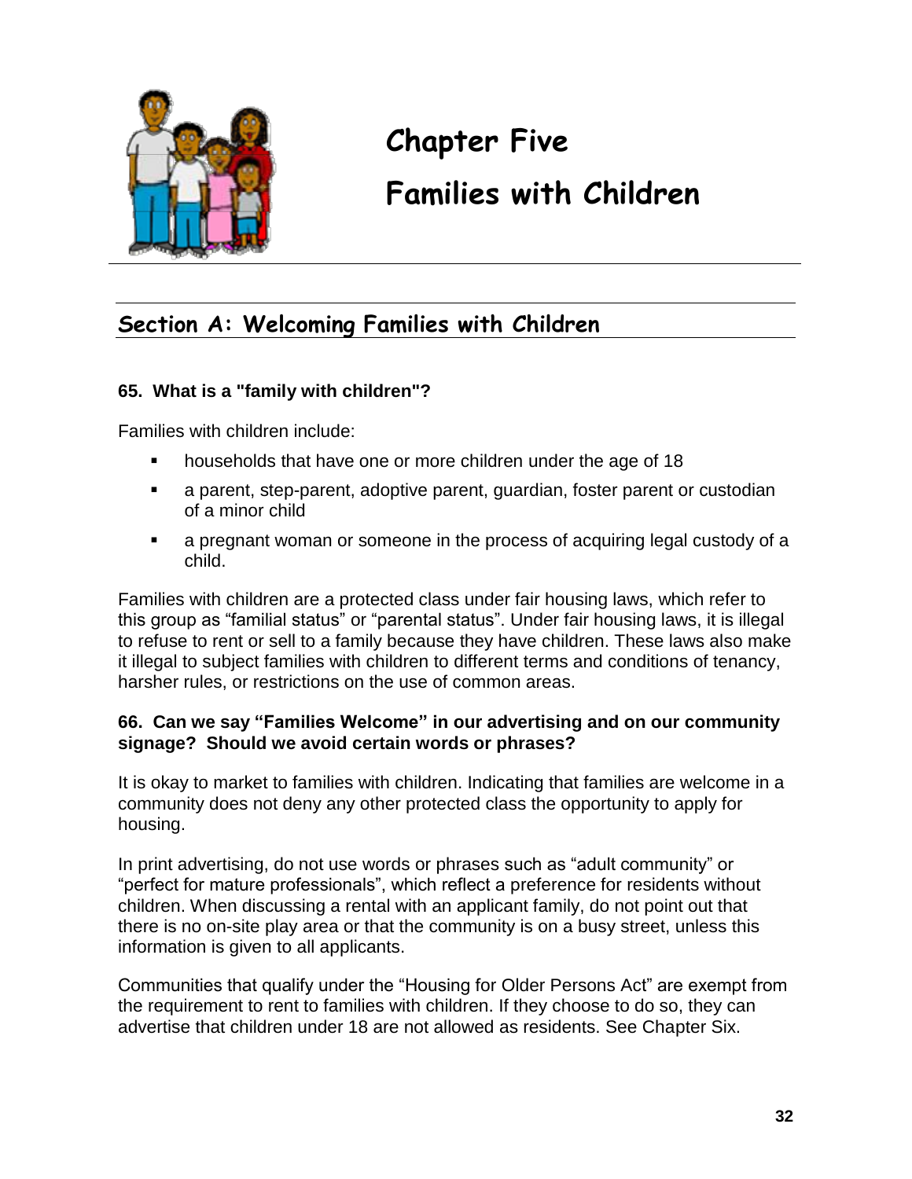# Chapter Five

# Families with Children

## Section A: Welcoming Families with Children

**65. What is a "family with children"?**

Families with children include:

- households that have one or more children under the age of 18
- a parent, step-parent, adoptive parent, guardian, foster parent or custodian of a minor child
- a pregnant woman or someone in the process of acquiring legal custody of a child.

Families with children are a protected class under fair housing laws, which refer to this group as "familial status" or "parental status". Under fair housing laws, it is illegal to refuse to rent or sell to a family because they have children. These laws also make it illegal to subject families with children to different terms and conditions of tenancy, harsher rules, or restrictions on the use of common areas.

**66. Can we say "Families Welcome" in our advertising and on our community signage? Should we avoid certain words or phrases?**

It is okay to market to families with children. Indicating that families are welcome in a community does not deny any other protected class the opportunity to apply for housing.

In print advertising, do not use words or phrases such as "adult community" or "perfect for mature professionals", which reflect a preference for residents without children. When discussing a rental with an applicant family, do not point out that there is no on-site play area or that the community is on a busy street, unless this information is given to all applicants.

Communities that qualify under the "Housing for Older Persons Act" are exempt from the requirement to rent to families with children. If they choose to do so, they can advertise that children under 18 are not allowed as residents. See Chapter Six.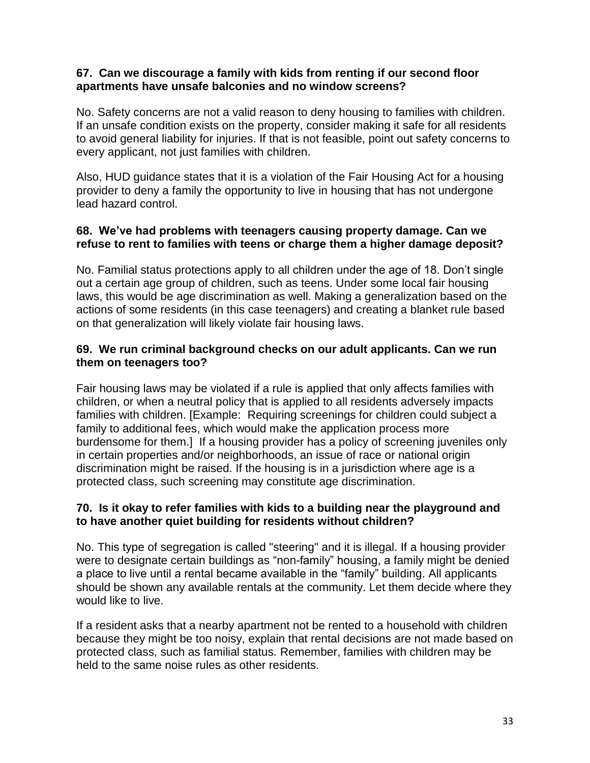**67. Can we discourage a family with kids from renting if our second floor apartments have unsafe balconies and no window screens?**

No. Safety concerns are not a valid reason to deny housing to families with children. If an unsafe condition exists on the property, consider making it safe for all residents to avoid general liability for injuries. If that is not feasible, point out safety concerns to every applicant, not just families with children.

Also, HUD guidance states that it is a violation of the Fair Housing Act for a housing provider to deny a family the opportunity to live in housing that has not undergone lead hazard control.

**68. We've had problems with teenagers causing property damage. Can we refuse to rent to families with teens or charge them a higher damage deposit?**

No. Familial status protections apply to all children under the age of 18. Don't single out a certain age group of children, such as teens. Under some local fair housing laws, this would be age discrimination as well. Making a generalization based on the actions of some residents (in this case teenagers) and creating a blanket rule based on that generalization will likely violate fair housing laws.

**69. We run criminal background checks on our adult applicants. Can we run them on teenagers too?**

Fair housing laws may be violated if a rule is applied that only affects families with children, or when a neutral policy that is applied to all residents adversely impacts families with children. [Example: Requiring screenings for children could subject a family to additional fees, which would make the application process more burdensome for them.] If a housing provider has a policy of screening juveniles only in certain properties and/or neighborhoods, an issue of race or national origin discrimination might be raised. If the housing is in a jurisdiction where age is a protected class, such screening may constitute age discrimination.

**70. Is it okay to refer families with kids to a building near the playground and to have another quiet building for residents without children?**

No. This type of segregation is called "steering" and it is illegal. If a housing provider were to designate certain buildings as "non-family" housing, a family might be denied a place to live until a rental became available in the "family" building. All applicants should be shown any available rentals at the community. Let them decide where they would like to live.

If a resident asks that a nearby apartment not be rented to a household with children because they might be too noisy, explain that rental decisions are not made based on protected class, such as familial status. Remember, families with children may be held to the same noise rules as other residents.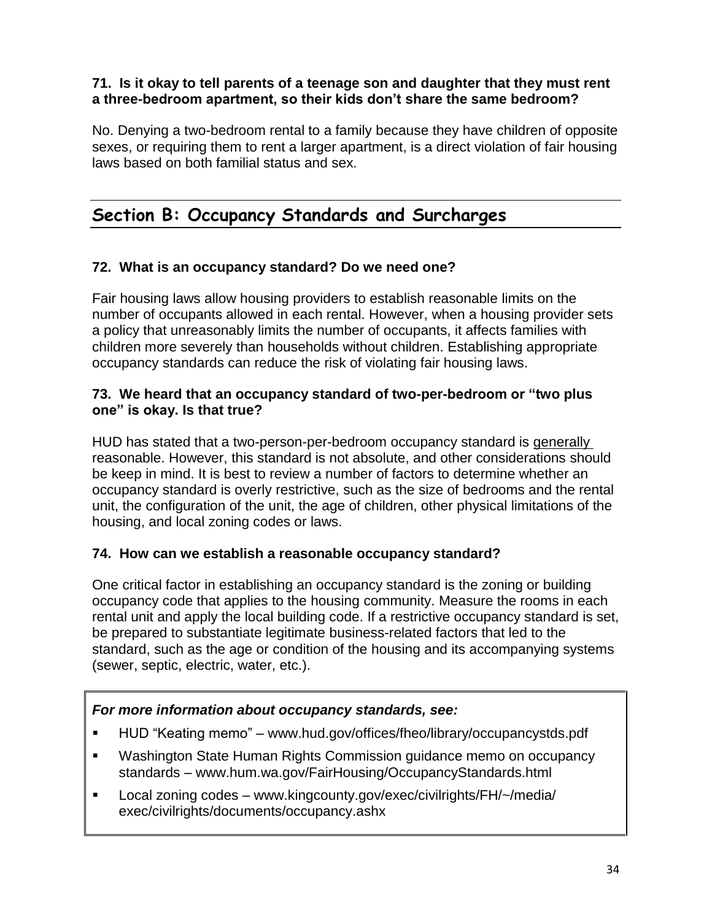**71. Is it okay to tell parents of a teenage son and daughter that they must rent a three-bedroom apartment, so their kids don't share the same bedroom?**

No. Denying a two-bedroom rental to a family because they have children of opposite sexes, or requiring them to rent a larger apartment, is a direct violation of fair housing laws based on both familial status and sex.

## Section B: Occupancy Standards and Surcharges

**72. What is an occupancy standard? Do we need one?**

Fair housing laws allow housing providers to establish reasonable limits on the number of occupants allowed in each rental. However, when a housing provider sets a policy that unreasonably limits the number of occupants, it affects families with children more severely than households without children. Establishing appropriate occupancy standards can reduce the risk of violating fair housing laws.

**73. We heard that an occupancy standard of two-per-bedroom or "two plus one" is okay. Is that true?**

HUD has stated that a two-person-per-bedroom occupancy standard is generally reasonable. However, this standard is not absolute, and other considerations should be keep in mind. It is best to review a number of factors to determine whether an occupancy standard is overly restrictive, such as the size of bedrooms and the rental unit, the configuration of the unit, the age of children, other physical limitations of the housing, and local zoning codes or laws.

**74. How can we establish a reasonable occupancy standard?**

One critical factor in establishing an occupancy standard is the zoning or building occupancy code that applies to the housing community. Measure the rooms in each rental unit and apply the local building code. If a restrictive occupancy standard is set, be prepared to substantiate legitimate business-related factors that led to the standard, such as the age or condition of the housing and its accompanying systems (sewer, septic, electric, water, etc.).

***For more information about occupancy standards, see:***

- HUD "Keating memo" – www.hud.gov/offices/fheo/library/occupancystds.pdf
- Washington State Human Rights Commission guidance memo on occupancy standards – www.hum.wa.gov/FairHousing/OccupancyStandards.html
- Local zoning codes – www.kingcounty.gov/exec/civilrights/FH/~/media/exec/civilrights/documents/occupancy.ashx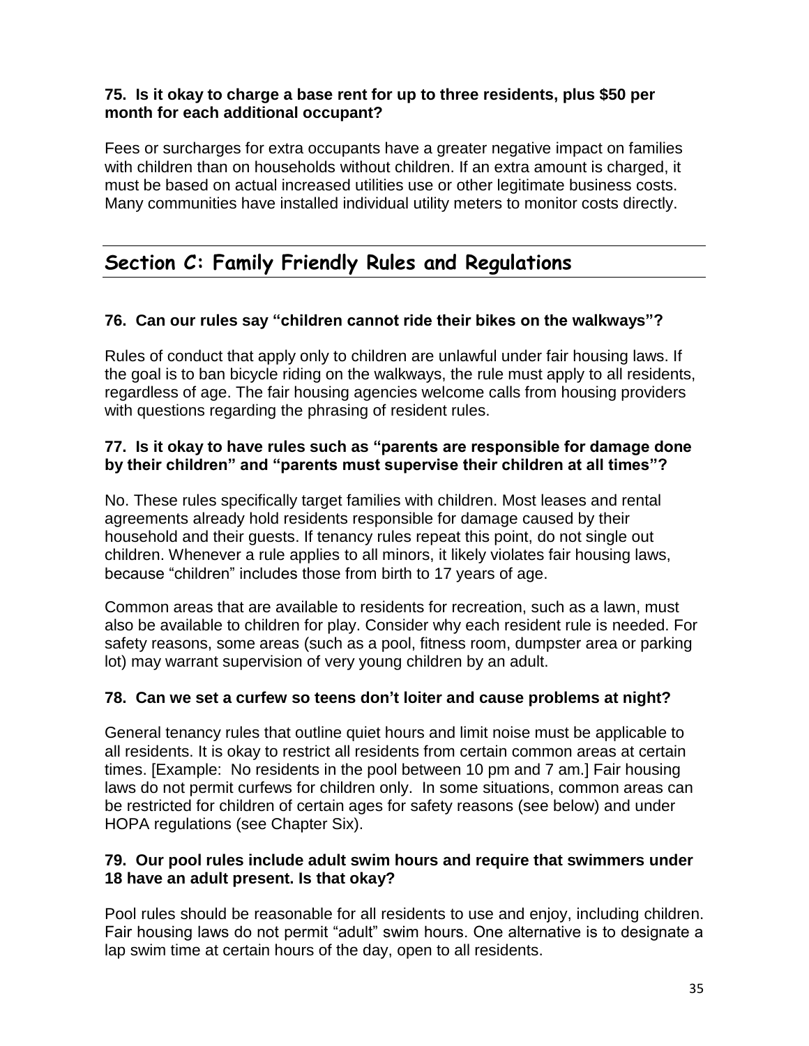**75. Is it okay to charge a base rent for up to three residents, plus $50 per month for each additional occupant?**

Fees or surcharges for extra occupants have a greater negative impact on families with children than on households without children. If an extra amount is charged, it must be based on actual increased utilities use or other legitimate business costs. Many communities have installed individual utility meters to monitor costs directly.

## Section C: Family Friendly Rules and Regulations

**76. Can our rules say "children cannot ride their bikes on the walkways"?**

Rules of conduct that apply only to children are unlawful under fair housing laws. If the goal is to ban bicycle riding on the walkways, the rule must apply to all residents, regardless of age. The fair housing agencies welcome calls from housing providers with questions regarding the phrasing of resident rules.

**77. Is it okay to have rules such as "parents are responsible for damage done by their children" and "parents must supervise their children at all times"?**

No. These rules specifically target families with children. Most leases and rental agreements already hold residents responsible for damage caused by their household and their guests. If tenancy rules repeat this point, do not single out children. Whenever a rule applies to all minors, it likely violates fair housing laws, because "children" includes those from birth to 17 years of age.

Common areas that are available to residents for recreation, such as a lawn, must also be available to children for play. Consider why each resident rule is needed. For safety reasons, some areas (such as a pool, fitness room, dumpster area or parking lot) may warrant supervision of very young children by an adult.

**78. Can we set a curfew so teens don't loiter and cause problems at night?**

General tenancy rules that outline quiet hours and limit noise must be applicable to all residents. It is okay to restrict all residents from certain common areas at certain times. [Example: No residents in the pool between 10 pm and 7 am.] Fair housing laws do not permit curfews for children only. In some situations, common areas can be restricted for children of certain ages for safety reasons (see below) and under HOPA regulations (see Chapter Six).

**79. Our pool rules include adult swim hours and require that swimmers under 18 have an adult present. Is that okay?**

Pool rules should be reasonable for all residents to use and enjoy, including children. Fair housing laws do not permit "adult" swim hours. One alternative is to designate a lap swim time at certain hours of the day, open to all residents.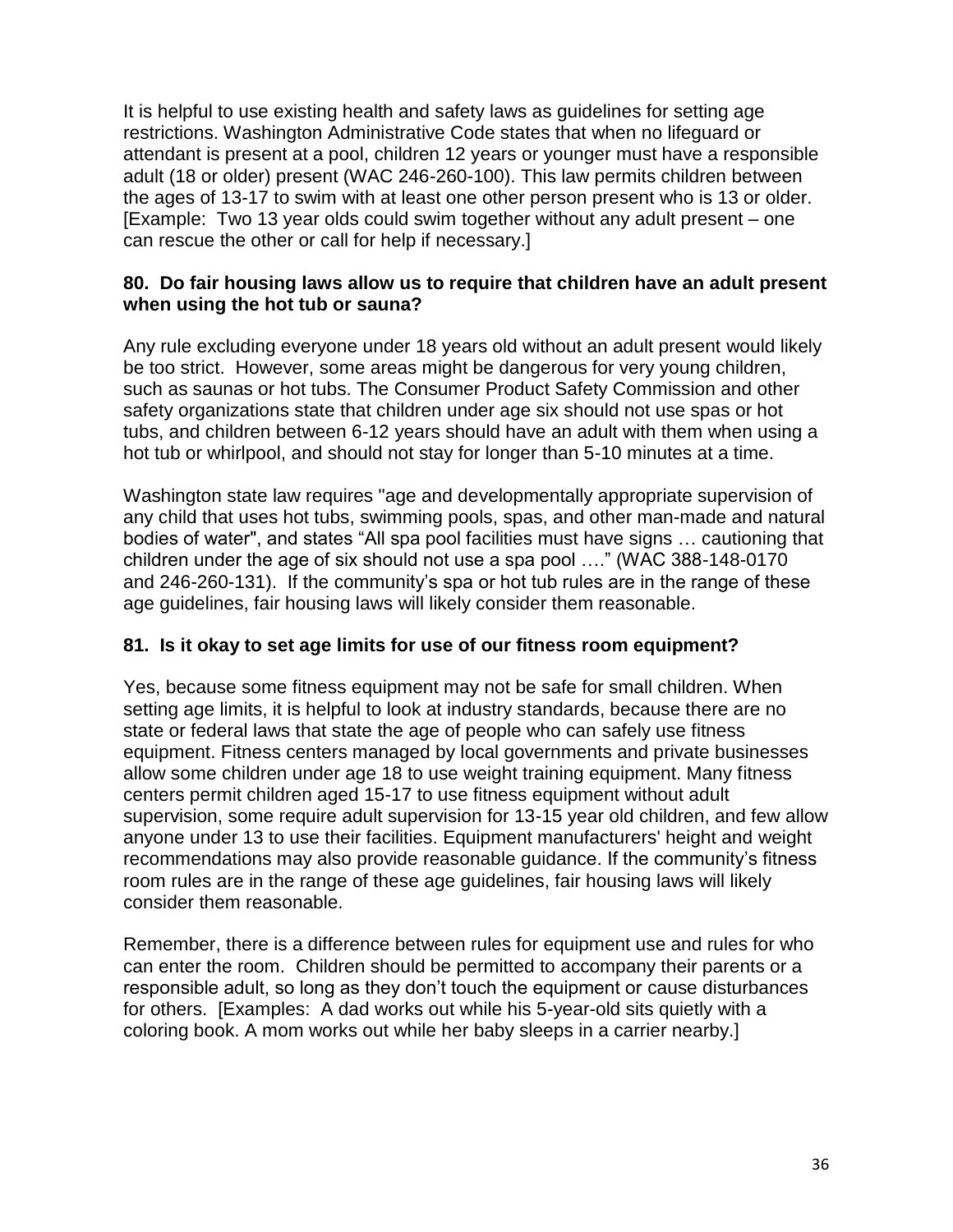It is helpful to use existing health and safety laws as guidelines for setting age restrictions. Washington Administrative Code states that when no lifeguard or attendant is present at a pool, children 12 years or younger must have a responsible adult (18 or older) present (WAC 246-260-100). This law permits children between the ages of 13-17 to swim with at least one other person present who is 13 or older. [Example: Two 13 year olds could swim together without any adult present – one can rescue the other or call for help if necessary.]

**80. Do fair housing laws allow us to require that children have an adult present when using the hot tub or sauna?**

Any rule excluding everyone under 18 years old without an adult present would likely be too strict. However, some areas might be dangerous for very young children, such as saunas or hot tubs. The Consumer Product Safety Commission and other safety organizations state that children under age six should not use spas or hot tubs, and children between 6-12 years should have an adult with them when using a hot tub or whirlpool, and should not stay for longer than 5-10 minutes at a time.

Washington state law requires "age and developmentally appropriate supervision of any child that uses hot tubs, swimming pools, spas, and other man-made and natural bodies of water", and states "All spa pool facilities must have signs … cautioning that children under the age of six should not use a spa pool …." (WAC 388-148-0170 and 246-260-131). If the community's spa or hot tub rules are in the range of these age guidelines, fair housing laws will likely consider them reasonable.

**81. Is it okay to set age limits for use of our fitness room equipment?**

Yes, because some fitness equipment may not be safe for small children. When setting age limits, it is helpful to look at industry standards, because there are no state or federal laws that state the age of people who can safely use fitness equipment. Fitness centers managed by local governments and private businesses allow some children under age 18 to use weight training equipment. Many fitness centers permit children aged 15-17 to use fitness equipment without adult supervision, some require adult supervision for 13-15 year old children, and few allow anyone under 13 to use their facilities. Equipment manufacturers' height and weight recommendations may also provide reasonable guidance. If the community's fitness room rules are in the range of these age guidelines, fair housing laws will likely consider them reasonable.

Remember, there is a difference between rules for equipment use and rules for who can enter the room. Children should be permitted to accompany their parents or a responsible adult, so long as they don't touch the equipment or cause disturbances for others. [Examples: A dad works out while his 5-year-old sits quietly with a coloring book. A mom works out while her baby sleeps in a carrier nearby.]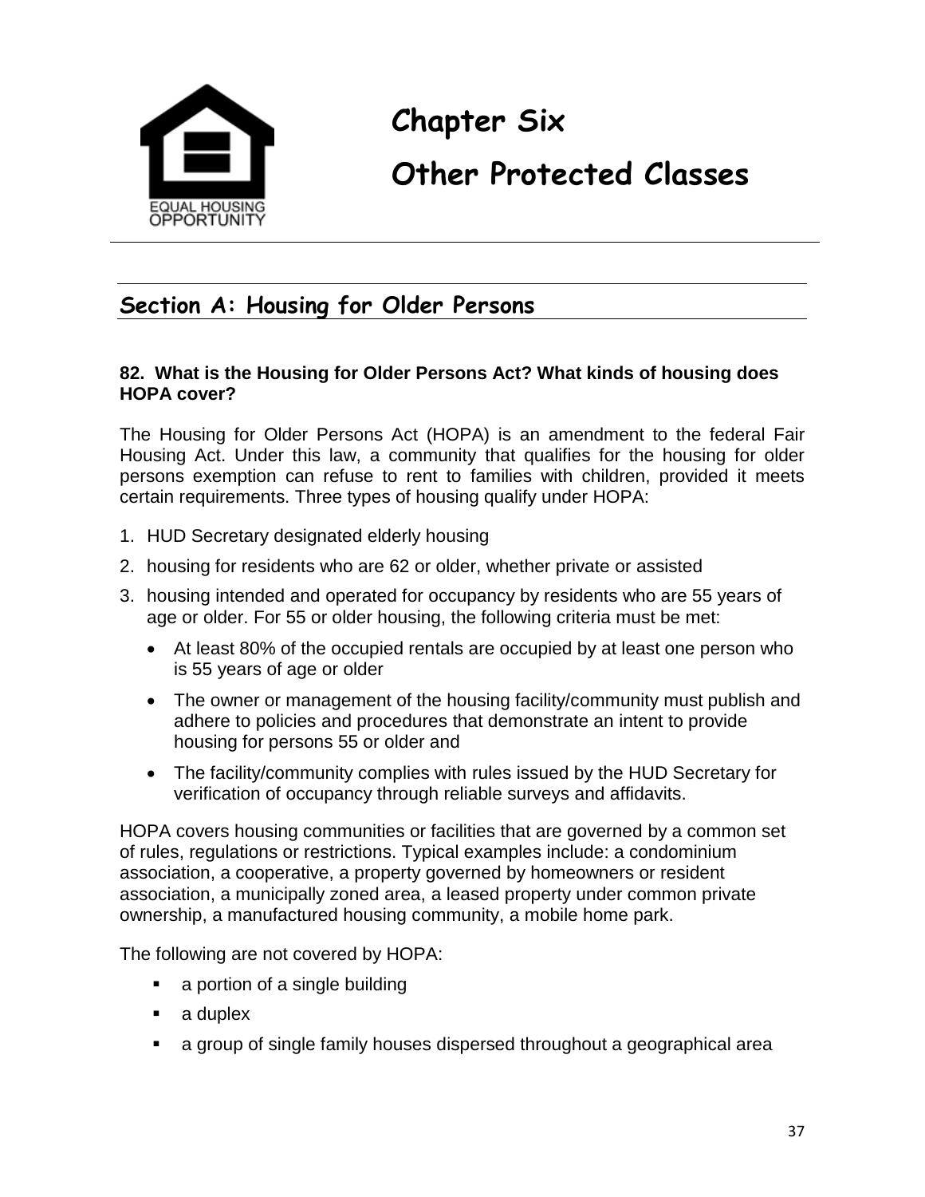# Chapter Six

# Other Protected Classes

## Section A: Housing for Older Persons

**82. What is the Housing for Older Persons Act? What kinds of housing does HOPA cover?**

The Housing for Older Persons Act (HOPA) is an amendment to the federal Fair Housing Act. Under this law, a community that qualifies for the housing for older persons exemption can refuse to rent to families with children, provided it meets certain requirements. Three types of housing qualify under HOPA:

1. HUD Secretary designated elderly housing
2. housing for residents who are 62 or older, whether private or assisted
3. housing intended and operated for occupancy by residents who are 55 years of age or older. For 55 or older housing, the following criteria must be met:
   - At least 80% of the occupied rentals are occupied by at least one person who is 55 years of age or older
   - The owner or management of the housing facility/community must publish and adhere to policies and procedures that demonstrate an intent to provide housing for persons 55 or older and
   - The facility/community complies with rules issued by the HUD Secretary for verification of occupancy through reliable surveys and affidavits.

HOPA covers housing communities or facilities that are governed by a common set of rules, regulations or restrictions. Typical examples include: a condominium association, a cooperative, a property governed by homeowners or resident association, a municipally zoned area, a leased property under common private ownership, a manufactured housing community, a mobile home park.

The following are not covered by HOPA:

- a portion of a single building
- a duplex
- a group of single family houses dispersed throughout a geographical area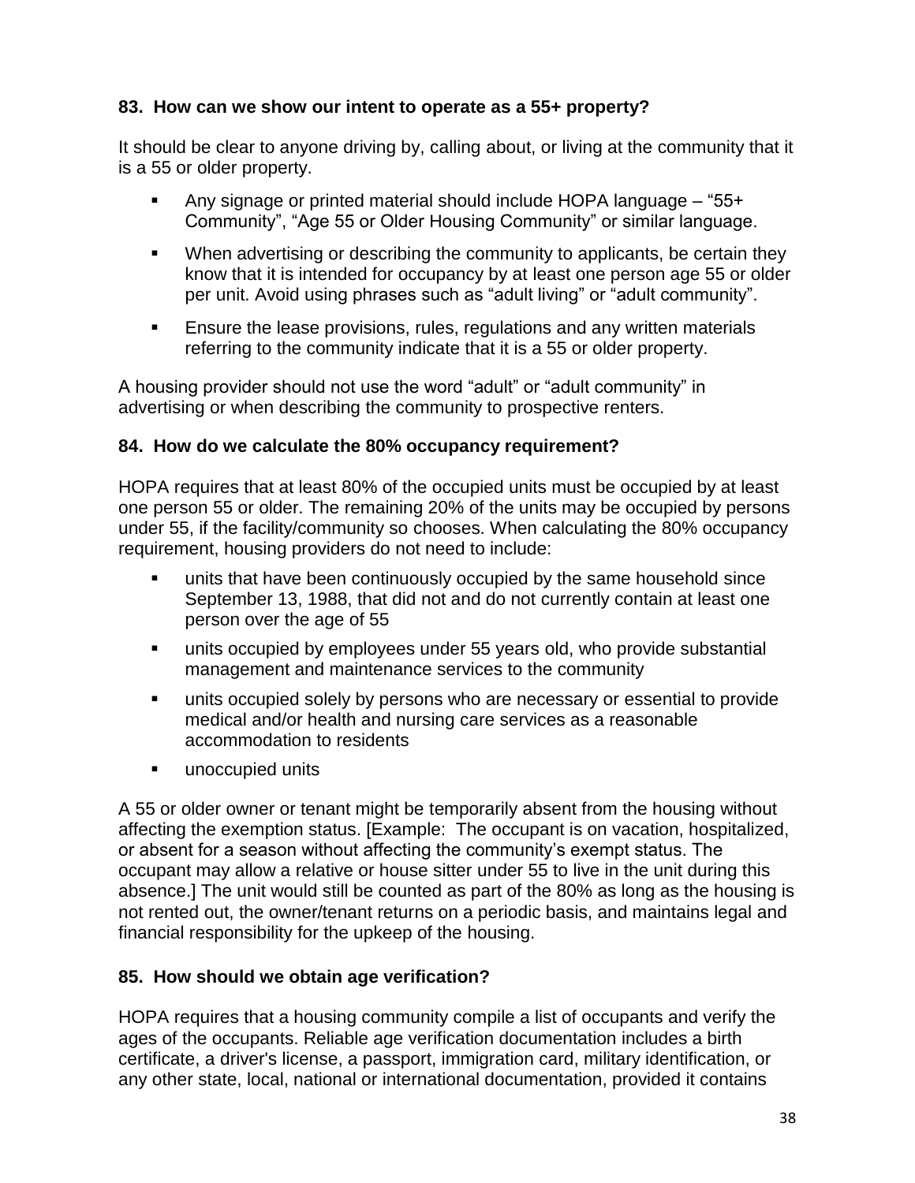### 83. How can we show our intent to operate as a 55+ property?

It should be clear to anyone driving by, calling about, or living at the community that it is a 55 or older property.

- Any signage or printed material should include HOPA language – "55+ Community", "Age 55 or Older Housing Community" or similar language.
- When advertising or describing the community to applicants, be certain they know that it is intended for occupancy by at least one person age 55 or older per unit. Avoid using phrases such as "adult living" or "adult community".
- Ensure the lease provisions, rules, regulations and any written materials referring to the community indicate that it is a 55 or older property.

A housing provider should not use the word "adult" or "adult community" in advertising or when describing the community to prospective renters.

### 84. How do we calculate the 80% occupancy requirement?

HOPA requires that at least 80% of the occupied units must be occupied by at least one person 55 or older. The remaining 20% of the units may be occupied by persons under 55, if the facility/community so chooses. When calculating the 80% occupancy requirement, housing providers do not need to include:

- units that have been continuously occupied by the same household since September 13, 1988, that did not and do not currently contain at least one person over the age of 55
- units occupied by employees under 55 years old, who provide substantial management and maintenance services to the community
- units occupied solely by persons who are necessary or essential to provide medical and/or health and nursing care services as a reasonable accommodation to residents
- unoccupied units

A 55 or older owner or tenant might be temporarily absent from the housing without affecting the exemption status. [Example: The occupant is on vacation, hospitalized, or absent for a season without affecting the community's exempt status. The occupant may allow a relative or house sitter under 55 to live in the unit during this absence.] The unit would still be counted as part of the 80% as long as the housing is not rented out, the owner/tenant returns on a periodic basis, and maintains legal and financial responsibility for the upkeep of the housing.

### 85. How should we obtain age verification?

HOPA requires that a housing community compile a list of occupants and verify the ages of the occupants. Reliable age verification documentation includes a birth certificate, a driver's license, a passport, immigration card, military identification, or any other state, local, national or international documentation, provided it contains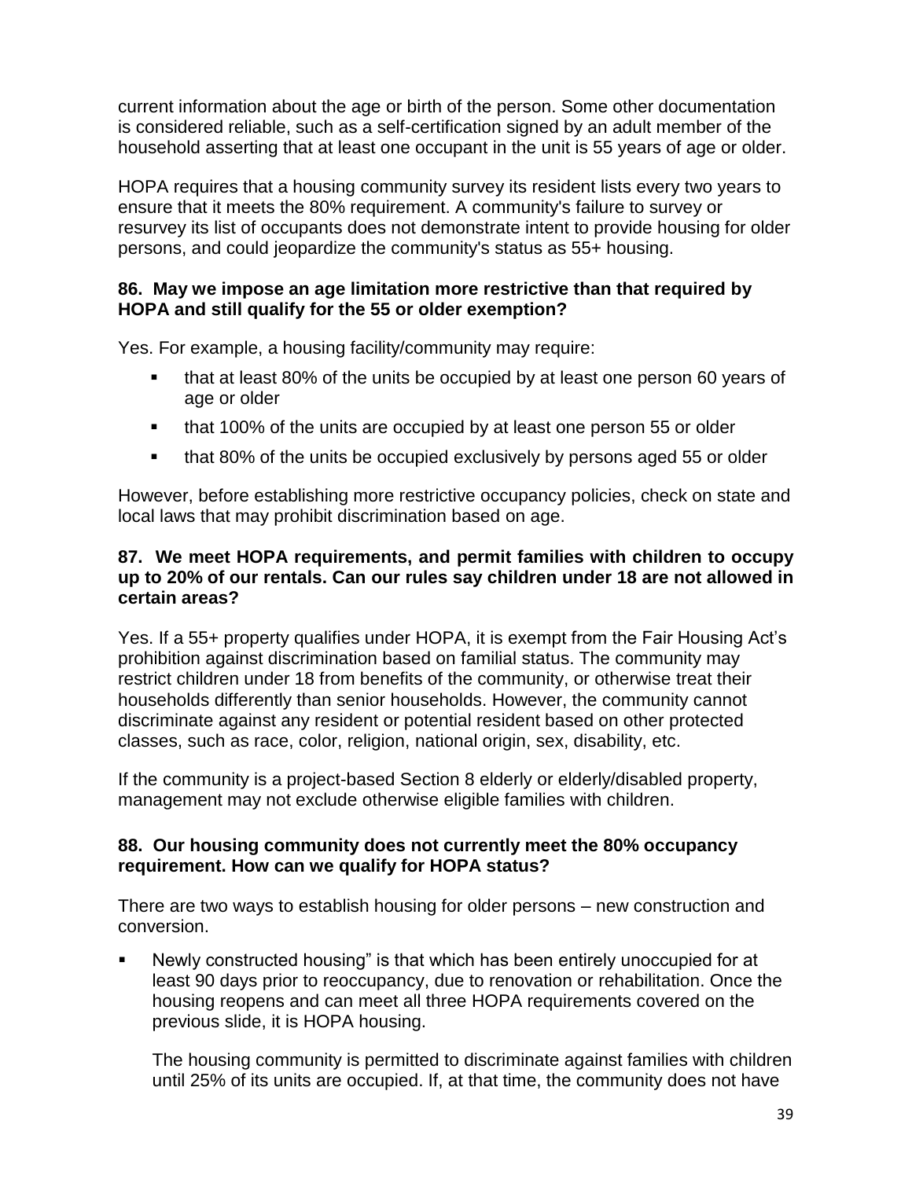current information about the age or birth of the person. Some other documentation is considered reliable, such as a self-certification signed by an adult member of the household asserting that at least one occupant in the unit is 55 years of age or older.

HOPA requires that a housing community survey its resident lists every two years to ensure that it meets the 80% requirement. A community's failure to survey or resurvey its list of occupants does not demonstrate intent to provide housing for older persons, and could jeopardize the community's status as 55+ housing.

### 86. May we impose an age limitation more restrictive than that required by HOPA and still qualify for the 55 or older exemption?

Yes. For example, a housing facility/community may require:

- that at least 80% of the units be occupied by at least one person 60 years of age or older
- that 100% of the units are occupied by at least one person 55 or older
- that 80% of the units be occupied exclusively by persons aged 55 or older

However, before establishing more restrictive occupancy policies, check on state and local laws that may prohibit discrimination based on age.

### 87. We meet HOPA requirements, and permit families with children to occupy up to 20% of our rentals. Can our rules say children under 18 are not allowed in certain areas?

Yes. If a 55+ property qualifies under HOPA, it is exempt from the Fair Housing Act's prohibition against discrimination based on familial status. The community may restrict children under 18 from benefits of the community, or otherwise treat their households differently than senior households. However, the community cannot discriminate against any resident or potential resident based on other protected classes, such as race, color, religion, national origin, sex, disability, etc.

If the community is a project-based Section 8 elderly or elderly/disabled property, management may not exclude otherwise eligible families with children.

### 88. Our housing community does not currently meet the 80% occupancy requirement. How can we qualify for HOPA status?

There are two ways to establish housing for older persons – new construction and conversion.

- Newly constructed housing" is that which has been entirely unoccupied for at least 90 days prior to reoccupancy, due to renovation or rehabilitation. Once the housing reopens and can meet all three HOPA requirements covered on the previous slide, it is HOPA housing.

  The housing community is permitted to discriminate against families with children until 25% of its units are occupied. If, at that time, the community does not have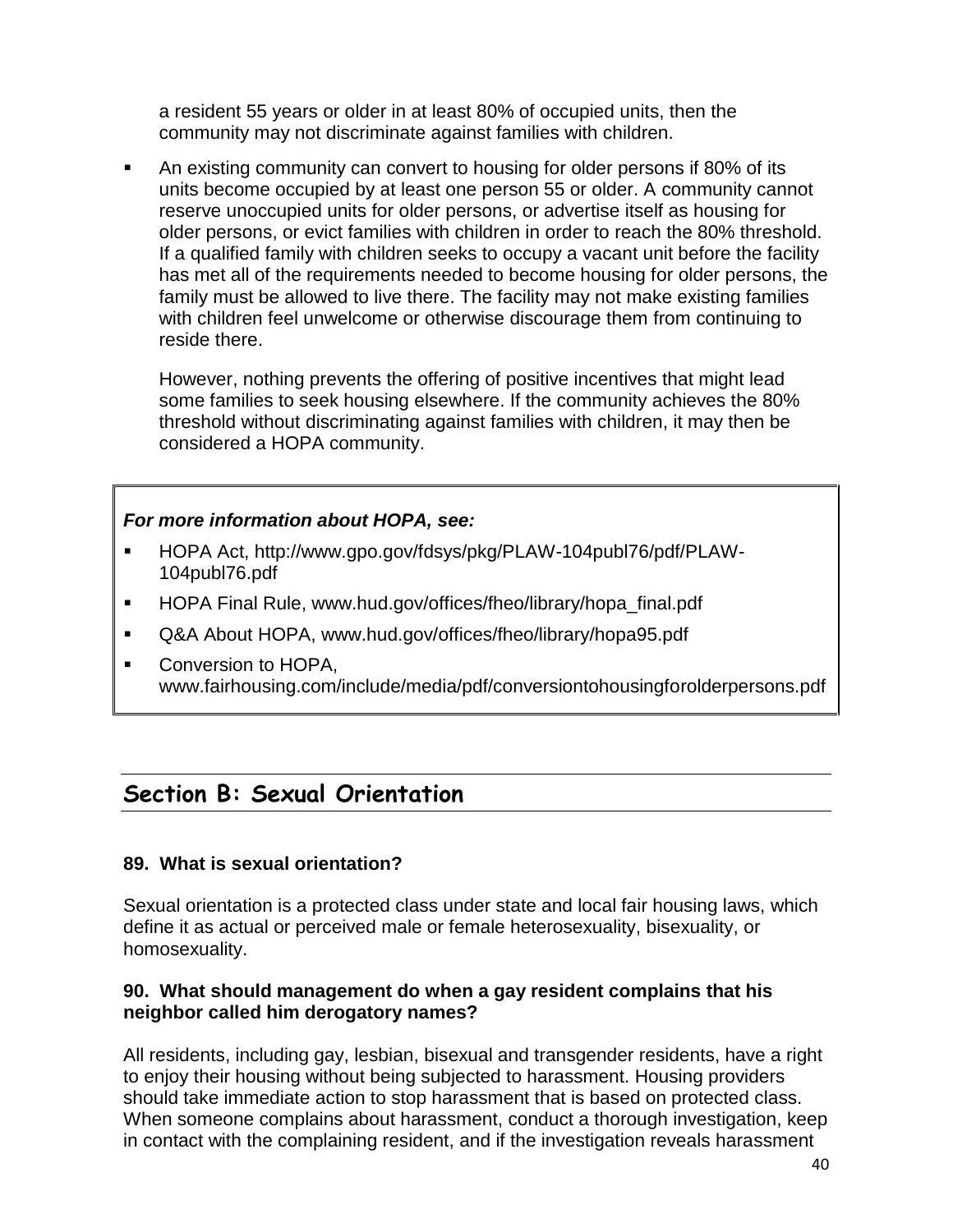a resident 55 years or older in at least 80% of occupied units, then the community may not discriminate against families with children.

- An existing community can convert to housing for older persons if 80% of its units become occupied by at least one person 55 or older. A community cannot reserve unoccupied units for older persons, or advertise itself as housing for older persons, or evict families with children in order to reach the 80% threshold. If a qualified family with children seeks to occupy a vacant unit before the facility has met all of the requirements needed to become housing for older persons, the family must be allowed to live there. The facility may not make existing families with children feel unwelcome or otherwise discourage them from continuing to reside there.

  However, nothing prevents the offering of positive incentives that might lead some families to seek housing elsewhere. If the community achieves the 80% threshold without discriminating against families with children, it may then be considered a HOPA community.

***For more information about HOPA, see:***

- HOPA Act, http://www.gpo.gov/fdsys/pkg/PLAW-104publ76/pdf/PLAW-104publ76.pdf
- HOPA Final Rule, www.hud.gov/offices/fheo/library/hopa_final.pdf
- Q&A About HOPA, www.hud.gov/offices/fheo/library/hopa95.pdf
- Conversion to HOPA, www.fairhousing.com/include/media/pdf/conversiontohousingforolderpersons.pdf

## Section B: Sexual Orientation

**89. What is sexual orientation?**

Sexual orientation is a protected class under state and local fair housing laws, which define it as actual or perceived male or female heterosexuality, bisexuality, or homosexuality.

**90. What should management do when a gay resident complains that his neighbor called him derogatory names?**

All residents, including gay, lesbian, bisexual and transgender residents, have a right to enjoy their housing without being subjected to harassment. Housing providers should take immediate action to stop harassment that is based on protected class. When someone complains about harassment, conduct a thorough investigation, keep in contact with the complaining resident, and if the investigation reveals harassment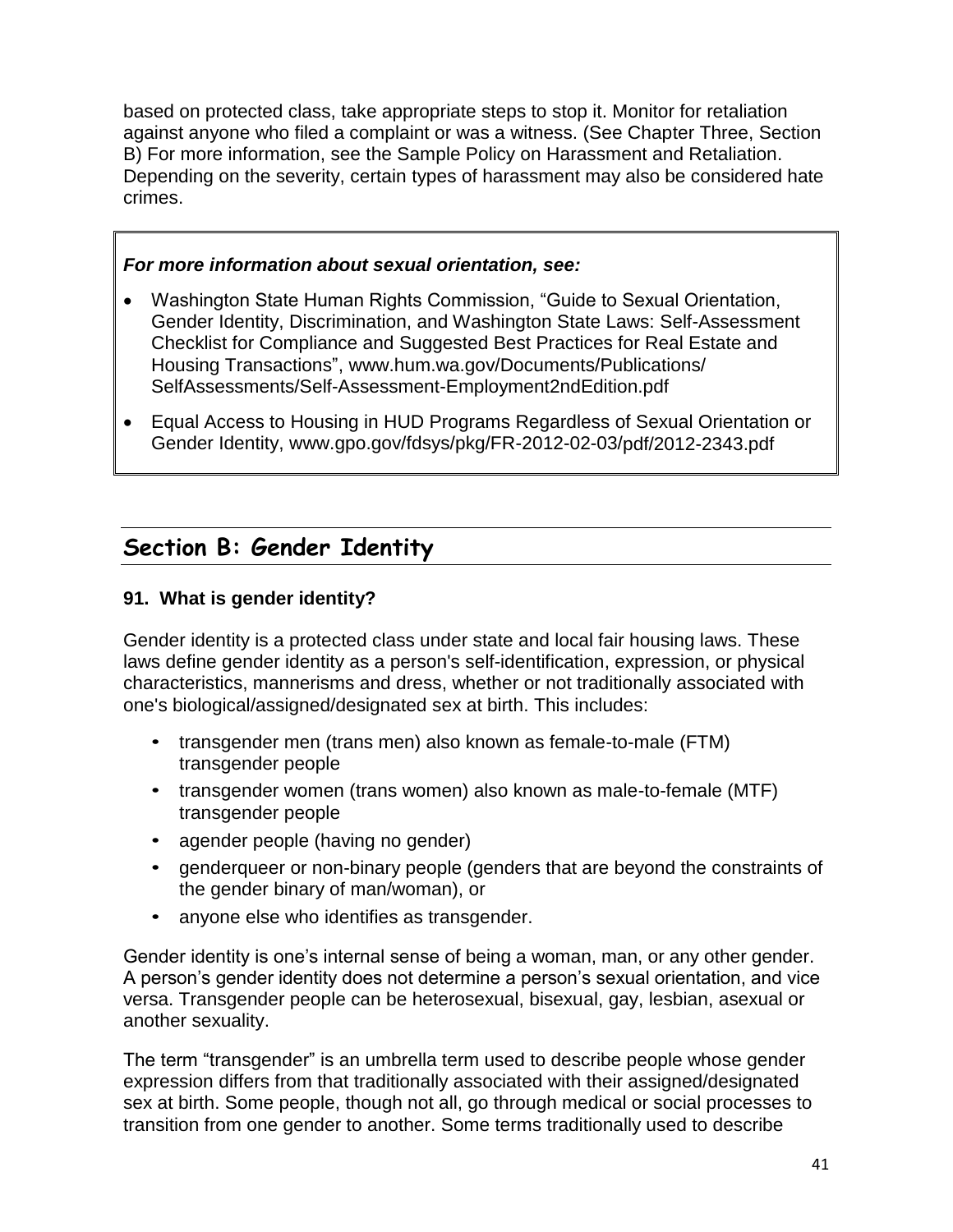based on protected class, take appropriate steps to stop it. Monitor for retaliation against anyone who filed a complaint or was a witness. (See Chapter Three, Section B) For more information, see the Sample Policy on Harassment and Retaliation. Depending on the severity, certain types of harassment may also be considered hate crimes.

***For more information about sexual orientation, see:***

- Washington State Human Rights Commission, "Guide to Sexual Orientation, Gender Identity, Discrimination, and Washington State Laws: Self-Assessment Checklist for Compliance and Suggested Best Practices for Real Estate and Housing Transactions", www.hum.wa.gov/Documents/Publications/ SelfAssessments/Self-Assessment-Employment2ndEdition.pdf
- Equal Access to Housing in HUD Programs Regardless of Sexual Orientation or Gender Identity, www.gpo.gov/fdsys/pkg/FR-2012-02-03/pdf/2012-2343.pdf

## Section B: Gender Identity

### 91. What is gender identity?

Gender identity is a protected class under state and local fair housing laws. These laws define gender identity as a person's self-identification, expression, or physical characteristics, mannerisms and dress, whether or not traditionally associated with one's biological/assigned/designated sex at birth. This includes:

- transgender men (trans men) also known as female-to-male (FTM) transgender people
- transgender women (trans women) also known as male-to-female (MTF) transgender people
- agender people (having no gender)
- genderqueer or non-binary people (genders that are beyond the constraints of the gender binary of man/woman), or
- anyone else who identifies as transgender.

Gender identity is one's internal sense of being a woman, man, or any other gender. A person's gender identity does not determine a person's sexual orientation, and vice versa. Transgender people can be heterosexual, bisexual, gay, lesbian, asexual or another sexuality.

The term "transgender" is an umbrella term used to describe people whose gender expression differs from that traditionally associated with their assigned/designated sex at birth. Some people, though not all, go through medical or social processes to transition from one gender to another. Some terms traditionally used to describe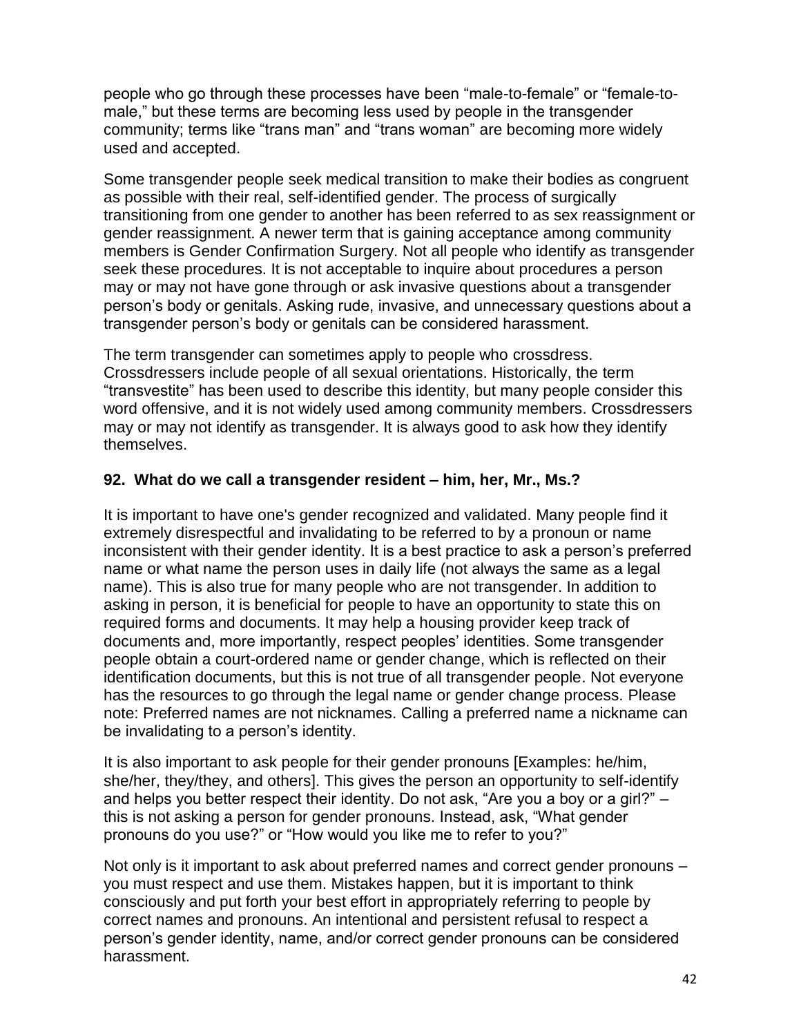people who go through these processes have been "male-to-female" or "female-to-male," but these terms are becoming less used by people in the transgender community; terms like "trans man" and "trans woman" are becoming more widely used and accepted.

Some transgender people seek medical transition to make their bodies as congruent as possible with their real, self-identified gender. The process of surgically transitioning from one gender to another has been referred to as sex reassignment or gender reassignment. A newer term that is gaining acceptance among community members is Gender Confirmation Surgery. Not all people who identify as transgender seek these procedures. It is not acceptable to inquire about procedures a person may or may not have gone through or ask invasive questions about a transgender person's body or genitals. Asking rude, invasive, and unnecessary questions about a transgender person's body or genitals can be considered harassment.

The term transgender can sometimes apply to people who crossdress. Crossdressers include people of all sexual orientations. Historically, the term "transvestite" has been used to describe this identity, but many people consider this word offensive, and it is not widely used among community members. Crossdressers may or may not identify as transgender. It is always good to ask how they identify themselves.

### 92. What do we call a transgender resident – him, her, Mr., Ms.?

It is important to have one's gender recognized and validated. Many people find it extremely disrespectful and invalidating to be referred to by a pronoun or name inconsistent with their gender identity. It is a best practice to ask a person's preferred name or what name the person uses in daily life (not always the same as a legal name). This is also true for many people who are not transgender. In addition to asking in person, it is beneficial for people to have an opportunity to state this on required forms and documents. It may help a housing provider keep track of documents and, more importantly, respect peoples' identities. Some transgender people obtain a court-ordered name or gender change, which is reflected on their identification documents, but this is not true of all transgender people. Not everyone has the resources to go through the legal name or gender change process. Please note: Preferred names are not nicknames. Calling a preferred name a nickname can be invalidating to a person's identity.

It is also important to ask people for their gender pronouns [Examples: he/him, she/her, they/they, and others]. This gives the person an opportunity to self-identify and helps you better respect their identity. Do not ask, "Are you a boy or a girl?" – this is not asking a person for gender pronouns. Instead, ask, "What gender pronouns do you use?" or "How would you like me to refer to you?"

Not only is it important to ask about preferred names and correct gender pronouns – you must respect and use them. Mistakes happen, but it is important to think consciously and put forth your best effort in appropriately referring to people by correct names and pronouns. An intentional and persistent refusal to respect a person's gender identity, name, and/or correct gender pronouns can be considered harassment.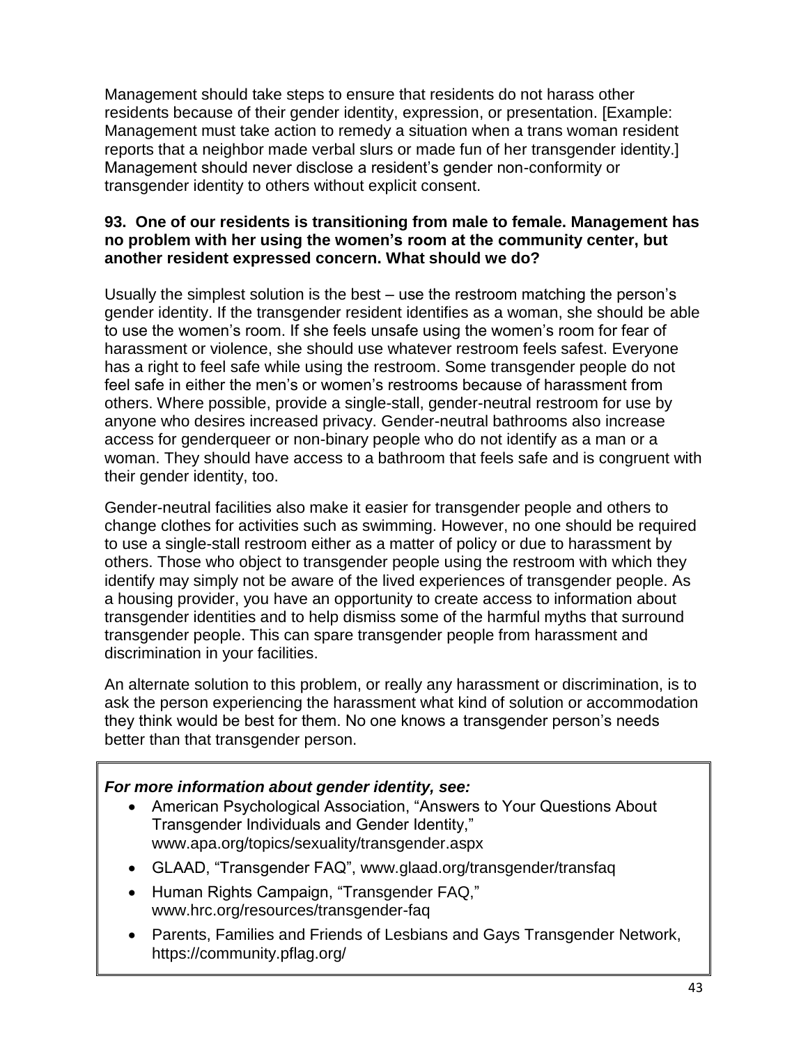Management should take steps to ensure that residents do not harass other residents because of their gender identity, expression, or presentation. [Example: Management must take action to remedy a situation when a trans woman resident reports that a neighbor made verbal slurs or made fun of her transgender identity.] Management should never disclose a resident's gender non-conformity or transgender identity to others without explicit consent.

**93. One of our residents is transitioning from male to female. Management has no problem with her using the women's room at the community center, but another resident expressed concern. What should we do?**

Usually the simplest solution is the best – use the restroom matching the person's gender identity. If the transgender resident identifies as a woman, she should be able to use the women's room. If she feels unsafe using the women's room for fear of harassment or violence, she should use whatever restroom feels safest. Everyone has a right to feel safe while using the restroom. Some transgender people do not feel safe in either the men's or women's restrooms because of harassment from others. Where possible, provide a single-stall, gender-neutral restroom for use by anyone who desires increased privacy. Gender-neutral bathrooms also increase access for genderqueer or non-binary people who do not identify as a man or a woman. They should have access to a bathroom that feels safe and is congruent with their gender identity, too.

Gender-neutral facilities also make it easier for transgender people and others to change clothes for activities such as swimming. However, no one should be required to use a single-stall restroom either as a matter of policy or due to harassment by others. Those who object to transgender people using the restroom with which they identify may simply not be aware of the lived experiences of transgender people. As a housing provider, you have an opportunity to create access to information about transgender identities and to help dismiss some of the harmful myths that surround transgender people. This can spare transgender people from harassment and discrimination in your facilities.

An alternate solution to this problem, or really any harassment or discrimination, is to ask the person experiencing the harassment what kind of solution or accommodation they think would be best for them. No one knows a transgender person's needs better than that transgender person.

***For more information about gender identity, see:***

- American Psychological Association, "Answers to Your Questions About Transgender Individuals and Gender Identity," www.apa.org/topics/sexuality/transgender.aspx
- GLAAD, "Transgender FAQ", www.glaad.org/transgender/transfaq
- Human Rights Campaign, "Transgender FAQ," www.hrc.org/resources/transgender-faq
- Parents, Families and Friends of Lesbians and Gays Transgender Network, https://community.pflag.org/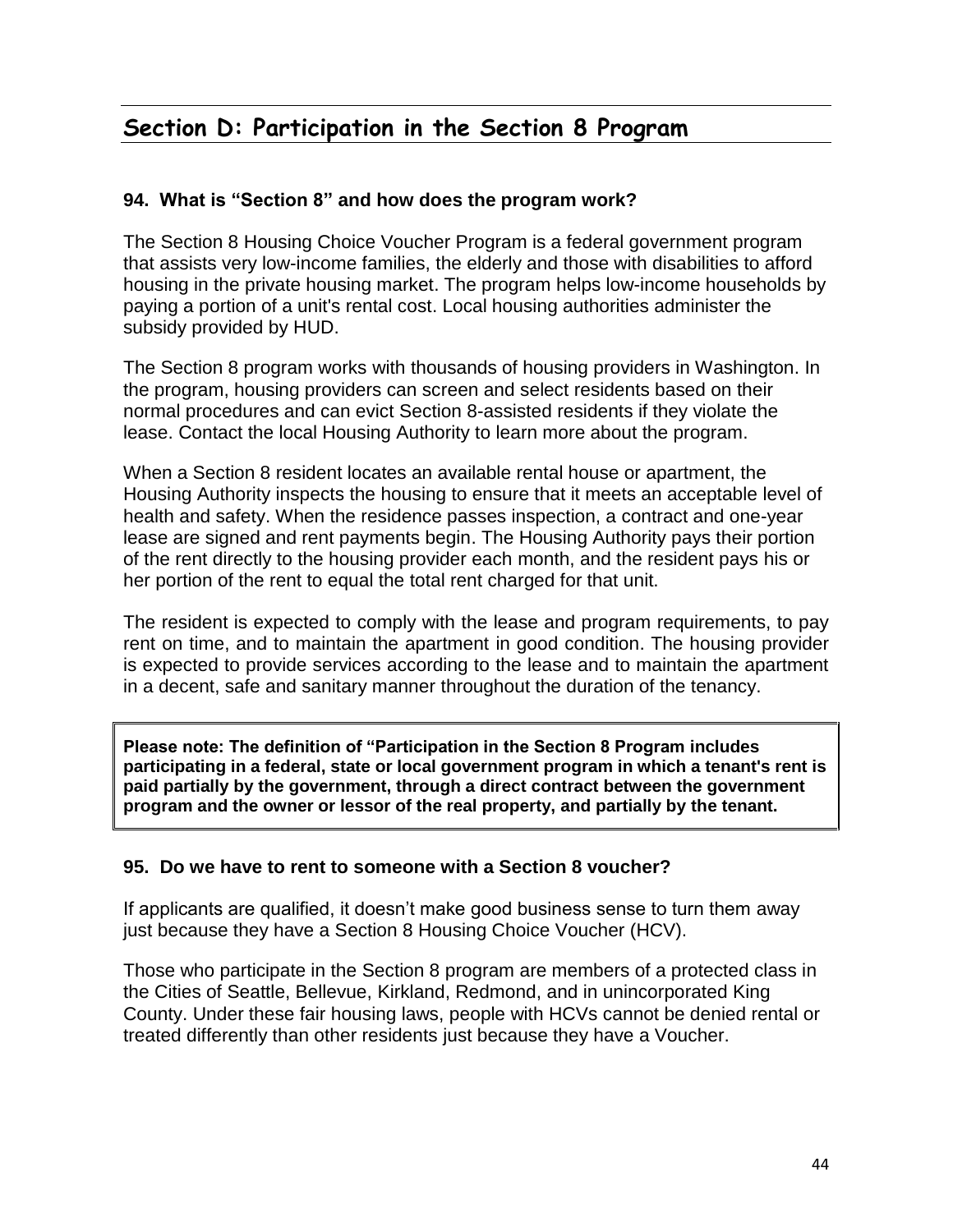## Section D: Participation in the Section 8 Program

### 94. What is "Section 8" and how does the program work?

The Section 8 Housing Choice Voucher Program is a federal government program that assists very low-income families, the elderly and those with disabilities to afford housing in the private housing market. The program helps low-income households by paying a portion of a unit's rental cost. Local housing authorities administer the subsidy provided by HUD.

The Section 8 program works with thousands of housing providers in Washington. In the program, housing providers can screen and select residents based on their normal procedures and can evict Section 8-assisted residents if they violate the lease. Contact the local Housing Authority to learn more about the program.

When a Section 8 resident locates an available rental house or apartment, the Housing Authority inspects the housing to ensure that it meets an acceptable level of health and safety. When the residence passes inspection, a contract and one-year lease are signed and rent payments begin. The Housing Authority pays their portion of the rent directly to the housing provider each month, and the resident pays his or her portion of the rent to equal the total rent charged for that unit.

The resident is expected to comply with the lease and program requirements, to pay rent on time, and to maintain the apartment in good condition. The housing provider is expected to provide services according to the lease and to maintain the apartment in a decent, safe and sanitary manner throughout the duration of the tenancy.

**Please note: The definition of "Participation in the Section 8 Program includes participating in a federal, state or local government program in which a tenant's rent is paid partially by the government, through a direct contract between the government program and the owner or lessor of the real property, and partially by the tenant.**

### 95. Do we have to rent to someone with a Section 8 voucher?

If applicants are qualified, it doesn't make good business sense to turn them away just because they have a Section 8 Housing Choice Voucher (HCV).

Those who participate in the Section 8 program are members of a protected class in the Cities of Seattle, Bellevue, Kirkland, Redmond, and in unincorporated King County. Under these fair housing laws, people with HCVs cannot be denied rental or treated differently than other residents just because they have a Voucher.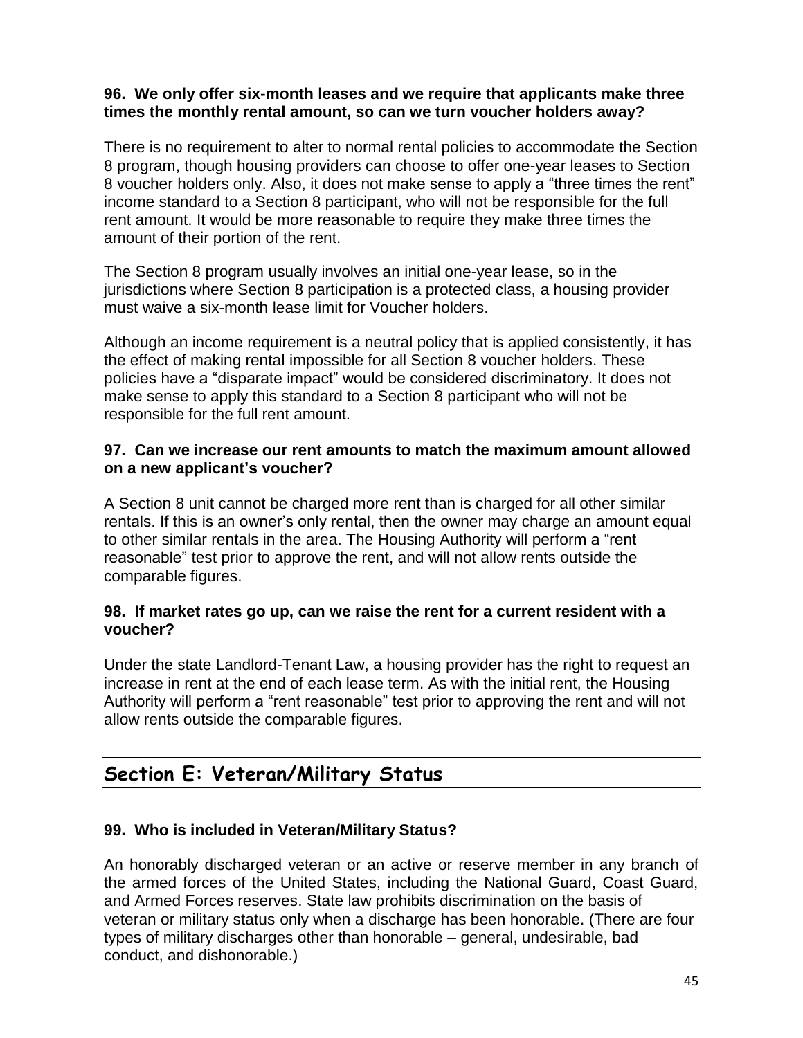**96. We only offer six-month leases and we require that applicants make three times the monthly rental amount, so can we turn voucher holders away?**

There is no requirement to alter to normal rental policies to accommodate the Section 8 program, though housing providers can choose to offer one-year leases to Section 8 voucher holders only. Also, it does not make sense to apply a "three times the rent" income standard to a Section 8 participant, who will not be responsible for the full rent amount. It would be more reasonable to require they make three times the amount of their portion of the rent.

The Section 8 program usually involves an initial one-year lease, so in the jurisdictions where Section 8 participation is a protected class, a housing provider must waive a six-month lease limit for Voucher holders.

Although an income requirement is a neutral policy that is applied consistently, it has the effect of making rental impossible for all Section 8 voucher holders. These policies have a "disparate impact" would be considered discriminatory. It does not make sense to apply this standard to a Section 8 participant who will not be responsible for the full rent amount.

**97. Can we increase our rent amounts to match the maximum amount allowed on a new applicant's voucher?**

A Section 8 unit cannot be charged more rent than is charged for all other similar rentals. If this is an owner's only rental, then the owner may charge an amount equal to other similar rentals in the area. The Housing Authority will perform a "rent reasonable" test prior to approve the rent, and will not allow rents outside the comparable figures.

**98. If market rates go up, can we raise the rent for a current resident with a voucher?**

Under the state Landlord-Tenant Law, a housing provider has the right to request an increase in rent at the end of each lease term. As with the initial rent, the Housing Authority will perform a "rent reasonable" test prior to approving the rent and will not allow rents outside the comparable figures.

## Section E: Veteran/Military Status

**99. Who is included in Veteran/Military Status?**

An honorably discharged veteran or an active or reserve member in any branch of the armed forces of the United States, including the National Guard, Coast Guard, and Armed Forces reserves. State law prohibits discrimination on the basis of veteran or military status only when a discharge has been honorable. (There are four types of military discharges other than honorable – general, undesirable, bad conduct, and dishonorable.)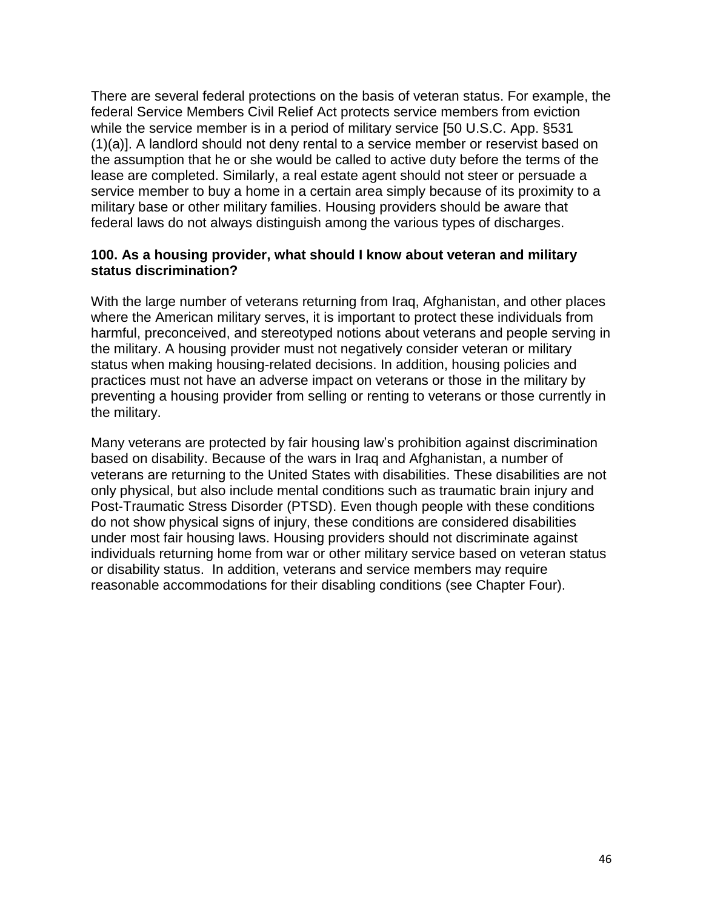There are several federal protections on the basis of veteran status. For example, the federal Service Members Civil Relief Act protects service members from eviction while the service member is in a period of military service [50 U.S.C. App. §531 (1)(a)]. A landlord should not deny rental to a service member or reservist based on the assumption that he or she would be called to active duty before the terms of the lease are completed. Similarly, a real estate agent should not steer or persuade a service member to buy a home in a certain area simply because of its proximity to a military base or other military families. Housing providers should be aware that federal laws do not always distinguish among the various types of discharges.

**100. As a housing provider, what should I know about veteran and military status discrimination?**

With the large number of veterans returning from Iraq, Afghanistan, and other places where the American military serves, it is important to protect these individuals from harmful, preconceived, and stereotyped notions about veterans and people serving in the military. A housing provider must not negatively consider veteran or military status when making housing-related decisions. In addition, housing policies and practices must not have an adverse impact on veterans or those in the military by preventing a housing provider from selling or renting to veterans or those currently in the military.

Many veterans are protected by fair housing law's prohibition against discrimination based on disability. Because of the wars in Iraq and Afghanistan, a number of veterans are returning to the United States with disabilities. These disabilities are not only physical, but also include mental conditions such as traumatic brain injury and Post-Traumatic Stress Disorder (PTSD). Even though people with these conditions do not show physical signs of injury, these conditions are considered disabilities under most fair housing laws. Housing providers should not discriminate against individuals returning home from war or other military service based on veteran status or disability status. In addition, veterans and service members may require reasonable accommodations for their disabling conditions (see Chapter Four).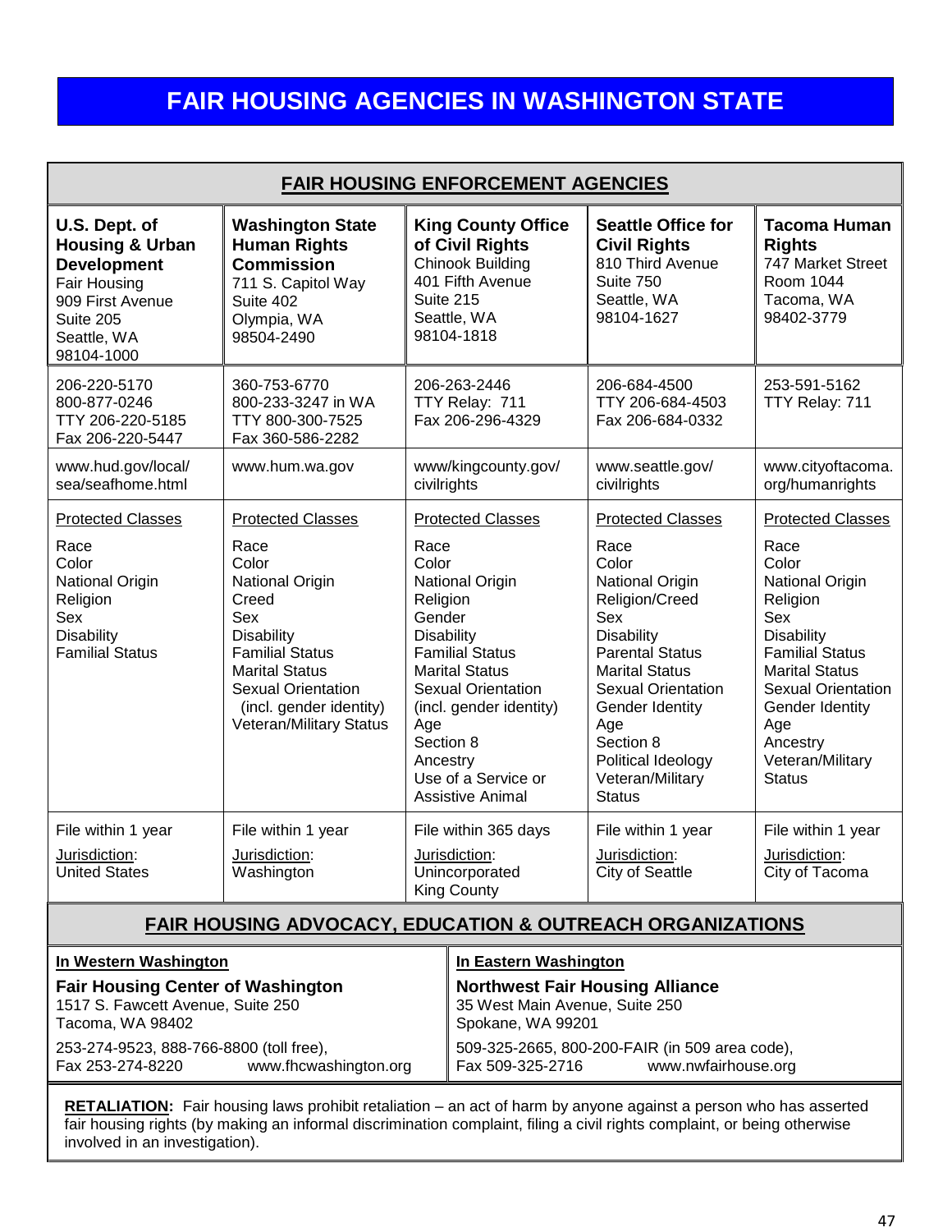# FAIR HOUSING AGENCIES IN WASHINGTON STATE

## FAIR HOUSING ENFORCEMENT AGENCIES

| **U.S. Dept. of Housing & Urban Development** | **Washington State Human Rights Commission** | **King County Office of Civil Rights** | **Seattle Office for Civil Rights** | **Tacoma Human Rights** |
|---|---|---|---|---|
| Fair Housing<br>909 First Avenue<br>Suite 205<br>Seattle, WA<br>98104-1000 | 711 S. Capitol Way<br>Suite 402<br>Olympia, WA<br>98504-2490 | Chinook Building<br>401 Fifth Avenue<br>Suite 215<br>Seattle, WA<br>98104-1818 | 810 Third Avenue<br>Suite 750<br>Seattle, WA<br>98104-1627 | 747 Market Street<br>Room 1044<br>Tacoma, WA<br>98402-3779 |
| 206-220-5170<br>800-877-0246<br>TTY 206-220-5185<br>Fax 206-220-5447 | 360-753-6770<br>800-233-3247 in WA<br>TTY 800-300-7525<br>Fax 360-586-2282 | 206-263-2446<br>TTY Relay: 711<br>Fax 206-296-4329 | 206-684-4500<br>TTY 206-684-4503<br>Fax 206-684-0332 | 253-591-5162<br>TTY Relay: 711 |
| www.hud.gov/local/sea/seafhome.html | www.hum.wa.gov | www/kingcounty.gov/civilrights | www.seattle.gov/civilrights | www.cityoftacoma.org/humanrights |
| Protected Classes<br><br>Race<br>Color<br>National Origin<br>Religion<br>Sex<br>Disability<br>Familial Status | Protected Classes<br><br>Race<br>Color<br>National Origin<br>Creed<br>Sex<br>Disability<br>Familial Status<br>Marital Status<br>Sexual Orientation (incl. gender identity)<br>Veteran/Military Status | Protected Classes<br><br>Race<br>Color<br>National Origin<br>Religion<br>Gender<br>Disability<br>Familial Status<br>Marital Status<br>Sexual Orientation (incl. gender identity)<br>Age<br>Section 8<br>Ancestry<br>Use of a Service or Assistive Animal | Protected Classes<br><br>Race<br>Color<br>National Origin<br>Religion/Creed<br>Sex<br>Disability<br>Parental Status<br>Marital Status<br>Sexual Orientation<br>Gender Identity<br>Age<br>Section 8<br>Political Ideology<br>Veteran/Military Status | Protected Classes<br><br>Race<br>Color<br>National Origin<br>Religion<br>Sex<br>Disability<br>Familial Status<br>Marital Status<br>Sexual Orientation<br>Gender Identity<br>Age<br>Ancestry<br>Veteran/Military Status |
| File within 1 year<br>Jurisdiction:<br>United States | File within 1 year<br>Jurisdiction:<br>Washington | File within 365 days<br>Jurisdiction:<br>Unincorporated King County | File within 1 year<br>Jurisdiction:<br>City of Seattle | File within 1 year<br>Jurisdiction:<br>City of Tacoma |

## FAIR HOUSING ADVOCACY, EDUCATION & OUTREACH ORGANIZATIONS

| In Western Washington | In Eastern Washington |
|---|---|
| **Fair Housing Center of Washington**<br>1517 S. Fawcett Avenue, Suite 250<br>Tacoma, WA 98402<br>253-274-9523, 888-766-8800 (toll free),<br>Fax 253-274-8220 www.fhcwashington.org | **Northwest Fair Housing Alliance**<br>35 West Main Avenue, Suite 250<br>Spokane, WA 99201<br>509-325-2665, 800-200-FAIR (in 509 area code),<br>Fax 509-325-2716 www.nwfairhouse.org |

**RETALIATION:** Fair housing laws prohibit retaliation – an act of harm by anyone against a person who has asserted fair housing rights (by making an informal discrimination complaint, filing a civil rights complaint, or being otherwise involved in an investigation).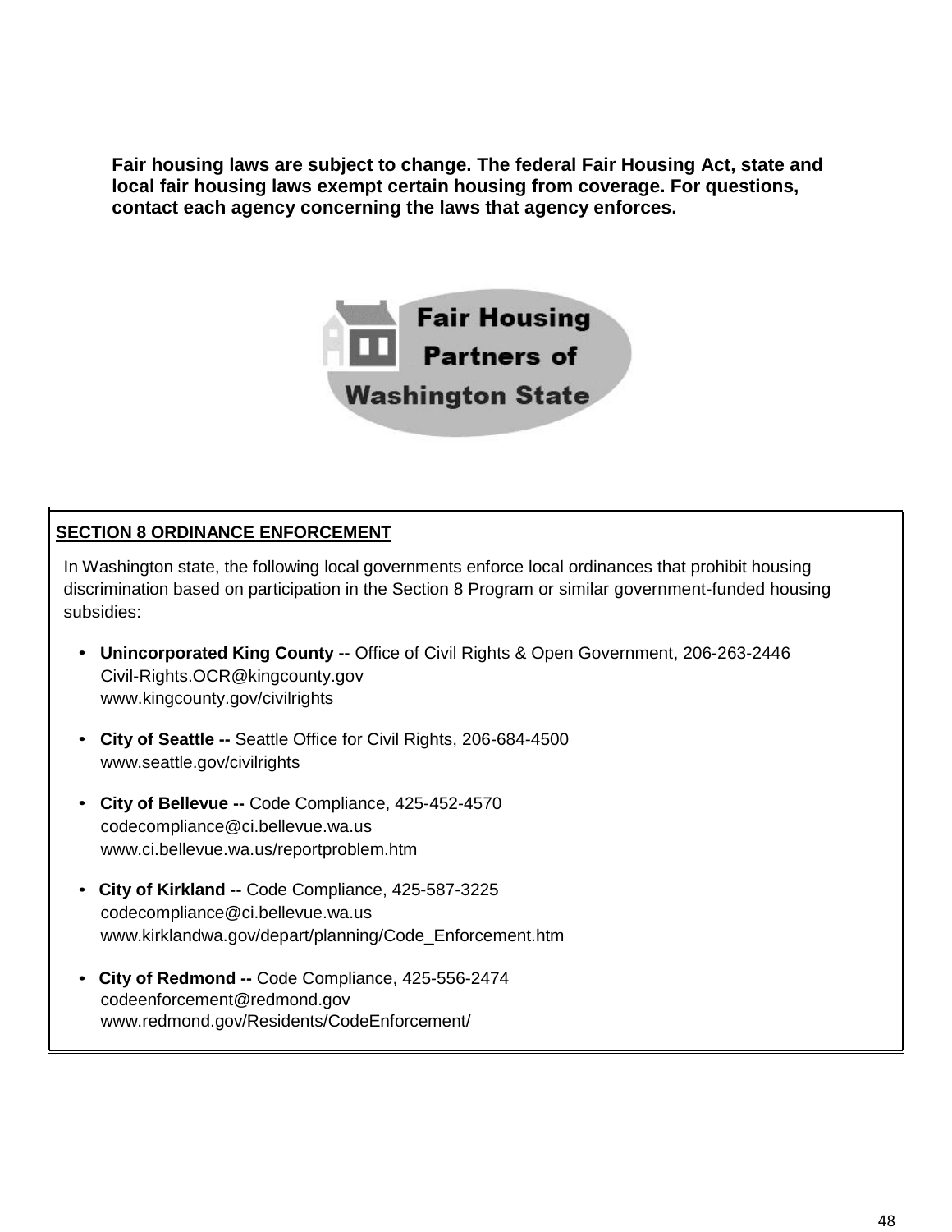**Fair housing laws are subject to change. The federal Fair Housing Act, state and local fair housing laws exempt certain housing from coverage. For questions, contact each agency concerning the laws that agency enforces.**

**Fair Housing Partners of Washington State**

## SECTION 8 ORDINANCE ENFORCEMENT

In Washington state, the following local governments enforce local ordinances that prohibit housing discrimination based on participation in the Section 8 Program or similar government-funded housing subsidies:

- **Unincorporated King County --** Office of Civil Rights & Open Government, 206-263-2446
  Civil-Rights.OCR@kingcounty.gov
  www.kingcounty.gov/civilrights

- **City of Seattle --** Seattle Office for Civil Rights, 206-684-4500
  www.seattle.gov/civilrights

- **City of Bellevue --** Code Compliance, 425-452-4570
  codecompliance@ci.bellevue.wa.us
  www.ci.bellevue.wa.us/reportproblem.htm

- **City of Kirkland --** Code Compliance, 425-587-3225
  codecompliance@ci.bellevue.wa.us
  www.kirklandwa.gov/depart/planning/Code_Enforcement.htm

- **City of Redmond --** Code Compliance, 425-556-2474
  codeenforcement@redmond.gov
  www.redmond.gov/Residents/CodeEnforcement/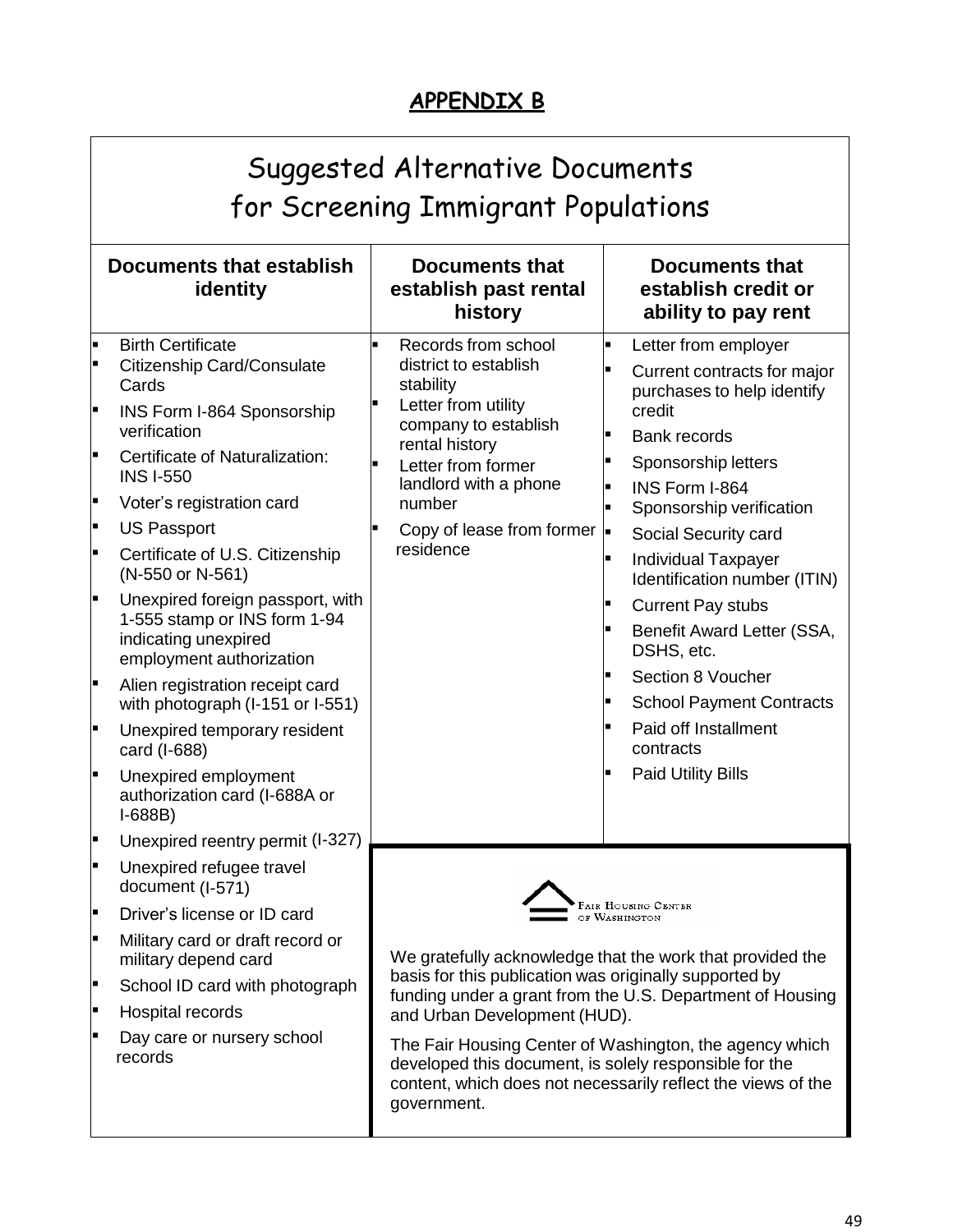## APPENDIX B

# Suggested Alternative Documents for Screening Immigrant Populations

| Documents that establish identity | Documents that establish past rental history | Documents that establish credit or ability to pay rent |
|---|---|---|
| • Birth Certificate<br>• Citizenship Card/Consulate Cards<br>• INS Form I-864 Sponsorship verification<br>• Certificate of Naturalization: INS I-550<br>• Voter's registration card<br>• US Passport<br>• Certificate of U.S. Citizenship (N-550 or N-561)<br>• Unexpired foreign passport, with 1-555 stamp or INS form 1-94 indicating unexpired employment authorization<br>• Alien registration receipt card with photograph (I-151 or I-551)<br>• Unexpired temporary resident card (I-688)<br>• Unexpired employment authorization card (I-688A or I-688B)<br>• Unexpired reentry permit (I-327)<br>• Unexpired refugee travel document (I-571)<br>• Driver's license or ID card<br>• Military card or draft record or military depend card<br>• School ID card with photograph<br>• Hospital records<br>• Day care or nursery school records | • Records from school district to establish stability<br>• Letter from utility company to establish rental history<br>• Letter from former landlord with a phone number<br>• Copy of lease from former residence | • Letter from employer<br>• Current contracts for major purchases to help identify credit<br>• Bank records<br>• Sponsorship letters<br>• INS Form I-864<br>• Sponsorship verification<br>• Social Security card<br>• Individual Taxpayer Identification number (ITIN)<br>• Current Pay stubs<br>• Benefit Award Letter (SSA, DSHS, etc.<br>• Section 8 Voucher<br>• School Payment Contracts<br>• Paid off Installment contracts<br>• Paid Utility Bills |

Fair Housing Center of Washington

We gratefully acknowledge that the work that provided the basis for this publication was originally supported by funding under a grant from the U.S. Department of Housing and Urban Development (HUD).

The Fair Housing Center of Washington, the agency which developed this document, is solely responsible for the content, which does not necessarily reflect the views of the government.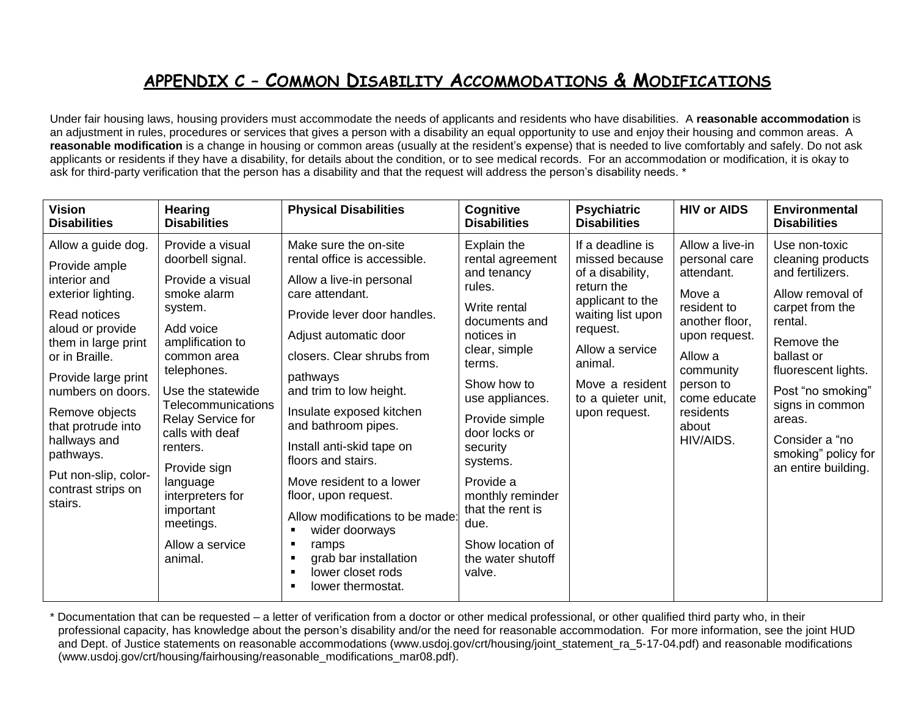## APPENDIX C – COMMON DISABILITY ACCOMMODATIONS & MODIFICATIONS

Under fair housing laws, housing providers must accommodate the needs of applicants and residents who have disabilities. A **reasonable accommodation** is an adjustment in rules, procedures or services that gives a person with a disability an equal opportunity to use and enjoy their housing and common areas. A **reasonable modification** is a change in housing or common areas (usually at the resident's expense) that is needed to live comfortably and safely. Do not ask applicants or residents if they have a disability, for details about the condition, or to see medical records. For an accommodation or modification, it is okay to ask for third-party verification that the person has a disability and that the request will address the person's disability needs. *

| Vision Disabilities | Hearing Disabilities | Physical Disabilities | Cognitive Disabilities | Psychiatric Disabilities | HIV or AIDS | Environmental Disabilities |
|---|---|---|---|---|---|---|
| Allow a guide dog.<br><br>Provide ample interior and exterior lighting.<br><br>Read notices aloud or provide them in large print or in Braille.<br><br>Provide large print numbers on doors.<br><br>Remove objects that protrude into hallways and pathways.<br><br>Put non-slip, color-contrast strips on stairs. | Provide a visual doorbell signal.<br><br>Provide a visual smoke alarm system.<br><br>Add voice amplification to common area telephones.<br><br>Use the statewide Telecommunications Relay Service for calls with deaf renters.<br><br>Provide sign language interpreters for important meetings.<br><br>Allow a service animal. | Make sure the on-site rental office is accessible.<br><br>Allow a live-in personal care attendant.<br><br>Provide lever door handles.<br><br>Adjust automatic door closers. Clear shrubs from pathways and trim to low height.<br><br>Insulate exposed kitchen and bathroom pipes.<br><br>Install anti-skid tape on floors and stairs.<br><br>Move resident to a lower floor, upon request.<br><br>Allow modifications to be made:<br>▪ wider doorways<br>▪ ramps<br>▪ grab bar installation<br>▪ lower closet rods<br>▪ lower thermostat. | Explain the rental agreement and tenancy rules.<br><br>Write rental documents and notices in clear, simple terms.<br><br>Show how to use appliances.<br><br>Provide simple door locks or security systems.<br><br>Provide a monthly reminder that the rent is due.<br><br>Show location of the water shutoff valve. | If a deadline is missed because of a disability, return the applicant to the waiting list upon request.<br><br>Allow a service animal.<br><br>Move a resident to a quieter unit, upon request. | Allow a live-in personal care attendant.<br><br>Move a resident to another floor, upon request.<br><br>Allow a community person to come educate residents about HIV/AIDS. | Use non-toxic cleaning products and fertilizers.<br><br>Allow removal of carpet from the rental.<br><br>Remove the ballast or fluorescent lights.<br><br>Post "no smoking" signs in common areas.<br><br>Consider a "no smoking" policy for an entire building. |

* Documentation that can be requested – a letter of verification from a doctor or other medical professional, or other qualified third party who, in their professional capacity, has knowledge about the person's disability and/or the need for reasonable accommodation. For more information, see the joint HUD and Dept. of Justice statements on reasonable accommodations (www.usdoj.gov/crt/housing/joint_statement_ra_5-17-04.pdf) and reasonable modifications (www.usdoj.gov/crt/housing/fairhousing/reasonable_modifications_mar08.pdf).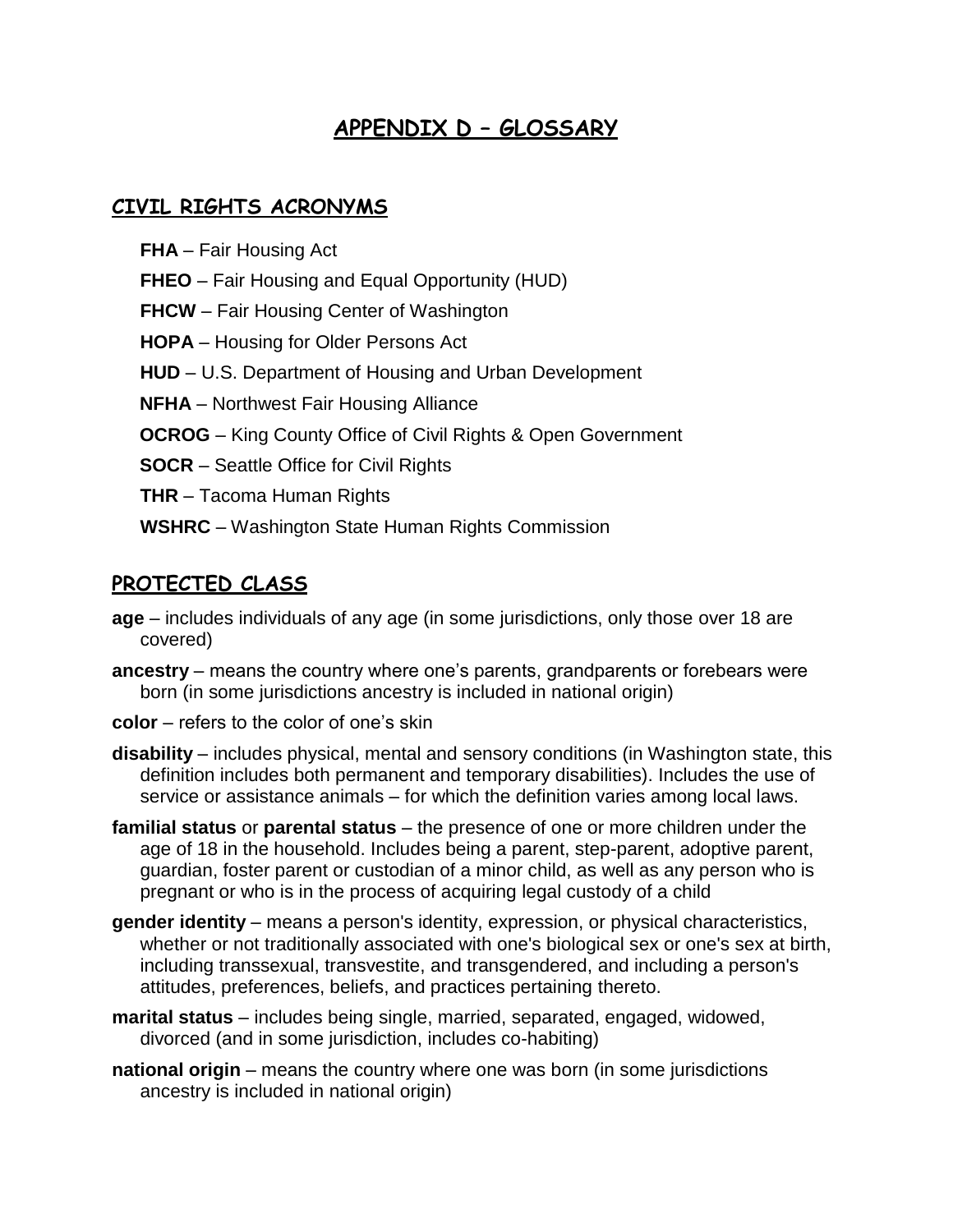# APPENDIX D – GLOSSARY

## CIVIL RIGHTS ACRONYMS

**FHA** – Fair Housing Act

**FHEO** – Fair Housing and Equal Opportunity (HUD)

**FHCW** – Fair Housing Center of Washington

**HOPA** – Housing for Older Persons Act

**HUD** – U.S. Department of Housing and Urban Development

**NFHA** – Northwest Fair Housing Alliance

**OCROG** – King County Office of Civil Rights & Open Government

**SOCR** – Seattle Office for Civil Rights

**THR** – Tacoma Human Rights

**WSHRC** – Washington State Human Rights Commission

## PROTECTED CLASS

**age** – includes individuals of any age (in some jurisdictions, only those over 18 are covered)

**ancestry** – means the country where one's parents, grandparents or forebears were born (in some jurisdictions ancestry is included in national origin)

**color** – refers to the color of one's skin

**disability** – includes physical, mental and sensory conditions (in Washington state, this definition includes both permanent and temporary disabilities). Includes the use of service or assistance animals – for which the definition varies among local laws.

**familial status** or **parental status** – the presence of one or more children under the age of 18 in the household. Includes being a parent, step-parent, adoptive parent, guardian, foster parent or custodian of a minor child, as well as any person who is pregnant or who is in the process of acquiring legal custody of a child

**gender identity** – means a person's identity, expression, or physical characteristics, whether or not traditionally associated with one's biological sex or one's sex at birth, including transsexual, transvestite, and transgendered, and including a person's attitudes, preferences, beliefs, and practices pertaining thereto.

**marital status** – includes being single, married, separated, engaged, widowed, divorced (and in some jurisdiction, includes co-habiting)

**national origin** – means the country where one was born (in some jurisdictions ancestry is included in national origin)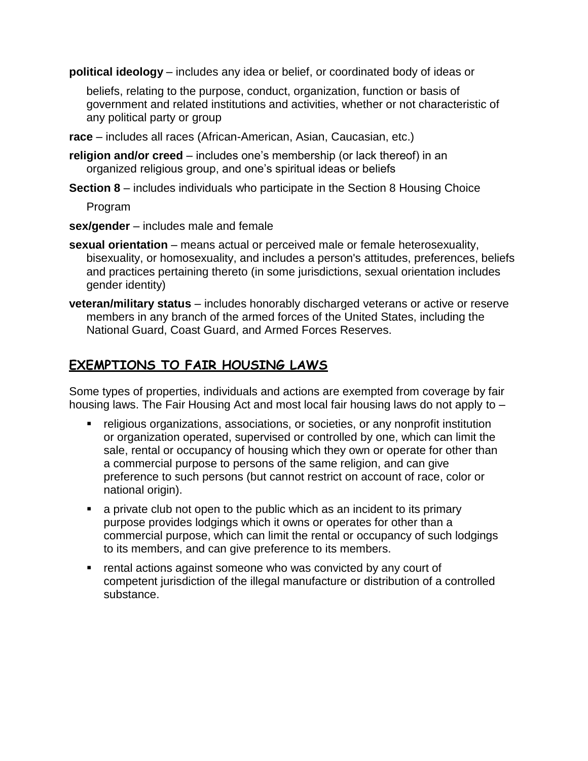**political ideology** – includes any idea or belief, or coordinated body of ideas or beliefs, relating to the purpose, conduct, organization, function or basis of government and related institutions and activities, whether or not characteristic of any political party or group

**race** – includes all races (African-American, Asian, Caucasian, etc.)

**religion and/or creed** – includes one's membership (or lack thereof) in an organized religious group, and one's spiritual ideas or beliefs

**Section 8** – includes individuals who participate in the Section 8 Housing Choice Program

**sex/gender** – includes male and female

**sexual orientation** – means actual or perceived male or female heterosexuality, bisexuality, or homosexuality, and includes a person's attitudes, preferences, beliefs and practices pertaining thereto (in some jurisdictions, sexual orientation includes gender identity)

**veteran/military status** – includes honorably discharged veterans or active or reserve members in any branch of the armed forces of the United States, including the National Guard, Coast Guard, and Armed Forces Reserves.

## EXEMPTIONS TO FAIR HOUSING LAWS

Some types of properties, individuals and actions are exempted from coverage by fair housing laws. The Fair Housing Act and most local fair housing laws do not apply to –

- religious organizations, associations, or societies, or any nonprofit institution or organization operated, supervised or controlled by one, which can limit the sale, rental or occupancy of housing which they own or operate for other than a commercial purpose to persons of the same religion, and can give preference to such persons (but cannot restrict on account of race, color or national origin).
- a private club not open to the public which as an incident to its primary purpose provides lodgings which it owns or operates for other than a commercial purpose, which can limit the rental or occupancy of such lodgings to its members, and can give preference to its members.
- rental actions against someone who was convicted by any court of competent jurisdiction of the illegal manufacture or distribution of a controlled substance.